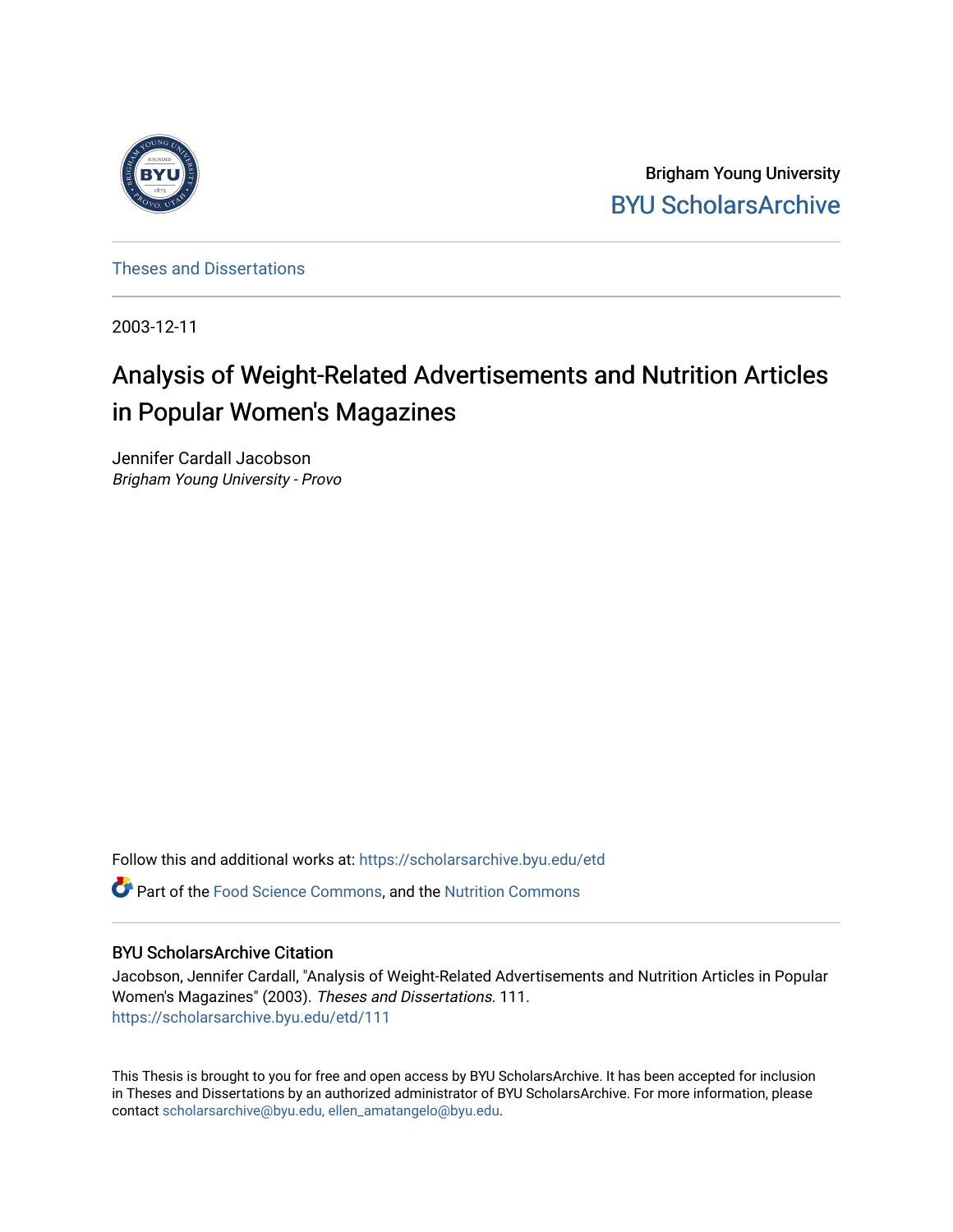Brigham Young University

BYU ScholarsArchive

Theses and Dissertations

2003-12-11

# Analysis of Weight-Related Advertisements and Nutrition Articles in Popular Women's Magazines

Jennifer Cardall Jacobson
*Brigham Young University - Provo*

Follow this and additional works at: https://scholarsarchive.byu.edu/etd

Part of the Food Science Commons, and the Nutrition Commons

## BYU ScholarsArchive Citation

Jacobson, Jennifer Cardall, "Analysis of Weight-Related Advertisements and Nutrition Articles in Popular Women's Magazines" (2003). *Theses and Dissertations*. 111.
https://scholarsarchive.byu.edu/etd/111

This Thesis is brought to you for free and open access by BYU ScholarsArchive. It has been accepted for inclusion in Theses and Dissertations by an authorized administrator of BYU ScholarsArchive. For more information, please contact scholarsarchive@byu.edu, ellen_amatangelo@byu.edu.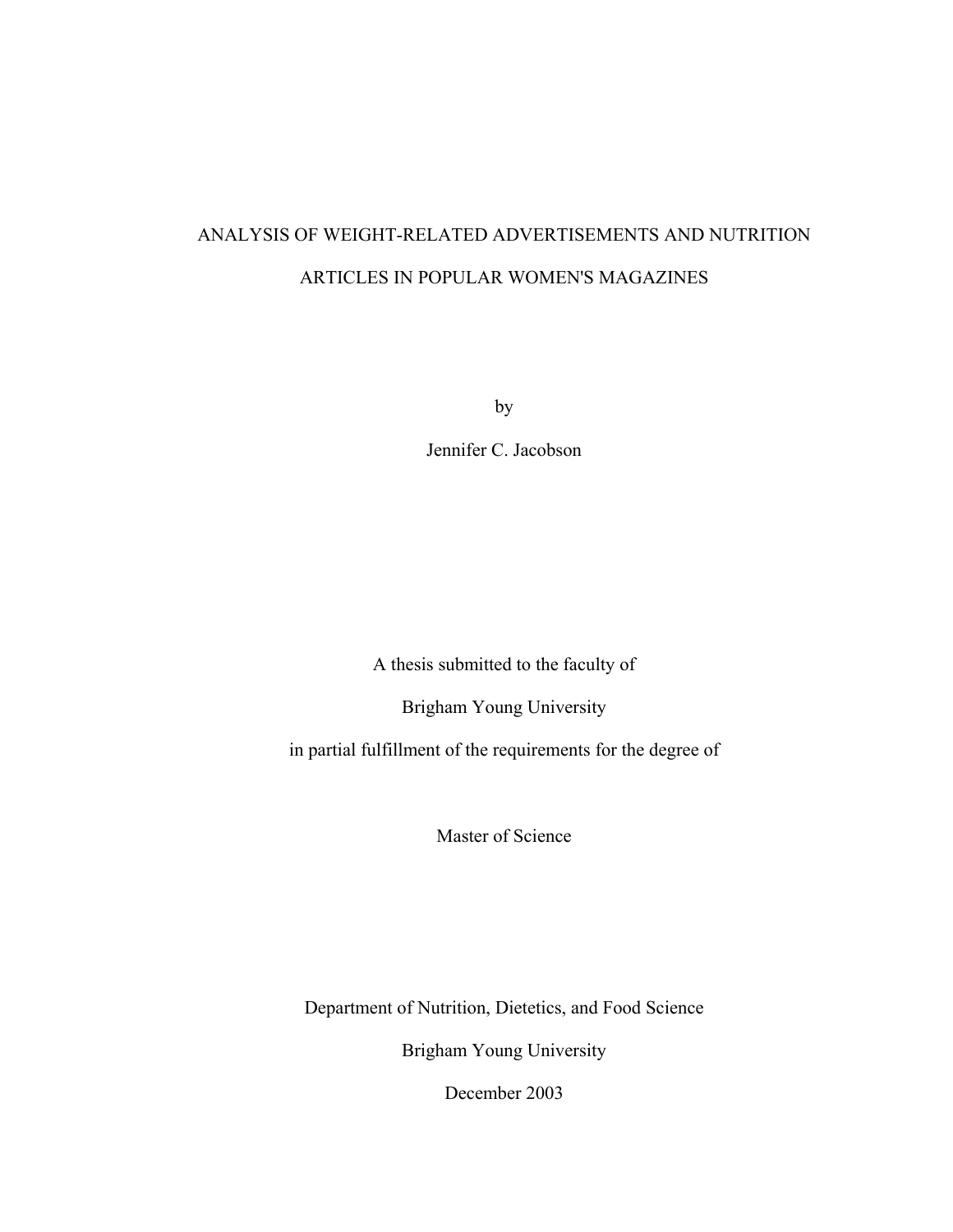# ANALYSIS OF WEIGHT-RELATED ADVERTISEMENTS AND NUTRITION ARTICLES IN POPULAR WOMEN'S MAGAZINES

by

Jennifer C. Jacobson

A thesis submitted to the faculty of

Brigham Young University

in partial fulfillment of the requirements for the degree of

Master of Science

Department of Nutrition, Dietetics, and Food Science

Brigham Young University

December 2003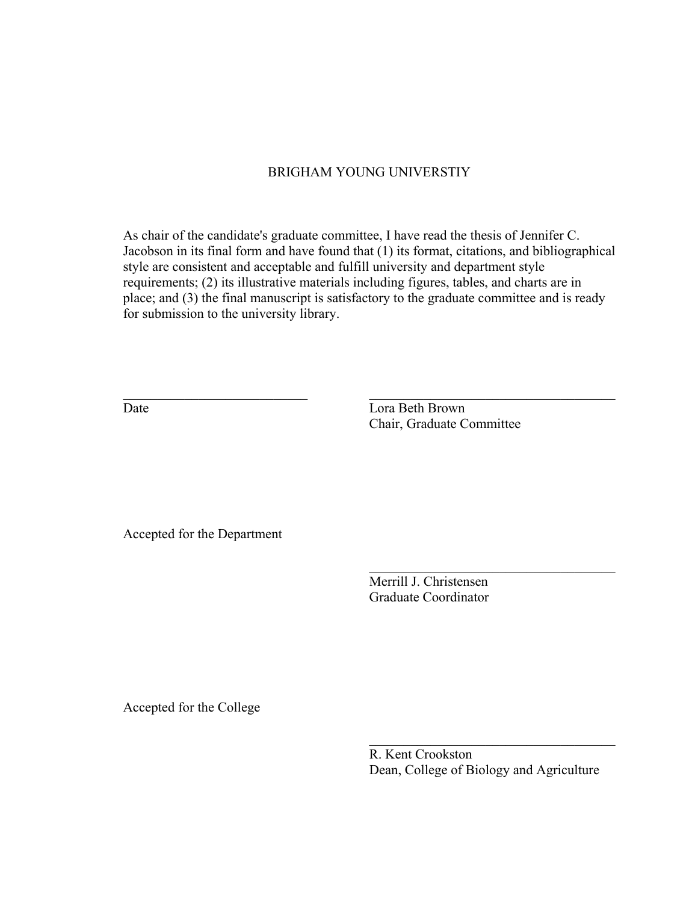BRIGHAM YOUNG UNIVERSTIY

As chair of the candidate's graduate committee, I have read the thesis of Jennifer C. Jacobson in its final form and have found that (1) its format, citations, and bibliographical style are consistent and acceptable and fulfill university and department style requirements; (2) its illustrative materials including figures, tables, and charts are in place; and (3) the final manuscript is satisfactory to the graduate committee and is ready for submission to the university library.

___________________________ Date

___________________________ Lora Beth Brown
Chair, Graduate Committee

Accepted for the Department

___________________________ Merrill J. Christensen
Graduate Coordinator

Accepted for the College

___________________________ R. Kent Crookston
Dean, College of Biology and Agriculture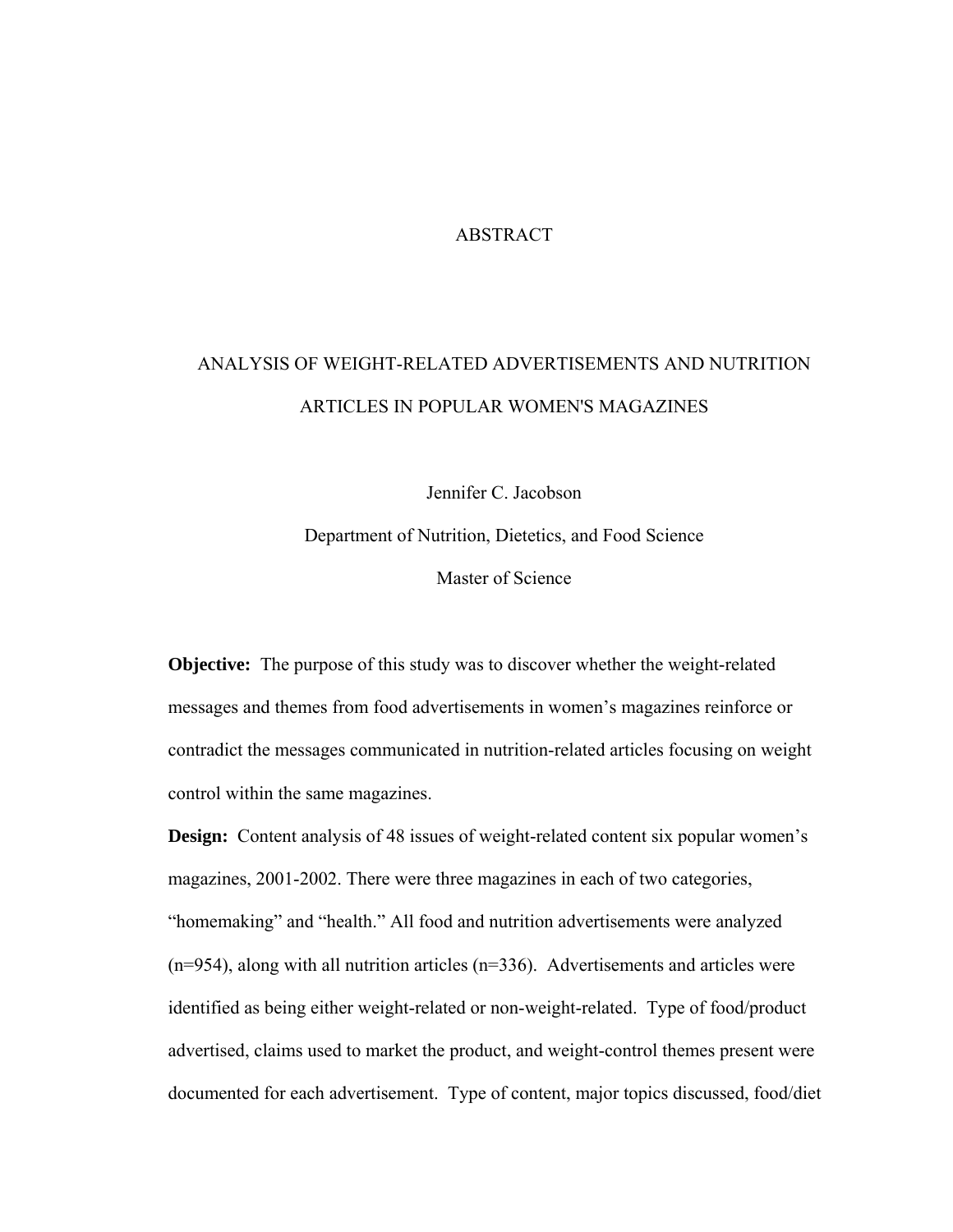# ABSTRACT

## ANALYSIS OF WEIGHT-RELATED ADVERTISEMENTS AND NUTRITION ARTICLES IN POPULAR WOMEN'S MAGAZINES

Jennifer C. Jacobson

Department of Nutrition, Dietetics, and Food Science

Master of Science

**Objective:** The purpose of this study was to discover whether the weight-related messages and themes from food advertisements in women's magazines reinforce or contradict the messages communicated in nutrition-related articles focusing on weight control within the same magazines.

**Design:** Content analysis of 48 issues of weight-related content six popular women's magazines, 2001-2002. There were three magazines in each of two categories, "homemaking" and "health." All food and nutrition advertisements were analyzed (n=954), along with all nutrition articles (n=336). Advertisements and articles were identified as being either weight-related or non-weight-related. Type of food/product advertised, claims used to market the product, and weight-control themes present were documented for each advertisement. Type of content, major topics discussed, food/diet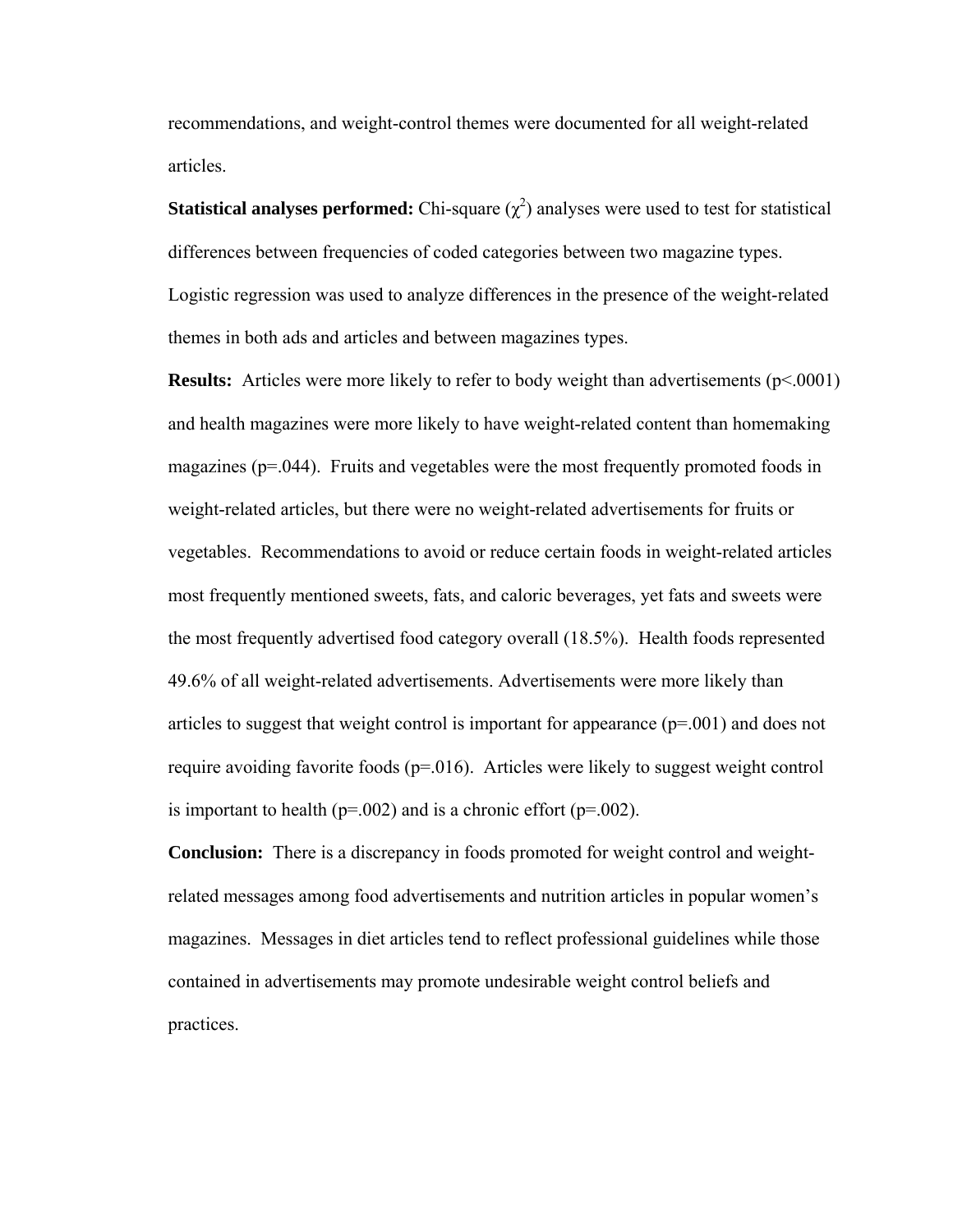recommendations, and weight-control themes were documented for all weight-related articles.

**Statistical analyses performed:** Chi-square ($\chi^2$) analyses were used to test for statistical differences between frequencies of coded categories between two magazine types. Logistic regression was used to analyze differences in the presence of the weight-related themes in both ads and articles and between magazines types.

**Results:** Articles were more likely to refer to body weight than advertisements ($p<.0001$) and health magazines were more likely to have weight-related content than homemaking magazines ($p=.044$). Fruits and vegetables were the most frequently promoted foods in weight-related articles, but there were no weight-related advertisements for fruits or vegetables. Recommendations to avoid or reduce certain foods in weight-related articles most frequently mentioned sweets, fats, and caloric beverages, yet fats and sweets were the most frequently advertised food category overall (18.5%). Health foods represented 49.6% of all weight-related advertisements. Advertisements were more likely than articles to suggest that weight control is important for appearance ($p=.001$) and does not require avoiding favorite foods ($p=.016$). Articles were likely to suggest weight control is important to health ($p=.002$) and is a chronic effort ($p=.002$).

**Conclusion:** There is a discrepancy in foods promoted for weight control and weight-related messages among food advertisements and nutrition articles in popular women's magazines. Messages in diet articles tend to reflect professional guidelines while those contained in advertisements may promote undesirable weight control beliefs and practices.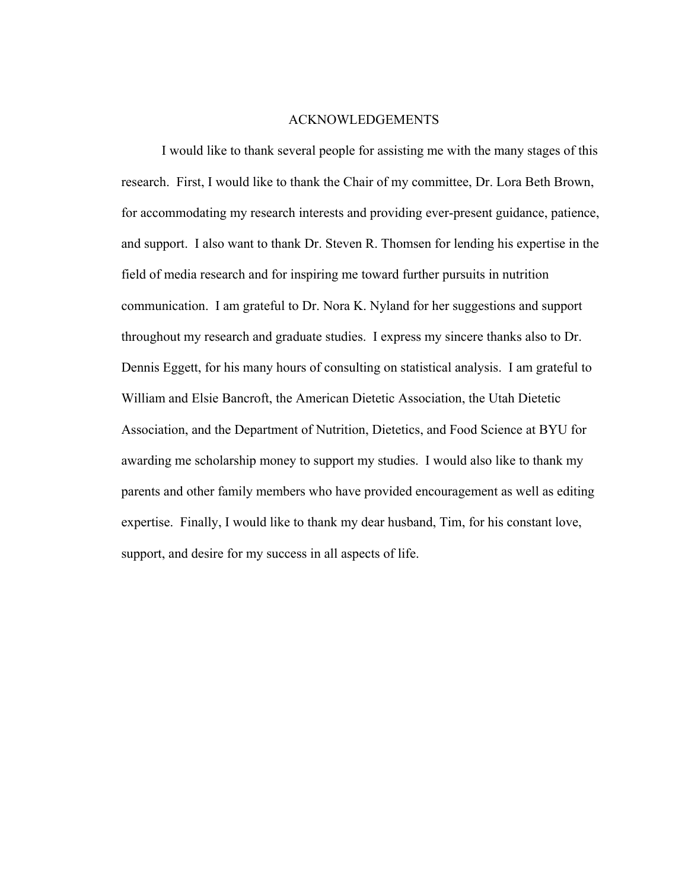# ACKNOWLEDGEMENTS

I would like to thank several people for assisting me with the many stages of this research. First, I would like to thank the Chair of my committee, Dr. Lora Beth Brown, for accommodating my research interests and providing ever-present guidance, patience, and support. I also want to thank Dr. Steven R. Thomsen for lending his expertise in the field of media research and for inspiring me toward further pursuits in nutrition communication. I am grateful to Dr. Nora K. Nyland for her suggestions and support throughout my research and graduate studies. I express my sincere thanks also to Dr. Dennis Eggett, for his many hours of consulting on statistical analysis. I am grateful to William and Elsie Bancroft, the American Dietetic Association, the Utah Dietetic Association, and the Department of Nutrition, Dietetics, and Food Science at BYU for awarding me scholarship money to support my studies. I would also like to thank my parents and other family members who have provided encouragement as well as editing expertise. Finally, I would like to thank my dear husband, Tim, for his constant love, support, and desire for my success in all aspects of life.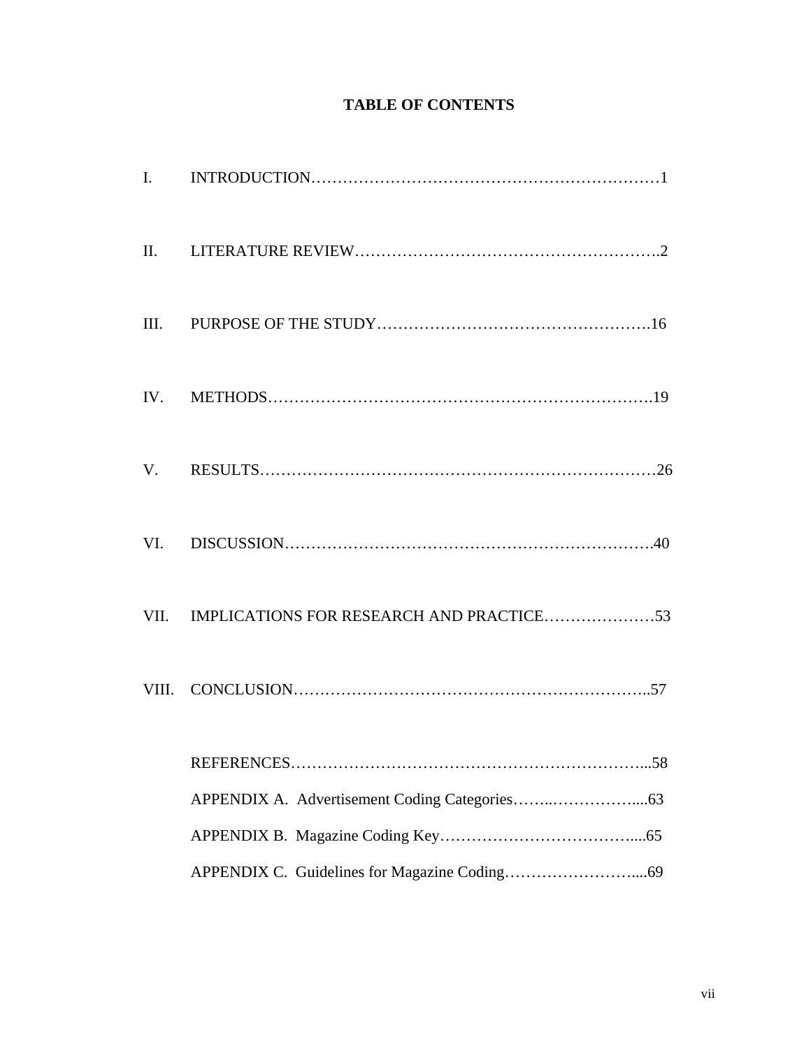# TABLE OF CONTENTS

I. INTRODUCTION……………………………………………………………1

II. LITERATURE REVIEW………………………………………………….2

III. PURPOSE OF THE STUDY…………………………………………….16

IV. METHODS…………………………………………………………….19

V. RESULTS………………………………………………………………26

VI. DISCUSSION………………………………………………………….40

VII. IMPLICATIONS FOR RESEARCH AND PRACTICE…………………53

VIII. CONCLUSION………………………………………………………..57

REFERENCES………………………………………………………...58

APPENDIX A. Advertisement Coding Categories……..…………….....63

APPENDIX B. Magazine Coding Key……………………………….....65

APPENDIX C. Guidelines for Magazine Coding…………………….....69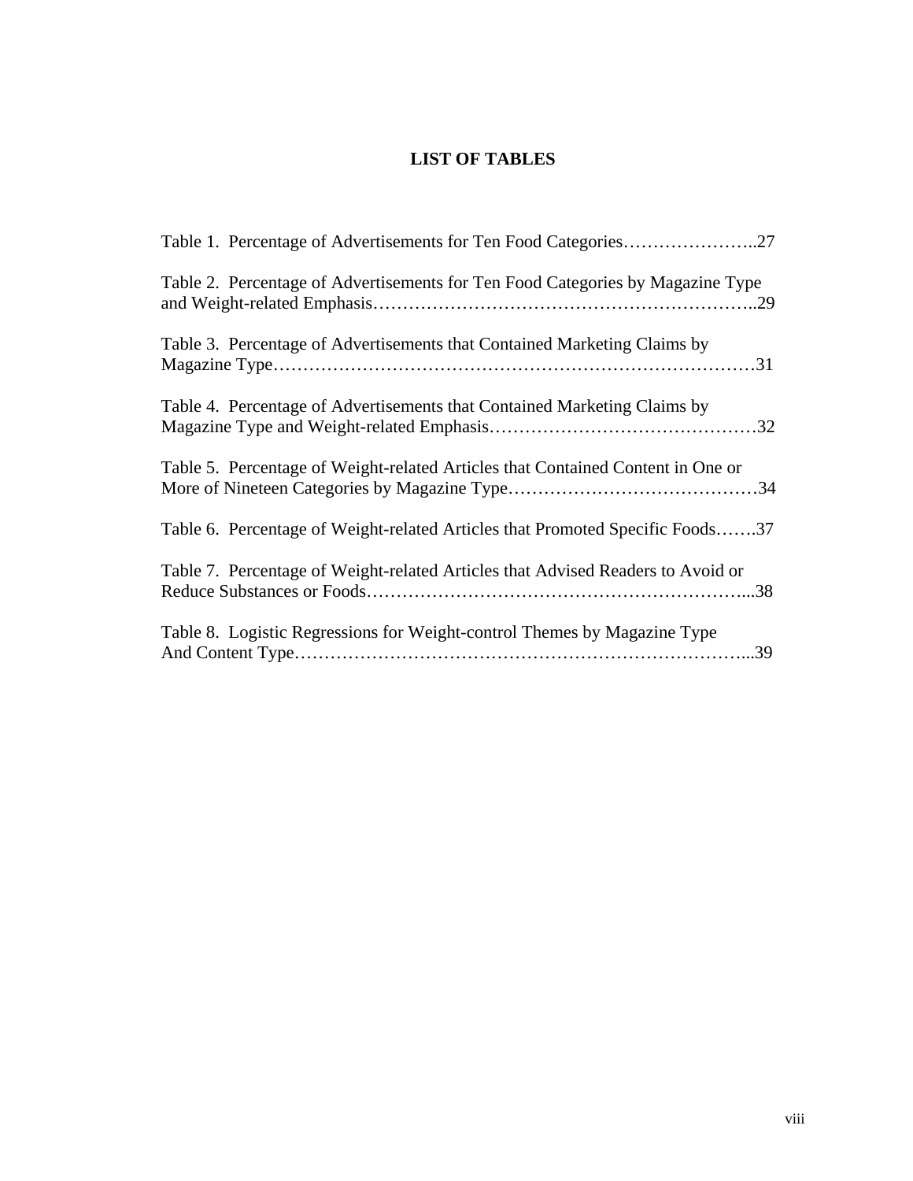# LIST OF TABLES

Table 1. Percentage of Advertisements for Ten Food Categories…………………..27

Table 2. Percentage of Advertisements for Ten Food Categories by Magazine Type and Weight-related Emphasis……………………………………………………..29

Table 3. Percentage of Advertisements that Contained Marketing Claims by Magazine Type……………………………………………………………………31

Table 4. Percentage of Advertisements that Contained Marketing Claims by Magazine Type and Weight-related Emphasis………………………………………32

Table 5. Percentage of Weight-related Articles that Contained Content in One or More of Nineteen Categories by Magazine Type……………………………………34

Table 6. Percentage of Weight-related Articles that Promoted Specific Foods…….37

Table 7. Percentage of Weight-related Articles that Advised Readers to Avoid or Reduce Substances or Foods…………………………………………………...38

Table 8. Logistic Regressions for Weight-control Themes by Magazine Type And Content Type…………………………………………………………...39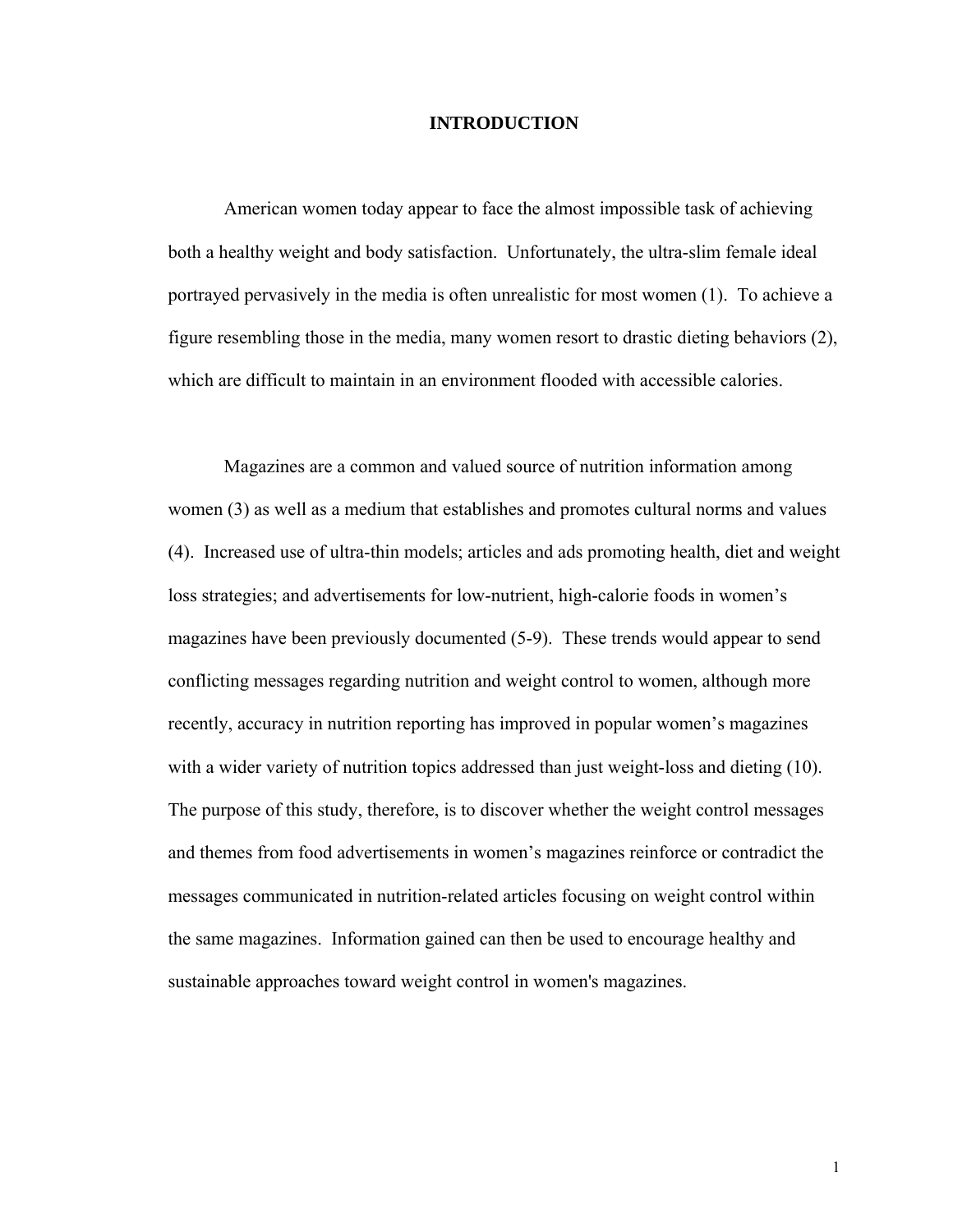# INTRODUCTION

American women today appear to face the almost impossible task of achieving both a healthy weight and body satisfaction. Unfortunately, the ultra-slim female ideal portrayed pervasively in the media is often unrealistic for most women (1). To achieve a figure resembling those in the media, many women resort to drastic dieting behaviors (2), which are difficult to maintain in an environment flooded with accessible calories.

Magazines are a common and valued source of nutrition information among women (3) as well as a medium that establishes and promotes cultural norms and values (4). Increased use of ultra-thin models; articles and ads promoting health, diet and weight loss strategies; and advertisements for low-nutrient, high-calorie foods in women's magazines have been previously documented (5-9). These trends would appear to send conflicting messages regarding nutrition and weight control to women, although more recently, accuracy in nutrition reporting has improved in popular women's magazines with a wider variety of nutrition topics addressed than just weight-loss and dieting (10). The purpose of this study, therefore, is to discover whether the weight control messages and themes from food advertisements in women's magazines reinforce or contradict the messages communicated in nutrition-related articles focusing on weight control within the same magazines. Information gained can then be used to encourage healthy and sustainable approaches toward weight control in women's magazines.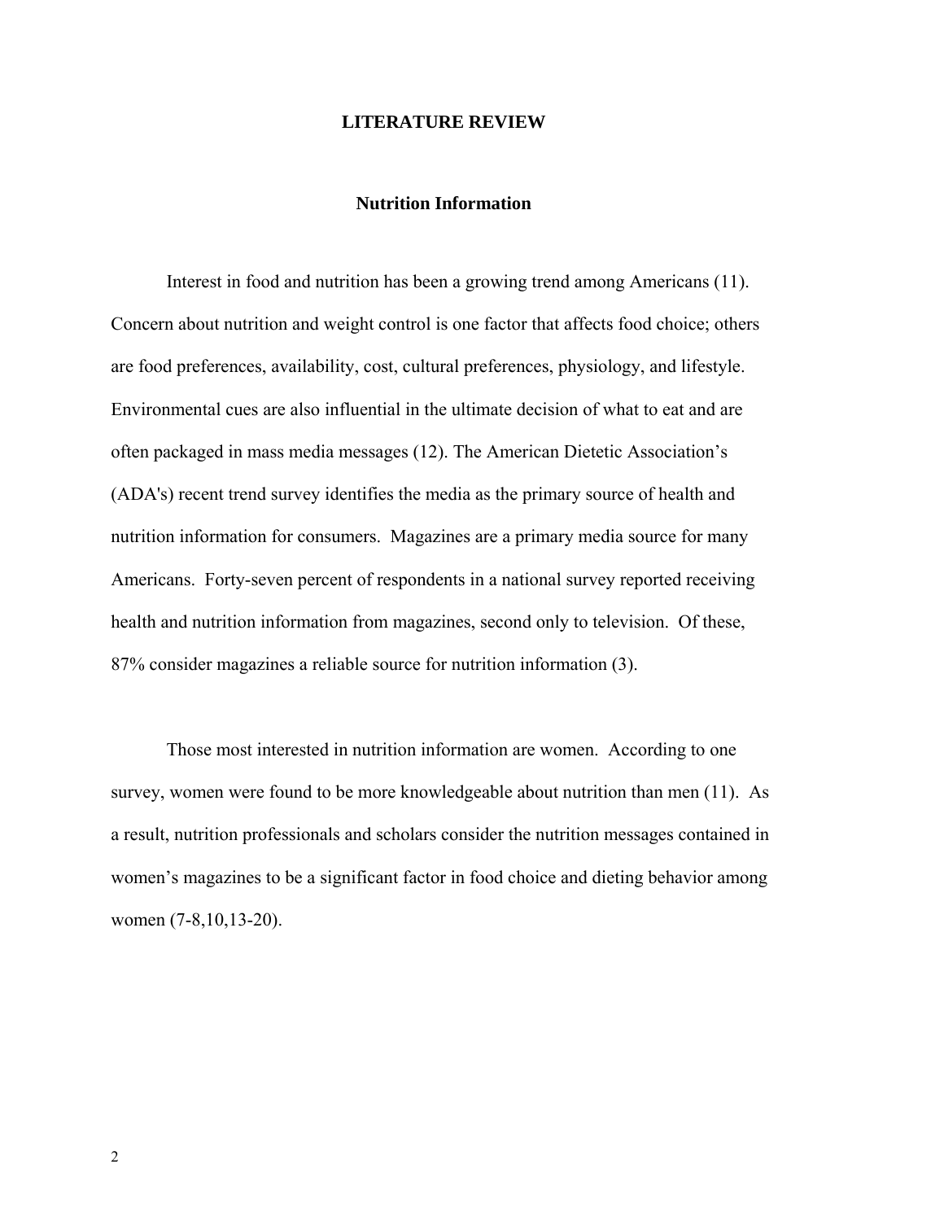# LITERATURE REVIEW

## Nutrition Information

Interest in food and nutrition has been a growing trend among Americans (11). Concern about nutrition and weight control is one factor that affects food choice; others are food preferences, availability, cost, cultural preferences, physiology, and lifestyle. Environmental cues are also influential in the ultimate decision of what to eat and are often packaged in mass media messages (12). The American Dietetic Association's (ADA's) recent trend survey identifies the media as the primary source of health and nutrition information for consumers. Magazines are a primary media source for many Americans. Forty-seven percent of respondents in a national survey reported receiving health and nutrition information from magazines, second only to television. Of these, 87% consider magazines a reliable source for nutrition information (3).

Those most interested in nutrition information are women. According to one survey, women were found to be more knowledgeable about nutrition than men (11). As a result, nutrition professionals and scholars consider the nutrition messages contained in women's magazines to be a significant factor in food choice and dieting behavior among women (7-8,10,13-20).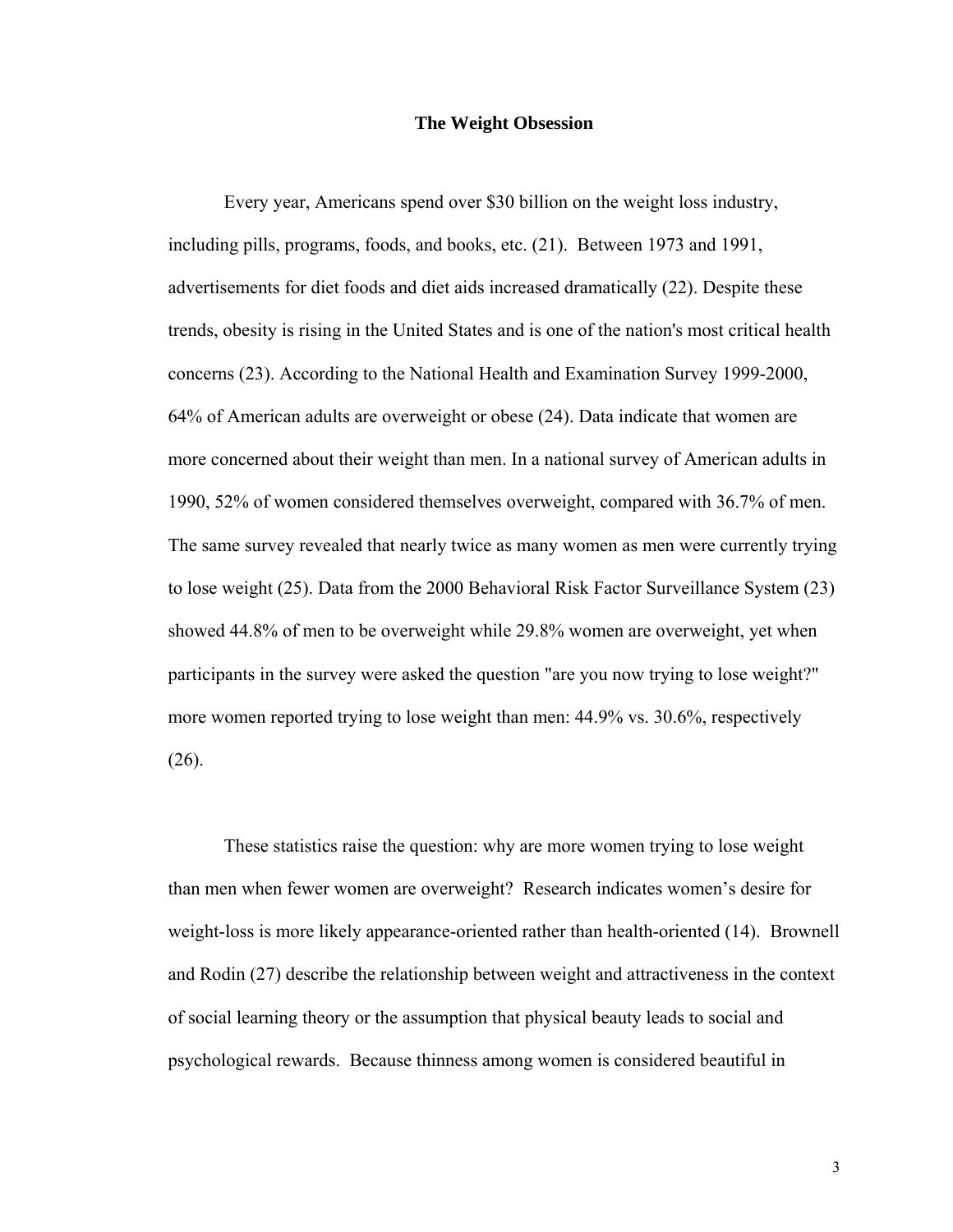## The Weight Obsession

Every year, Americans spend over $30 billion on the weight loss industry, including pills, programs, foods, and books, etc. (21). Between 1973 and 1991, advertisements for diet foods and diet aids increased dramatically (22). Despite these trends, obesity is rising in the United States and is one of the nation's most critical health concerns (23). According to the National Health and Examination Survey 1999-2000, 64% of American adults are overweight or obese (24). Data indicate that women are more concerned about their weight than men. In a national survey of American adults in 1990, 52% of women considered themselves overweight, compared with 36.7% of men. The same survey revealed that nearly twice as many women as men were currently trying to lose weight (25). Data from the 2000 Behavioral Risk Factor Surveillance System (23) showed 44.8% of men to be overweight while 29.8% women are overweight, yet when participants in the survey were asked the question "are you now trying to lose weight?" more women reported trying to lose weight than men: 44.9% vs. 30.6%, respectively (26).

These statistics raise the question: why are more women trying to lose weight than men when fewer women are overweight? Research indicates women's desire for weight-loss is more likely appearance-oriented rather than health-oriented (14). Brownell and Rodin (27) describe the relationship between weight and attractiveness in the context of social learning theory or the assumption that physical beauty leads to social and psychological rewards. Because thinness among women is considered beautiful in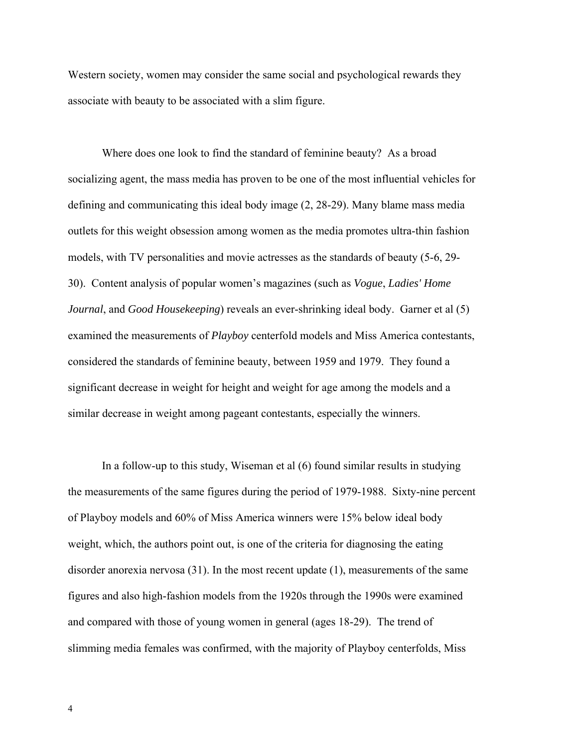Western society, women may consider the same social and psychological rewards they associate with beauty to be associated with a slim figure.

Where does one look to find the standard of feminine beauty? As a broad socializing agent, the mass media has proven to be one of the most influential vehicles for defining and communicating this ideal body image (2, 28-29). Many blame mass media outlets for this weight obsession among women as the media promotes ultra-thin fashion models, with TV personalities and movie actresses as the standards of beauty (5-6, 29-30). Content analysis of popular women's magazines (such as *Vogue*, *Ladies' Home Journal*, and *Good Housekeeping*) reveals an ever-shrinking ideal body. Garner et al (5) examined the measurements of *Playboy* centerfold models and Miss America contestants, considered the standards of feminine beauty, between 1959 and 1979. They found a significant decrease in weight for height and weight for age among the models and a similar decrease in weight among pageant contestants, especially the winners.

In a follow-up to this study, Wiseman et al (6) found similar results in studying the measurements of the same figures during the period of 1979-1988. Sixty-nine percent of Playboy models and 60% of Miss America winners were 15% below ideal body weight, which, the authors point out, is one of the criteria for diagnosing the eating disorder anorexia nervosa (31). In the most recent update (1), measurements of the same figures and also high-fashion models from the 1920s through the 1990s were examined and compared with those of young women in general (ages 18-29). The trend of slimming media females was confirmed, with the majority of Playboy centerfolds, Miss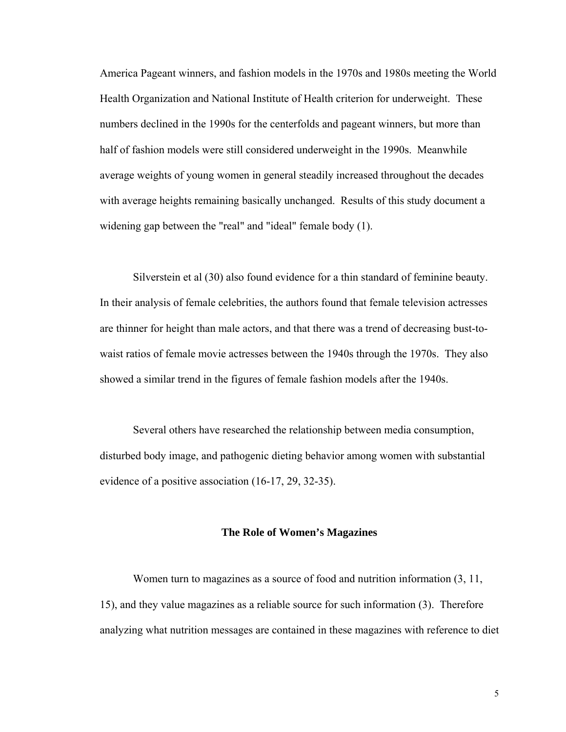America Pageant winners, and fashion models in the 1970s and 1980s meeting the World Health Organization and National Institute of Health criterion for underweight. These numbers declined in the 1990s for the centerfolds and pageant winners, but more than half of fashion models were still considered underweight in the 1990s. Meanwhile average weights of young women in general steadily increased throughout the decades with average heights remaining basically unchanged. Results of this study document a widening gap between the "real" and "ideal" female body (1).

Silverstein et al (30) also found evidence for a thin standard of feminine beauty. In their analysis of female celebrities, the authors found that female television actresses are thinner for height than male actors, and that there was a trend of decreasing bust-to-waist ratios of female movie actresses between the 1940s through the 1970s. They also showed a similar trend in the figures of female fashion models after the 1940s.

Several others have researched the relationship between media consumption, disturbed body image, and pathogenic dieting behavior among women with substantial evidence of a positive association (16-17, 29, 32-35).

### The Role of Women's Magazines

Women turn to magazines as a source of food and nutrition information (3, 11, 15), and they value magazines as a reliable source for such information (3). Therefore analyzing what nutrition messages are contained in these magazines with reference to diet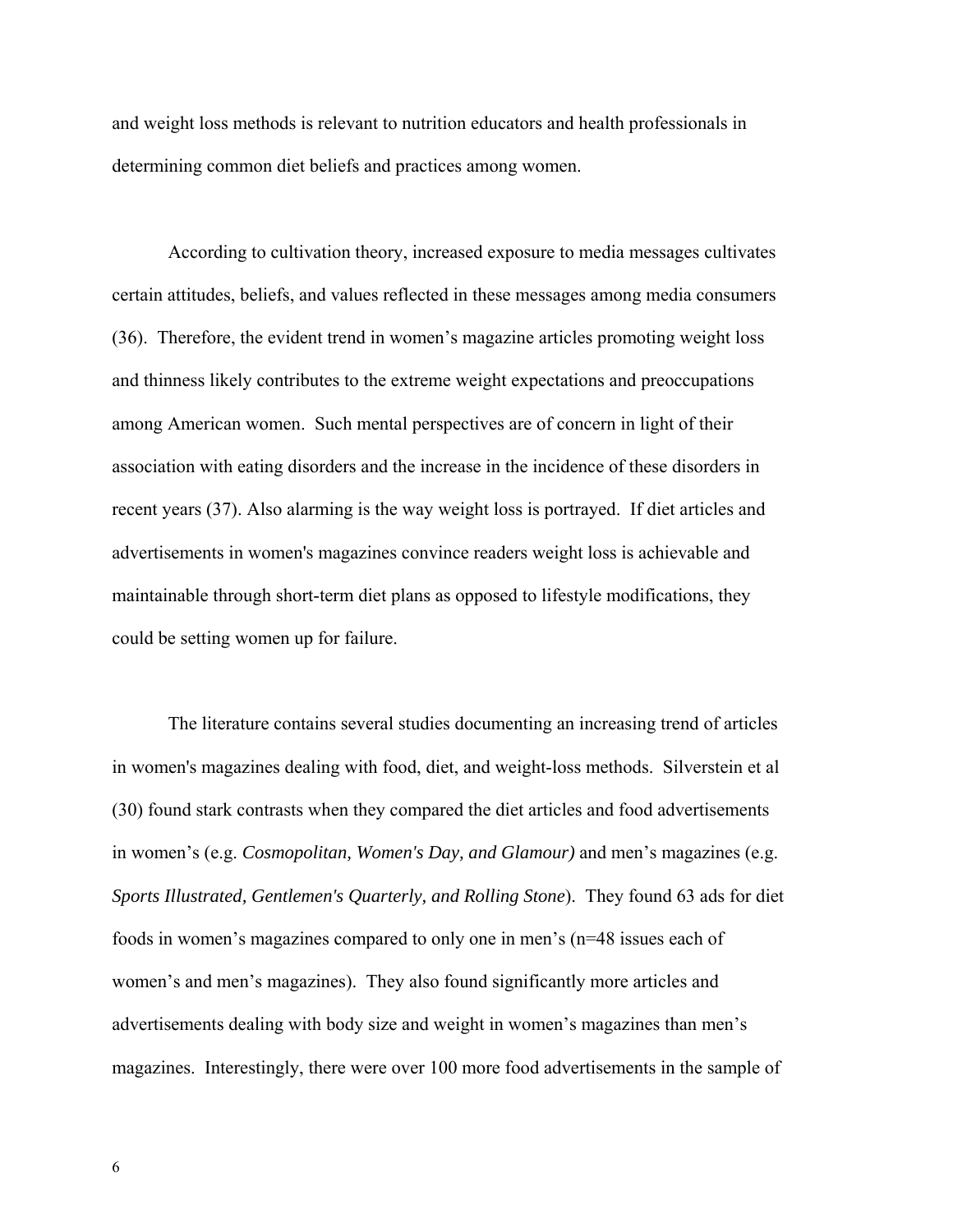and weight loss methods is relevant to nutrition educators and health professionals in determining common diet beliefs and practices among women.

According to cultivation theory, increased exposure to media messages cultivates certain attitudes, beliefs, and values reflected in these messages among media consumers (36). Therefore, the evident trend in women's magazine articles promoting weight loss and thinness likely contributes to the extreme weight expectations and preoccupations among American women. Such mental perspectives are of concern in light of their association with eating disorders and the increase in the incidence of these disorders in recent years (37). Also alarming is the way weight loss is portrayed. If diet articles and advertisements in women's magazines convince readers weight loss is achievable and maintainable through short-term diet plans as opposed to lifestyle modifications, they could be setting women up for failure.

The literature contains several studies documenting an increasing trend of articles in women's magazines dealing with food, diet, and weight-loss methods. Silverstein et al (30) found stark contrasts when they compared the diet articles and food advertisements in women's (e.g. *Cosmopolitan, Women's Day, and Glamour)* and men's magazines (e.g. *Sports Illustrated, Gentlemen's Quarterly, and Rolling Stone*). They found 63 ads for diet foods in women's magazines compared to only one in men's (n=48 issues each of women's and men's magazines). They also found significantly more articles and advertisements dealing with body size and weight in women's magazines than men's magazines. Interestingly, there were over 100 more food advertisements in the sample of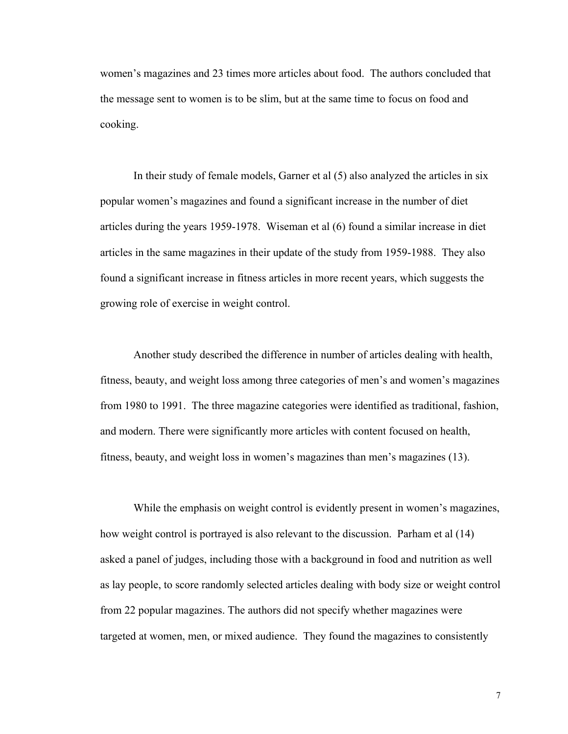women's magazines and 23 times more articles about food. The authors concluded that the message sent to women is to be slim, but at the same time to focus on food and cooking.

In their study of female models, Garner et al (5) also analyzed the articles in six popular women's magazines and found a significant increase in the number of diet articles during the years 1959-1978. Wiseman et al (6) found a similar increase in diet articles in the same magazines in their update of the study from 1959-1988. They also found a significant increase in fitness articles in more recent years, which suggests the growing role of exercise in weight control.

Another study described the difference in number of articles dealing with health, fitness, beauty, and weight loss among three categories of men's and women's magazines from 1980 to 1991. The three magazine categories were identified as traditional, fashion, and modern. There were significantly more articles with content focused on health, fitness, beauty, and weight loss in women's magazines than men's magazines (13).

While the emphasis on weight control is evidently present in women's magazines, how weight control is portrayed is also relevant to the discussion. Parham et al (14) asked a panel of judges, including those with a background in food and nutrition as well as lay people, to score randomly selected articles dealing with body size or weight control from 22 popular magazines. The authors did not specify whether magazines were targeted at women, men, or mixed audience. They found the magazines to consistently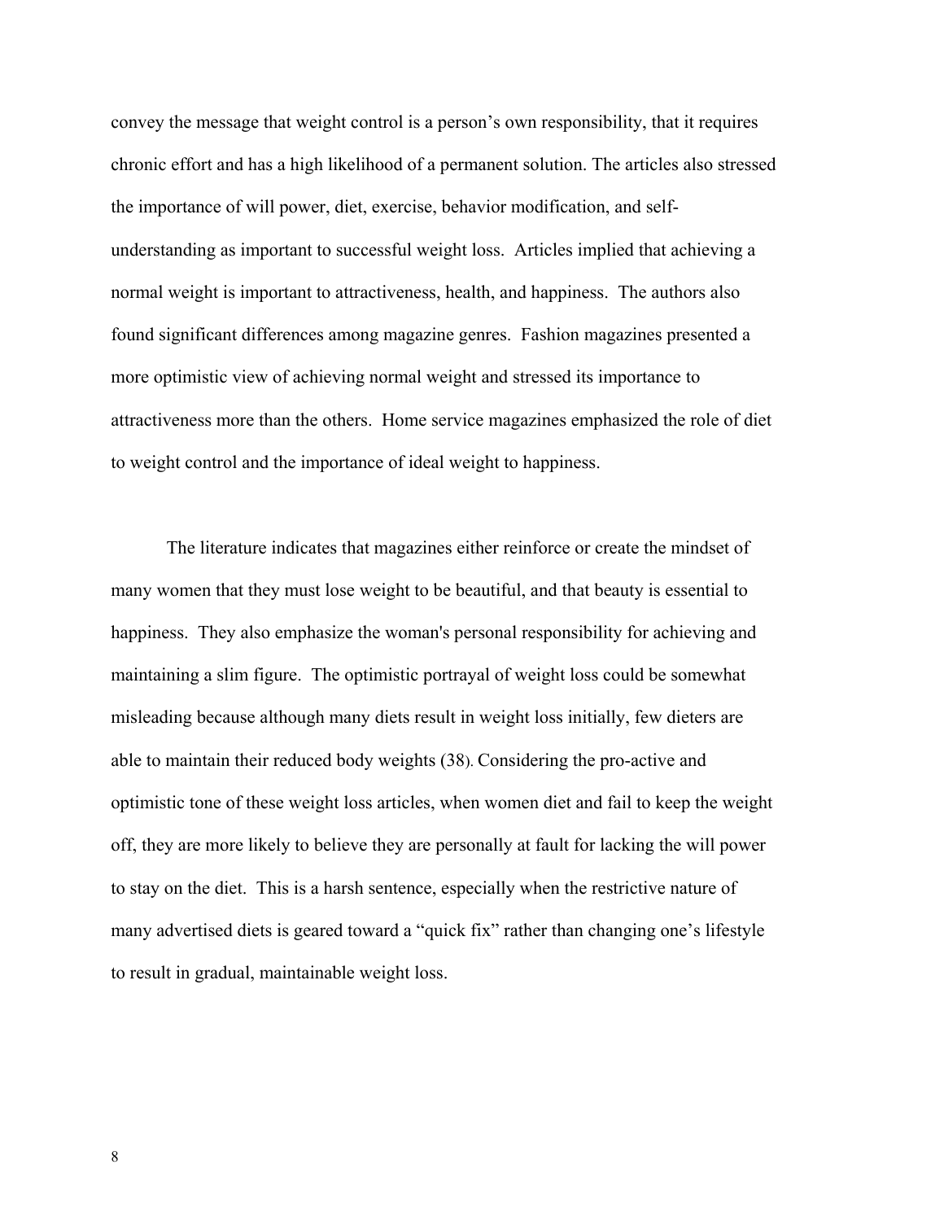convey the message that weight control is a person's own responsibility, that it requires chronic effort and has a high likelihood of a permanent solution. The articles also stressed the importance of will power, diet, exercise, behavior modification, and self-understanding as important to successful weight loss. Articles implied that achieving a normal weight is important to attractiveness, health, and happiness. The authors also found significant differences among magazine genres. Fashion magazines presented a more optimistic view of achieving normal weight and stressed its importance to attractiveness more than the others. Home service magazines emphasized the role of diet to weight control and the importance of ideal weight to happiness.

The literature indicates that magazines either reinforce or create the mindset of many women that they must lose weight to be beautiful, and that beauty is essential to happiness. They also emphasize the woman's personal responsibility for achieving and maintaining a slim figure. The optimistic portrayal of weight loss could be somewhat misleading because although many diets result in weight loss initially, few dieters are able to maintain their reduced body weights (38). Considering the pro-active and optimistic tone of these weight loss articles, when women diet and fail to keep the weight off, they are more likely to believe they are personally at fault for lacking the will power to stay on the diet. This is a harsh sentence, especially when the restrictive nature of many advertised diets is geared toward a "quick fix" rather than changing one's lifestyle to result in gradual, maintainable weight loss.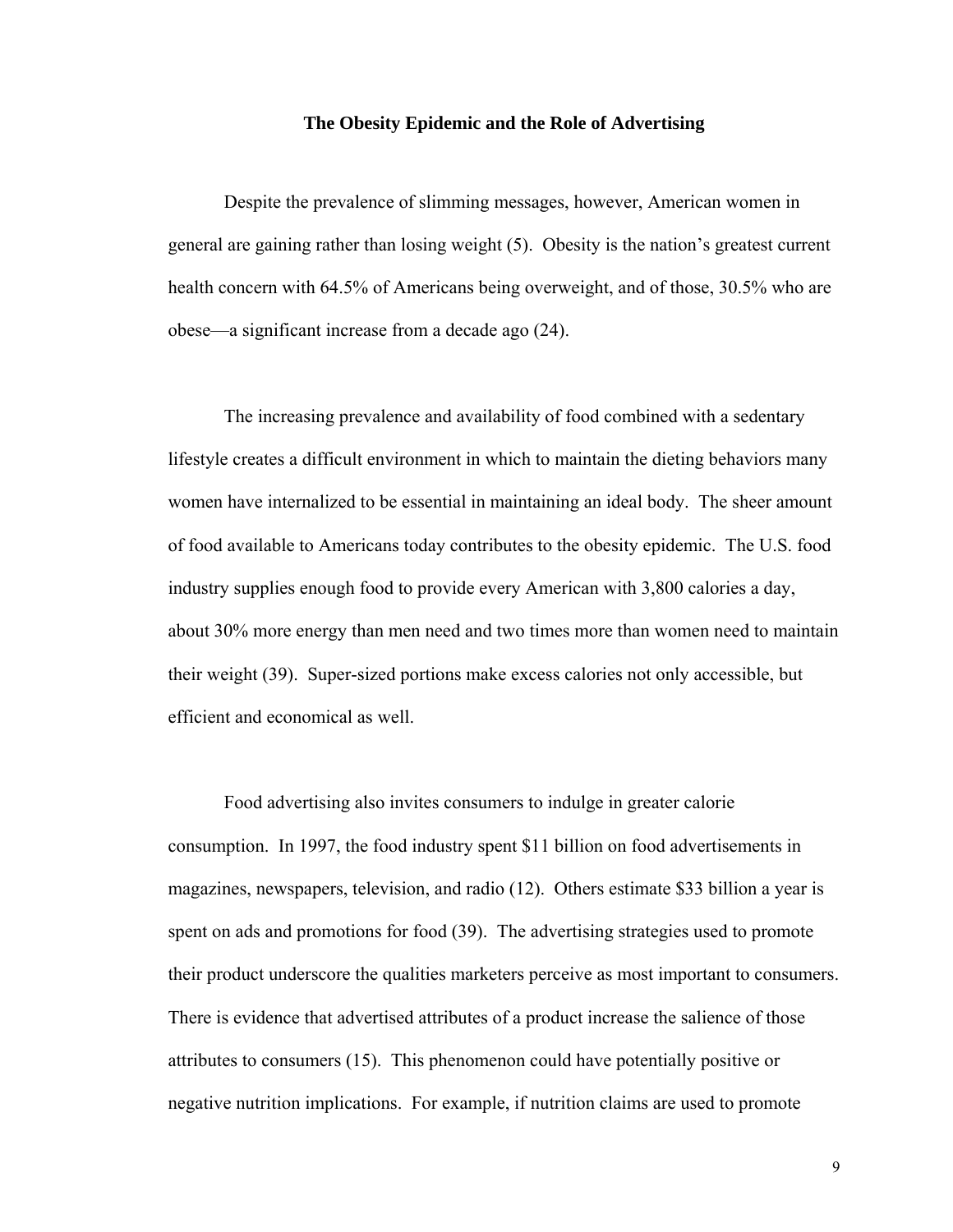## The Obesity Epidemic and the Role of Advertising

Despite the prevalence of slimming messages, however, American women in general are gaining rather than losing weight (5). Obesity is the nation's greatest current health concern with 64.5% of Americans being overweight, and of those, 30.5% who are obese—a significant increase from a decade ago (24).

The increasing prevalence and availability of food combined with a sedentary lifestyle creates a difficult environment in which to maintain the dieting behaviors many women have internalized to be essential in maintaining an ideal body. The sheer amount of food available to Americans today contributes to the obesity epidemic. The U.S. food industry supplies enough food to provide every American with 3,800 calories a day, about 30% more energy than men need and two times more than women need to maintain their weight (39). Super-sized portions make excess calories not only accessible, but efficient and economical as well.

Food advertising also invites consumers to indulge in greater calorie consumption. In 1997, the food industry spent $11 billion on food advertisements in magazines, newspapers, television, and radio (12). Others estimate $33 billion a year is spent on ads and promotions for food (39). The advertising strategies used to promote their product underscore the qualities marketers perceive as most important to consumers. There is evidence that advertised attributes of a product increase the salience of those attributes to consumers (15). This phenomenon could have potentially positive or negative nutrition implications. For example, if nutrition claims are used to promote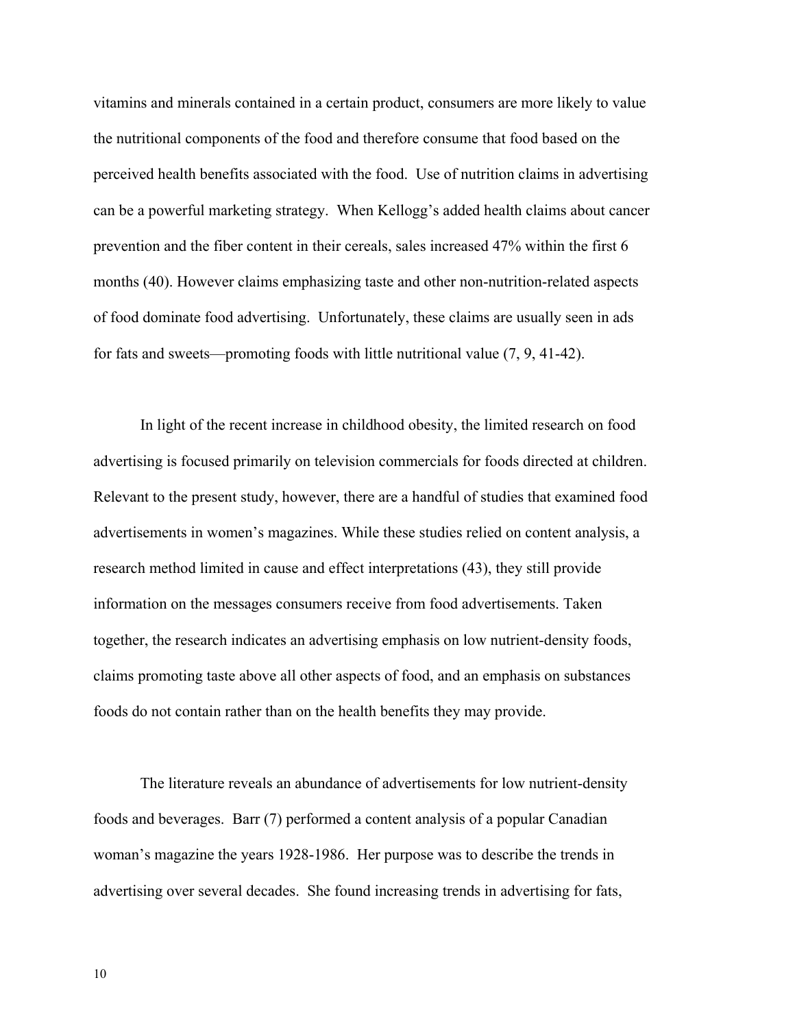vitamins and minerals contained in a certain product, consumers are more likely to value the nutritional components of the food and therefore consume that food based on the perceived health benefits associated with the food. Use of nutrition claims in advertising can be a powerful marketing strategy. When Kellogg's added health claims about cancer prevention and the fiber content in their cereals, sales increased 47% within the first 6 months (40). However claims emphasizing taste and other non-nutrition-related aspects of food dominate food advertising. Unfortunately, these claims are usually seen in ads for fats and sweets—promoting foods with little nutritional value (7, 9, 41-42).

In light of the recent increase in childhood obesity, the limited research on food advertising is focused primarily on television commercials for foods directed at children. Relevant to the present study, however, there are a handful of studies that examined food advertisements in women's magazines. While these studies relied on content analysis, a research method limited in cause and effect interpretations (43), they still provide information on the messages consumers receive from food advertisements. Taken together, the research indicates an advertising emphasis on low nutrient-density foods, claims promoting taste above all other aspects of food, and an emphasis on substances foods do not contain rather than on the health benefits they may provide.

The literature reveals an abundance of advertisements for low nutrient-density foods and beverages. Barr (7) performed a content analysis of a popular Canadian woman's magazine the years 1928-1986. Her purpose was to describe the trends in advertising over several decades. She found increasing trends in advertising for fats,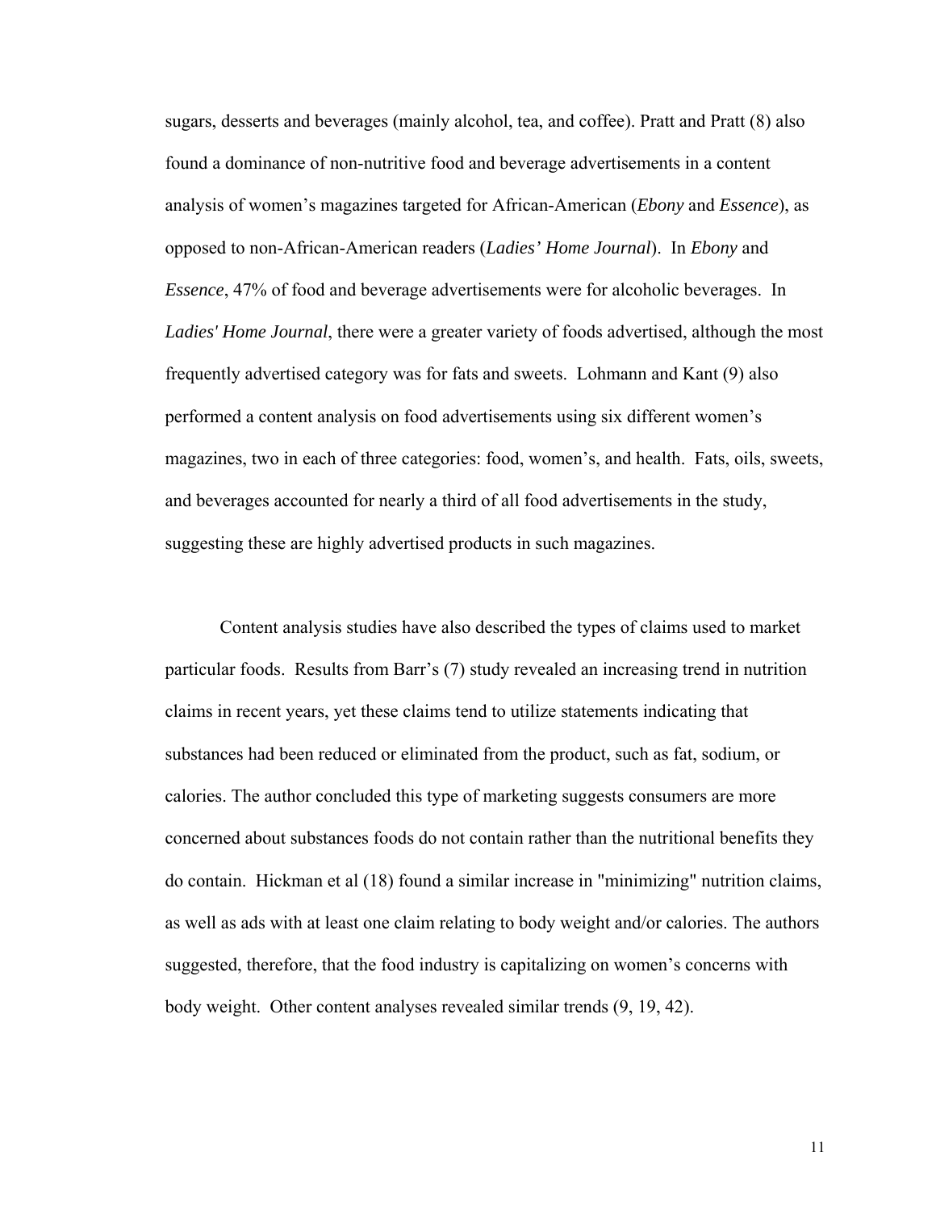sugars, desserts and beverages (mainly alcohol, tea, and coffee). Pratt and Pratt (8) also found a dominance of non-nutritive food and beverage advertisements in a content analysis of women's magazines targeted for African-American (*Ebony* and *Essence*), as opposed to non-African-American readers (*Ladies' Home Journal*). In *Ebony* and *Essence*, 47% of food and beverage advertisements were for alcoholic beverages. In *Ladies' Home Journal*, there were a greater variety of foods advertised, although the most frequently advertised category was for fats and sweets. Lohmann and Kant (9) also performed a content analysis on food advertisements using six different women's magazines, two in each of three categories: food, women's, and health. Fats, oils, sweets, and beverages accounted for nearly a third of all food advertisements in the study, suggesting these are highly advertised products in such magazines.

Content analysis studies have also described the types of claims used to market particular foods. Results from Barr's (7) study revealed an increasing trend in nutrition claims in recent years, yet these claims tend to utilize statements indicating that substances had been reduced or eliminated from the product, such as fat, sodium, or calories. The author concluded this type of marketing suggests consumers are more concerned about substances foods do not contain rather than the nutritional benefits they do contain. Hickman et al (18) found a similar increase in "minimizing" nutrition claims, as well as ads with at least one claim relating to body weight and/or calories. The authors suggested, therefore, that the food industry is capitalizing on women's concerns with body weight. Other content analyses revealed similar trends (9, 19, 42).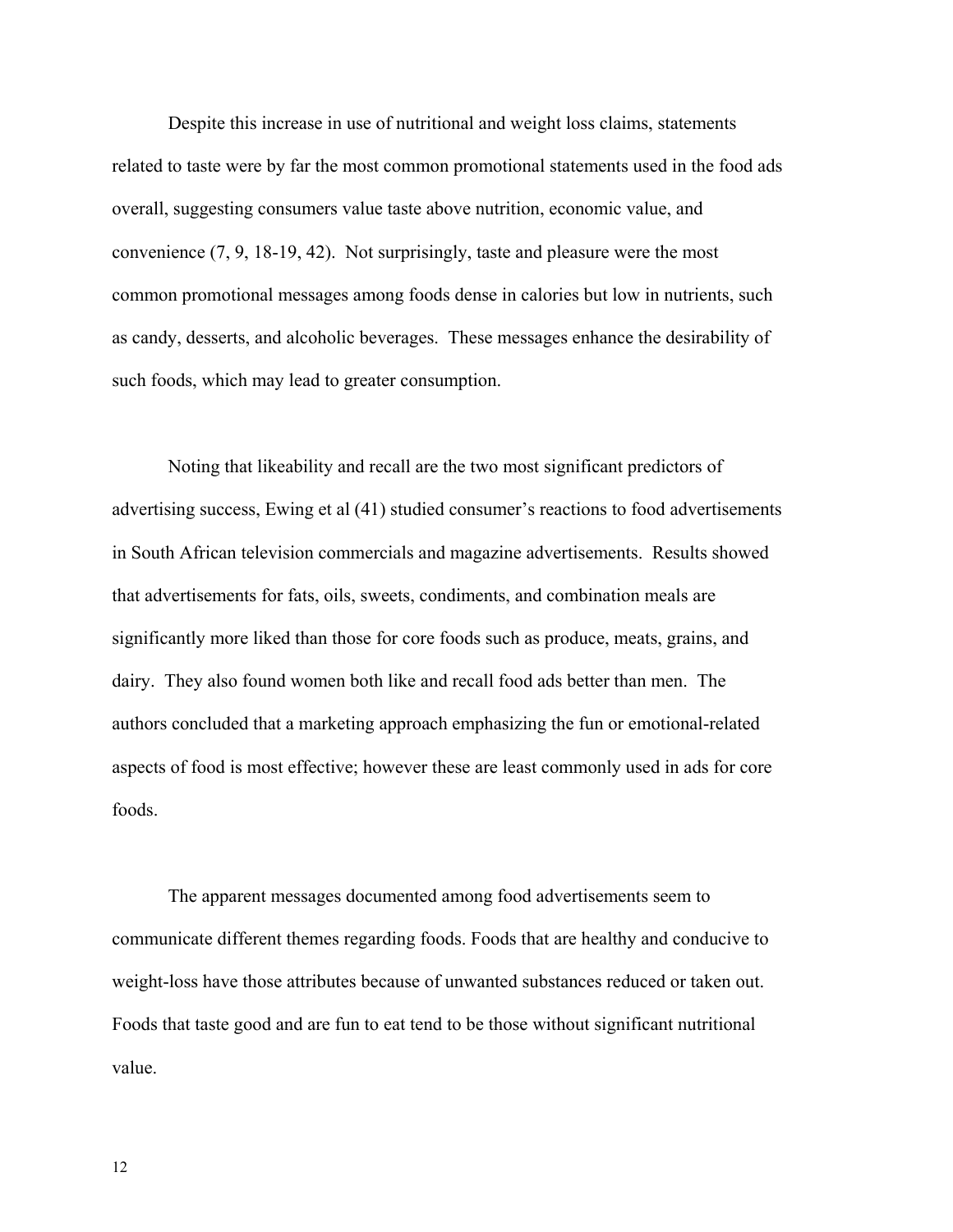Despite this increase in use of nutritional and weight loss claims, statements related to taste were by far the most common promotional statements used in the food ads overall, suggesting consumers value taste above nutrition, economic value, and convenience (7, 9, 18-19, 42). Not surprisingly, taste and pleasure were the most common promotional messages among foods dense in calories but low in nutrients, such as candy, desserts, and alcoholic beverages. These messages enhance the desirability of such foods, which may lead to greater consumption.

Noting that likeability and recall are the two most significant predictors of advertising success, Ewing et al (41) studied consumer's reactions to food advertisements in South African television commercials and magazine advertisements. Results showed that advertisements for fats, oils, sweets, condiments, and combination meals are significantly more liked than those for core foods such as produce, meats, grains, and dairy. They also found women both like and recall food ads better than men. The authors concluded that a marketing approach emphasizing the fun or emotional-related aspects of food is most effective; however these are least commonly used in ads for core foods.

The apparent messages documented among food advertisements seem to communicate different themes regarding foods. Foods that are healthy and conducive to weight-loss have those attributes because of unwanted substances reduced or taken out. Foods that taste good and are fun to eat tend to be those without significant nutritional value.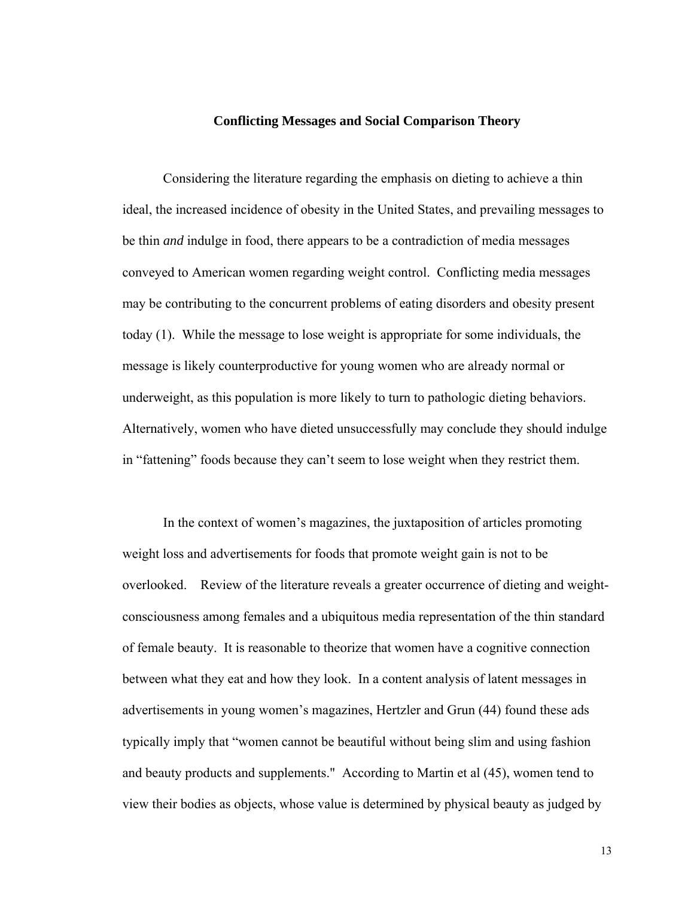## Conflicting Messages and Social Comparison Theory

Considering the literature regarding the emphasis on dieting to achieve a thin ideal, the increased incidence of obesity in the United States, and prevailing messages to be thin *and* indulge in food, there appears to be a contradiction of media messages conveyed to American women regarding weight control. Conflicting media messages may be contributing to the concurrent problems of eating disorders and obesity present today (1). While the message to lose weight is appropriate for some individuals, the message is likely counterproductive for young women who are already normal or underweight, as this population is more likely to turn to pathologic dieting behaviors. Alternatively, women who have dieted unsuccessfully may conclude they should indulge in "fattening" foods because they can't seem to lose weight when they restrict them.

In the context of women's magazines, the juxtaposition of articles promoting weight loss and advertisements for foods that promote weight gain is not to be overlooked. Review of the literature reveals a greater occurrence of dieting and weight-consciousness among females and a ubiquitous media representation of the thin standard of female beauty. It is reasonable to theorize that women have a cognitive connection between what they eat and how they look. In a content analysis of latent messages in advertisements in young women's magazines, Hertzler and Grun (44) found these ads typically imply that "women cannot be beautiful without being slim and using fashion and beauty products and supplements." According to Martin et al (45), women tend to view their bodies as objects, whose value is determined by physical beauty as judged by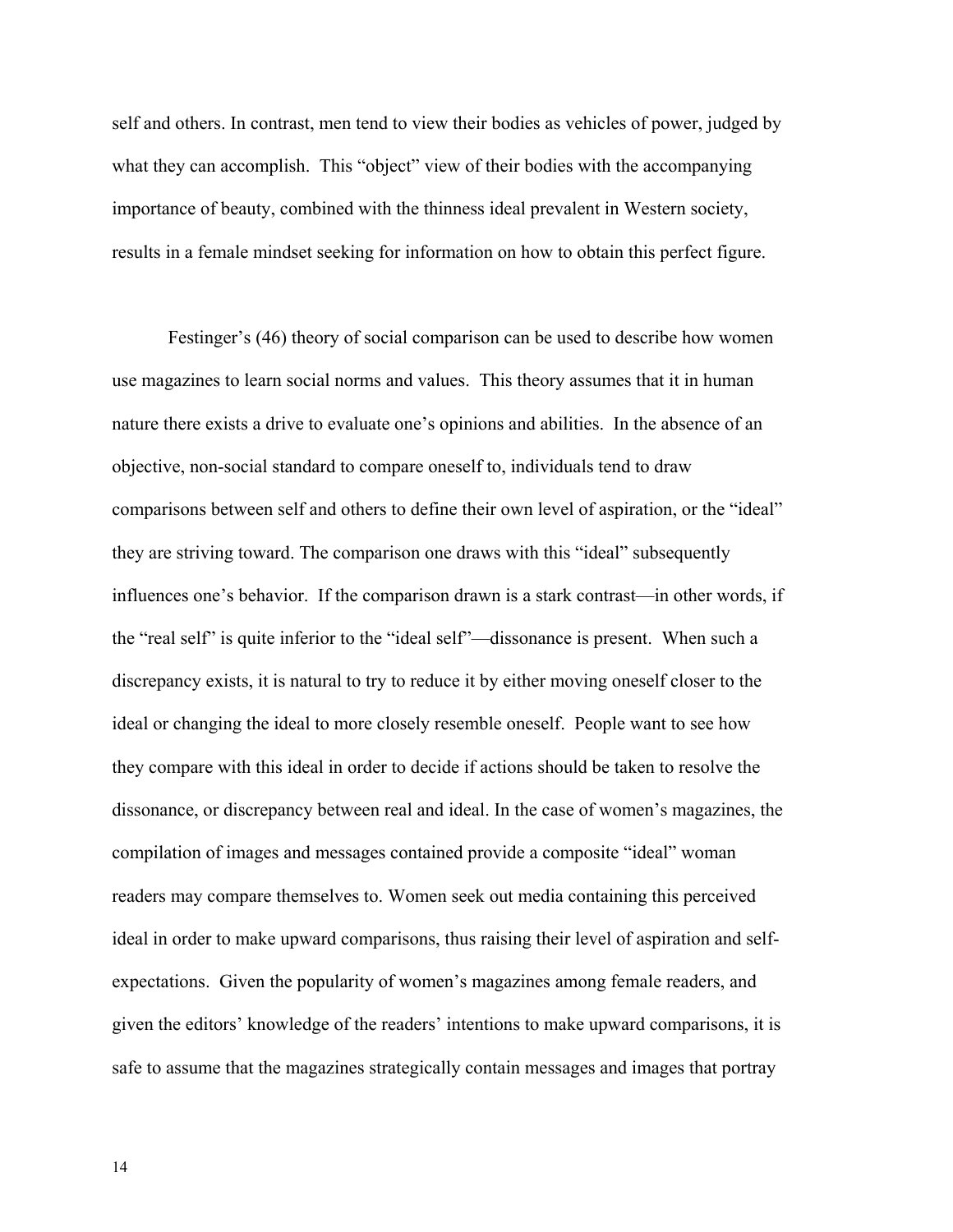self and others. In contrast, men tend to view their bodies as vehicles of power, judged by what they can accomplish. This "object" view of their bodies with the accompanying importance of beauty, combined with the thinness ideal prevalent in Western society, results in a female mindset seeking for information on how to obtain this perfect figure.

Festinger's (46) theory of social comparison can be used to describe how women use magazines to learn social norms and values. This theory assumes that it in human nature there exists a drive to evaluate one's opinions and abilities. In the absence of an objective, non-social standard to compare oneself to, individuals tend to draw comparisons between self and others to define their own level of aspiration, or the "ideal" they are striving toward. The comparison one draws with this "ideal" subsequently influences one's behavior. If the comparison drawn is a stark contrast—in other words, if the "real self" is quite inferior to the "ideal self"—dissonance is present. When such a discrepancy exists, it is natural to try to reduce it by either moving oneself closer to the ideal or changing the ideal to more closely resemble oneself. People want to see how they compare with this ideal in order to decide if actions should be taken to resolve the dissonance, or discrepancy between real and ideal. In the case of women's magazines, the compilation of images and messages contained provide a composite "ideal" woman readers may compare themselves to. Women seek out media containing this perceived ideal in order to make upward comparisons, thus raising their level of aspiration and self-expectations. Given the popularity of women's magazines among female readers, and given the editors' knowledge of the readers' intentions to make upward comparisons, it is safe to assume that the magazines strategically contain messages and images that portray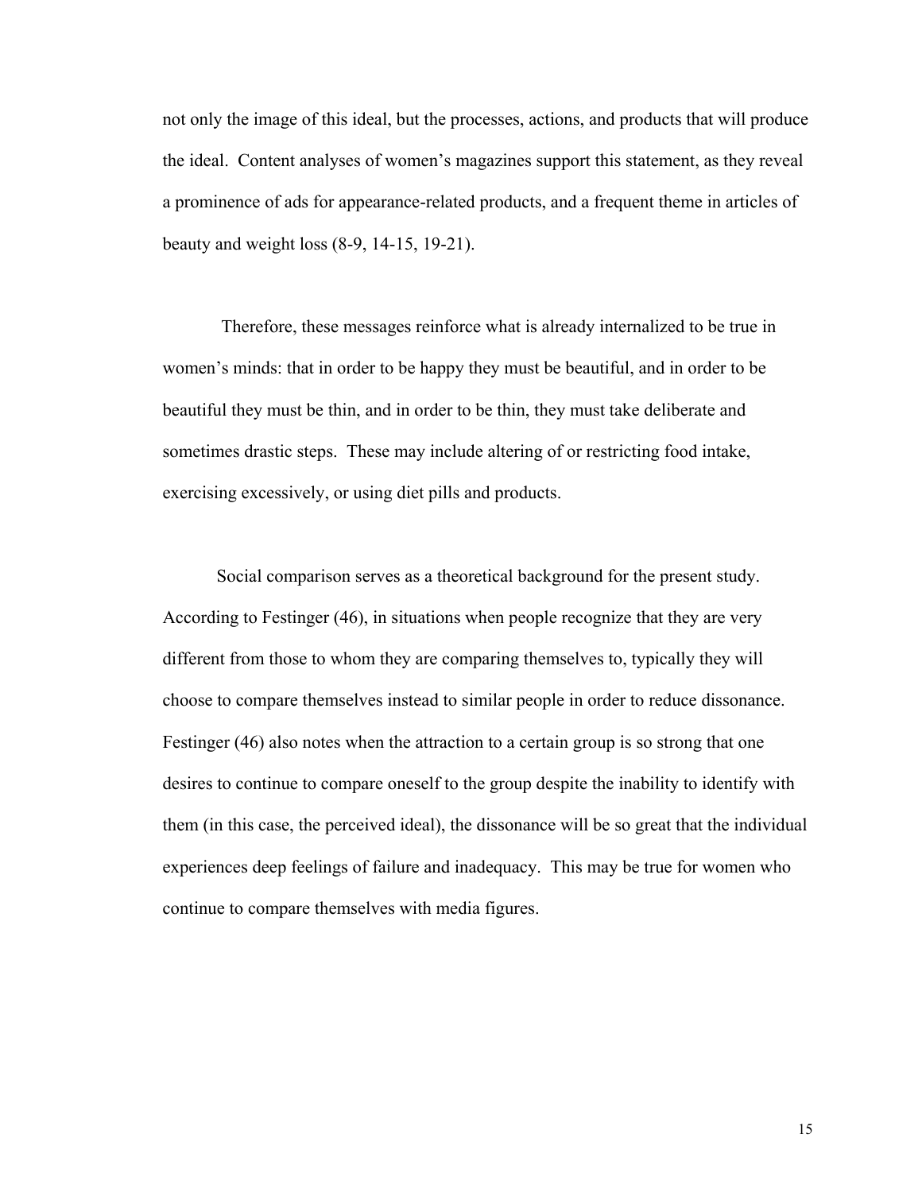not only the image of this ideal, but the processes, actions, and products that will produce the ideal. Content analyses of women's magazines support this statement, as they reveal a prominence of ads for appearance-related products, and a frequent theme in articles of beauty and weight loss (8-9, 14-15, 19-21).

Therefore, these messages reinforce what is already internalized to be true in women's minds: that in order to be happy they must be beautiful, and in order to be beautiful they must be thin, and in order to be thin, they must take deliberate and sometimes drastic steps. These may include altering of or restricting food intake, exercising excessively, or using diet pills and products.

Social comparison serves as a theoretical background for the present study. According to Festinger (46), in situations when people recognize that they are very different from those to whom they are comparing themselves to, typically they will choose to compare themselves instead to similar people in order to reduce dissonance. Festinger (46) also notes when the attraction to a certain group is so strong that one desires to continue to compare oneself to the group despite the inability to identify with them (in this case, the perceived ideal), the dissonance will be so great that the individual experiences deep feelings of failure and inadequacy. This may be true for women who continue to compare themselves with media figures.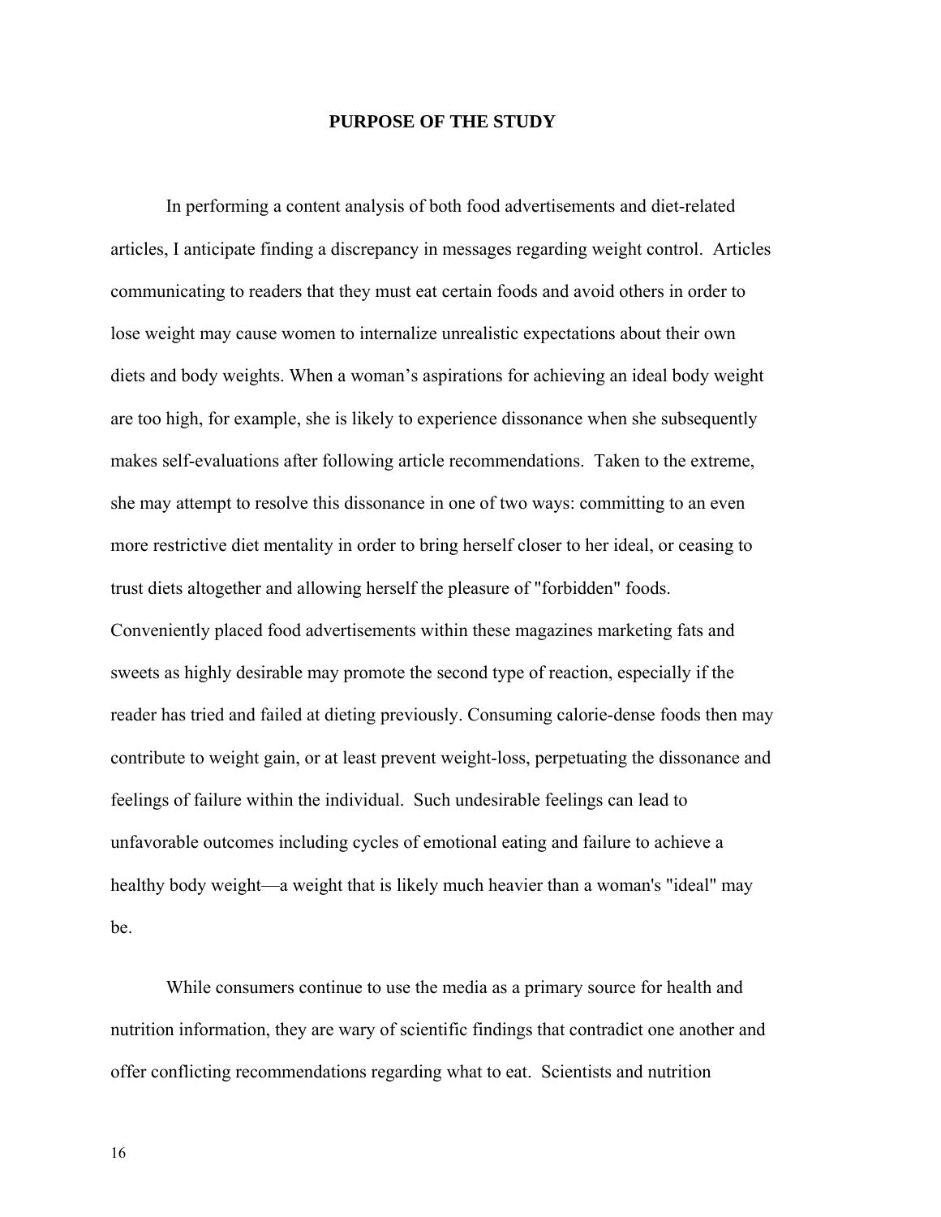## PURPOSE OF THE STUDY

In performing a content analysis of both food advertisements and diet-related articles, I anticipate finding a discrepancy in messages regarding weight control. Articles communicating to readers that they must eat certain foods and avoid others in order to lose weight may cause women to internalize unrealistic expectations about their own diets and body weights. When a woman's aspirations for achieving an ideal body weight are too high, for example, she is likely to experience dissonance when she subsequently makes self-evaluations after following article recommendations. Taken to the extreme, she may attempt to resolve this dissonance in one of two ways: committing to an even more restrictive diet mentality in order to bring herself closer to her ideal, or ceasing to trust diets altogether and allowing herself the pleasure of "forbidden" foods. Conveniently placed food advertisements within these magazines marketing fats and sweets as highly desirable may promote the second type of reaction, especially if the reader has tried and failed at dieting previously. Consuming calorie-dense foods then may contribute to weight gain, or at least prevent weight-loss, perpetuating the dissonance and feelings of failure within the individual. Such undesirable feelings can lead to unfavorable outcomes including cycles of emotional eating and failure to achieve a healthy body weight—a weight that is likely much heavier than a woman's "ideal" may be.

While consumers continue to use the media as a primary source for health and nutrition information, they are wary of scientific findings that contradict one another and offer conflicting recommendations regarding what to eat. Scientists and nutrition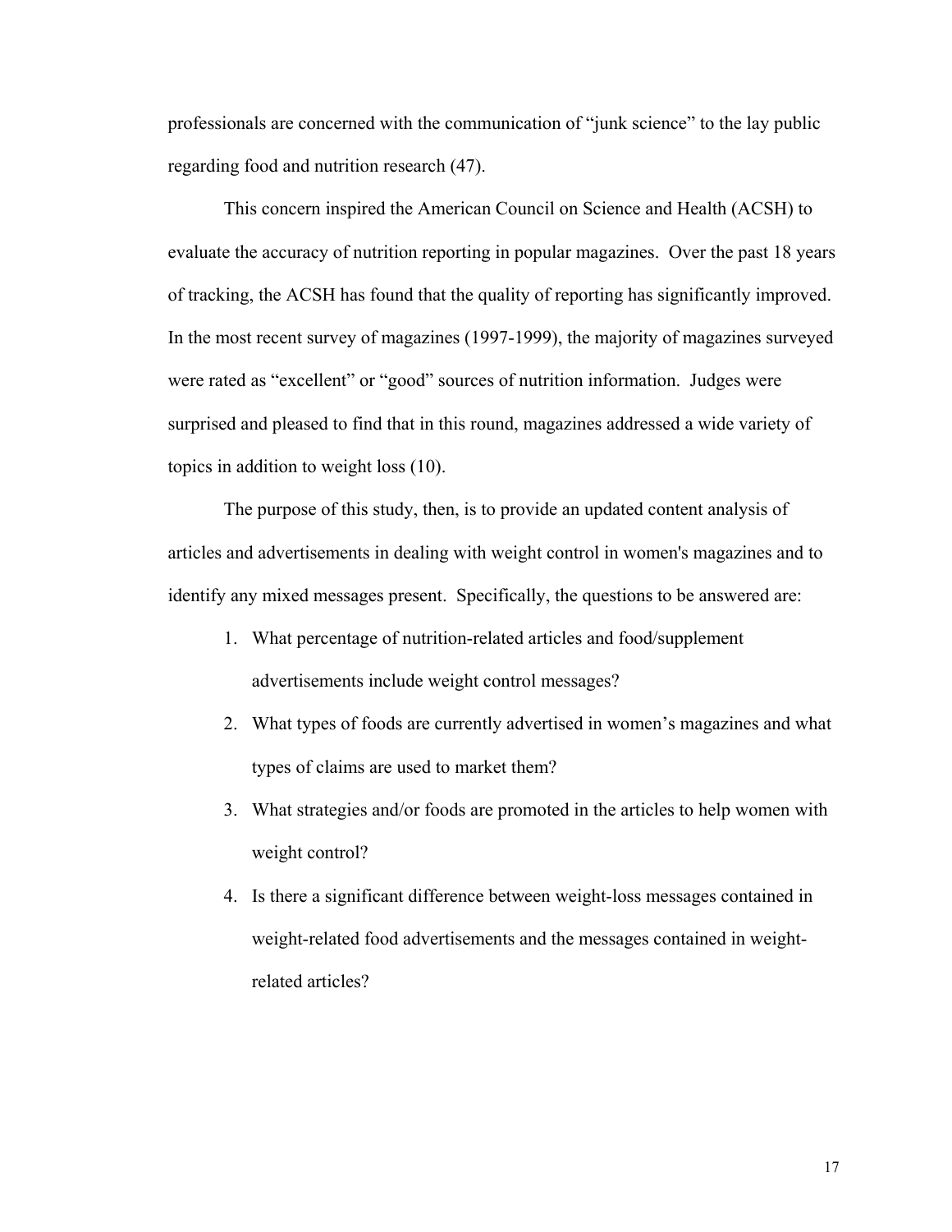professionals are concerned with the communication of "junk science" to the lay public regarding food and nutrition research (47).

This concern inspired the American Council on Science and Health (ACSH) to evaluate the accuracy of nutrition reporting in popular magazines. Over the past 18 years of tracking, the ACSH has found that the quality of reporting has significantly improved. In the most recent survey of magazines (1997-1999), the majority of magazines surveyed were rated as "excellent" or "good" sources of nutrition information. Judges were surprised and pleased to find that in this round, magazines addressed a wide variety of topics in addition to weight loss (10).

The purpose of this study, then, is to provide an updated content analysis of articles and advertisements in dealing with weight control in women's magazines and to identify any mixed messages present. Specifically, the questions to be answered are:

1. What percentage of nutrition-related articles and food/supplement advertisements include weight control messages?
2. What types of foods are currently advertised in women's magazines and what types of claims are used to market them?
3. What strategies and/or foods are promoted in the articles to help women with weight control?
4. Is there a significant difference between weight-loss messages contained in weight-related food advertisements and the messages contained in weight-related articles?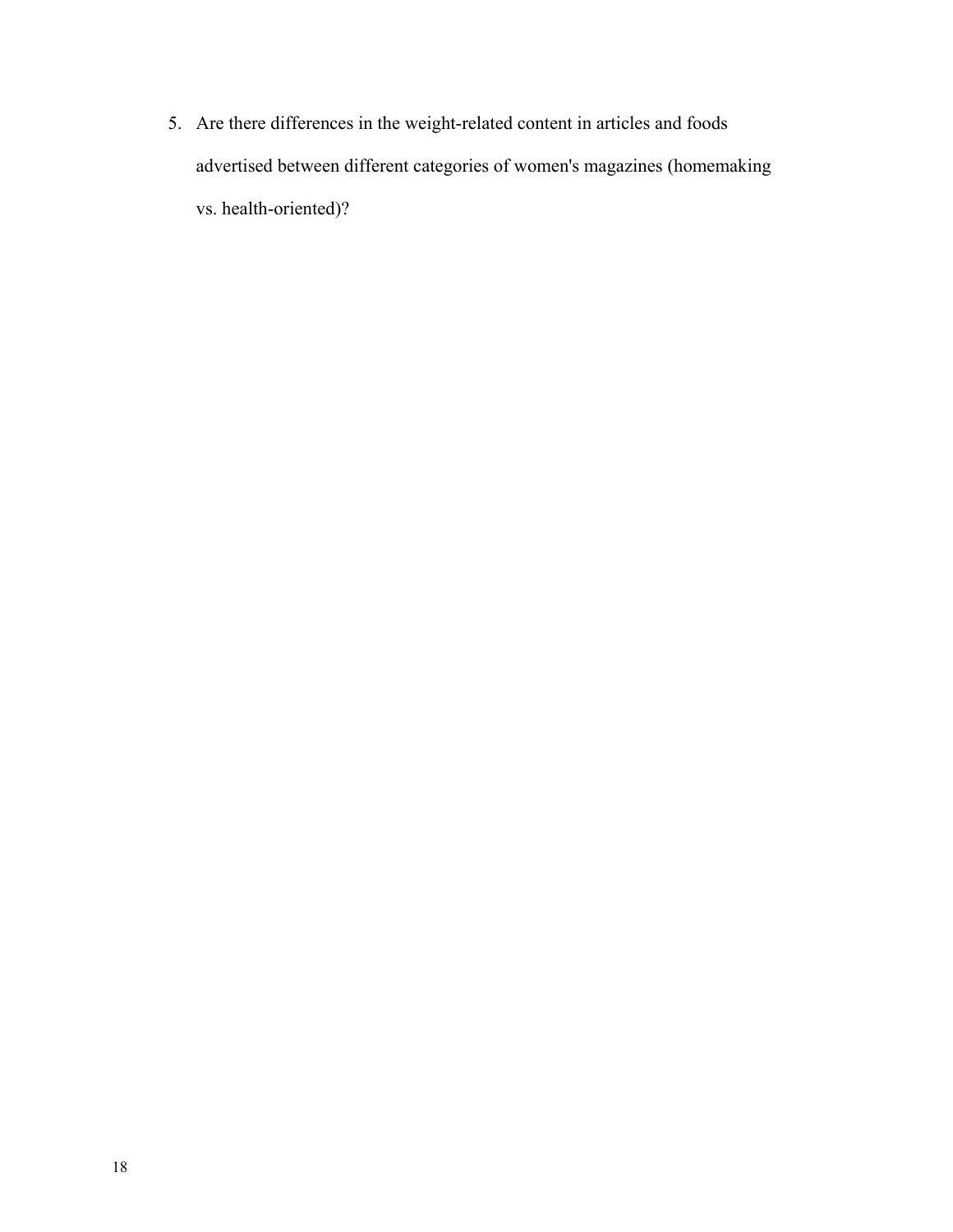5. Are there differences in the weight-related content in articles and foods advertised between different categories of women's magazines (homemaking vs. health-oriented)?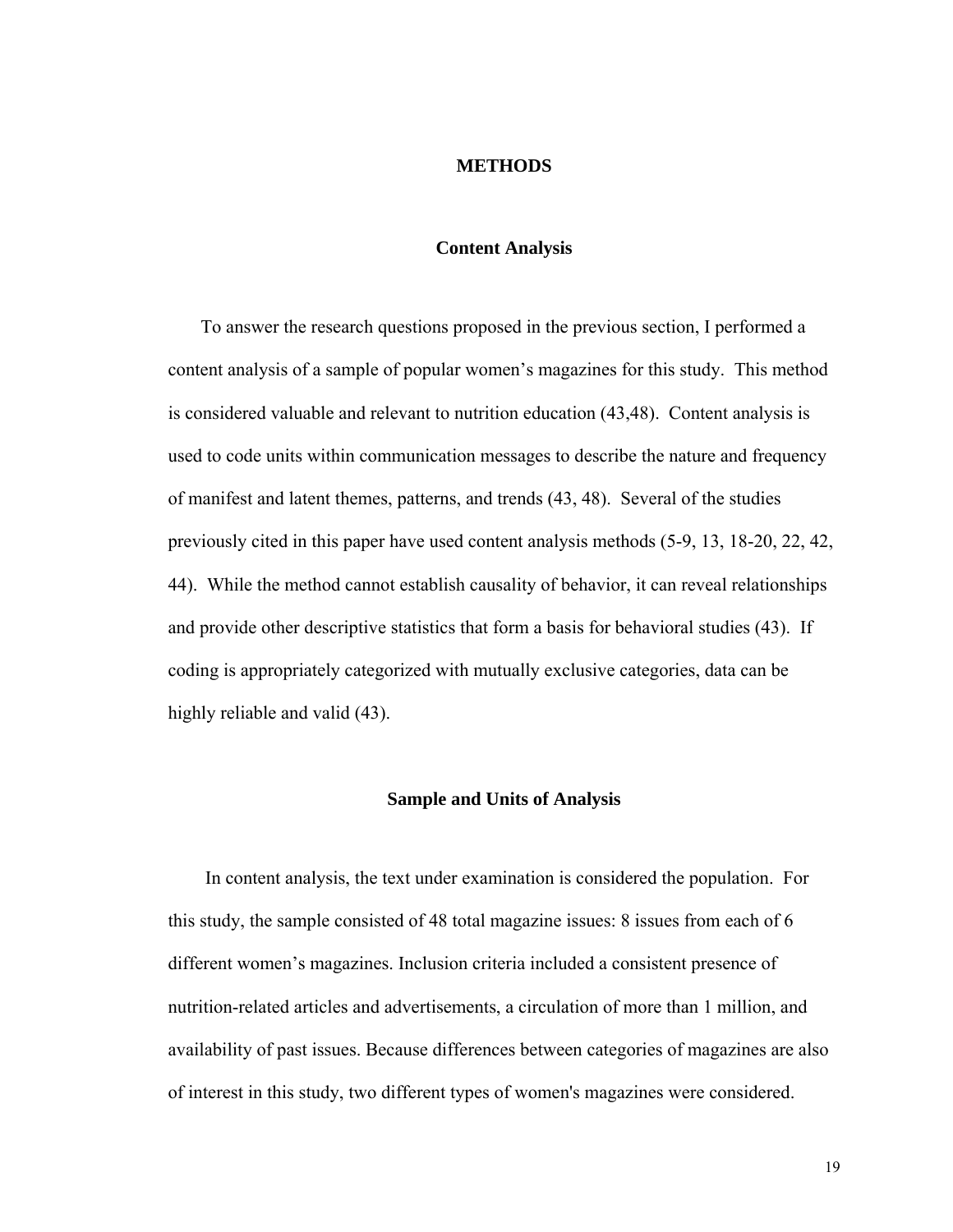# METHODS

## Content Analysis

To answer the research questions proposed in the previous section, I performed a content analysis of a sample of popular women's magazines for this study. This method is considered valuable and relevant to nutrition education (43,48). Content analysis is used to code units within communication messages to describe the nature and frequency of manifest and latent themes, patterns, and trends (43, 48). Several of the studies previously cited in this paper have used content analysis methods (5-9, 13, 18-20, 22, 42, 44). While the method cannot establish causality of behavior, it can reveal relationships and provide other descriptive statistics that form a basis for behavioral studies (43). If coding is appropriately categorized with mutually exclusive categories, data can be highly reliable and valid (43).

## Sample and Units of Analysis

In content analysis, the text under examination is considered the population. For this study, the sample consisted of 48 total magazine issues: 8 issues from each of 6 different women's magazines. Inclusion criteria included a consistent presence of nutrition-related articles and advertisements, a circulation of more than 1 million, and availability of past issues. Because differences between categories of magazines are also of interest in this study, two different types of women's magazines were considered.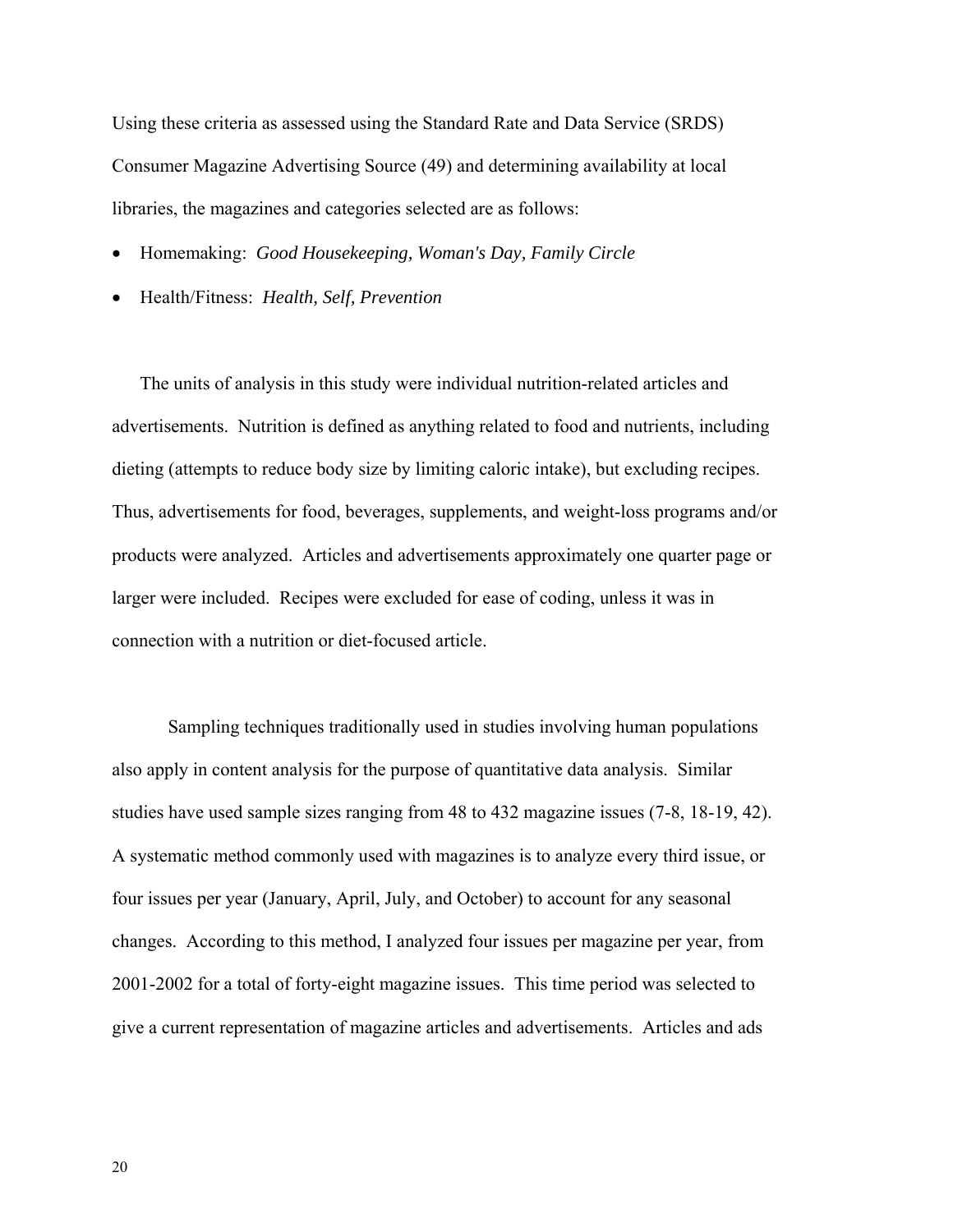Using these criteria as assessed using the Standard Rate and Data Service (SRDS) Consumer Magazine Advertising Source (49) and determining availability at local libraries, the magazines and categories selected are as follows:

- Homemaking: *Good Housekeeping, Woman's Day, Family Circle*
- Health/Fitness: *Health, Self, Prevention*

The units of analysis in this study were individual nutrition-related articles and advertisements. Nutrition is defined as anything related to food and nutrients, including dieting (attempts to reduce body size by limiting caloric intake), but excluding recipes. Thus, advertisements for food, beverages, supplements, and weight-loss programs and/or products were analyzed. Articles and advertisements approximately one quarter page or larger were included. Recipes were excluded for ease of coding, unless it was in connection with a nutrition or diet-focused article.

Sampling techniques traditionally used in studies involving human populations also apply in content analysis for the purpose of quantitative data analysis. Similar studies have used sample sizes ranging from 48 to 432 magazine issues (7-8, 18-19, 42). A systematic method commonly used with magazines is to analyze every third issue, or four issues per year (January, April, July, and October) to account for any seasonal changes. According to this method, I analyzed four issues per magazine per year, from 2001-2002 for a total of forty-eight magazine issues. This time period was selected to give a current representation of magazine articles and advertisements. Articles and ads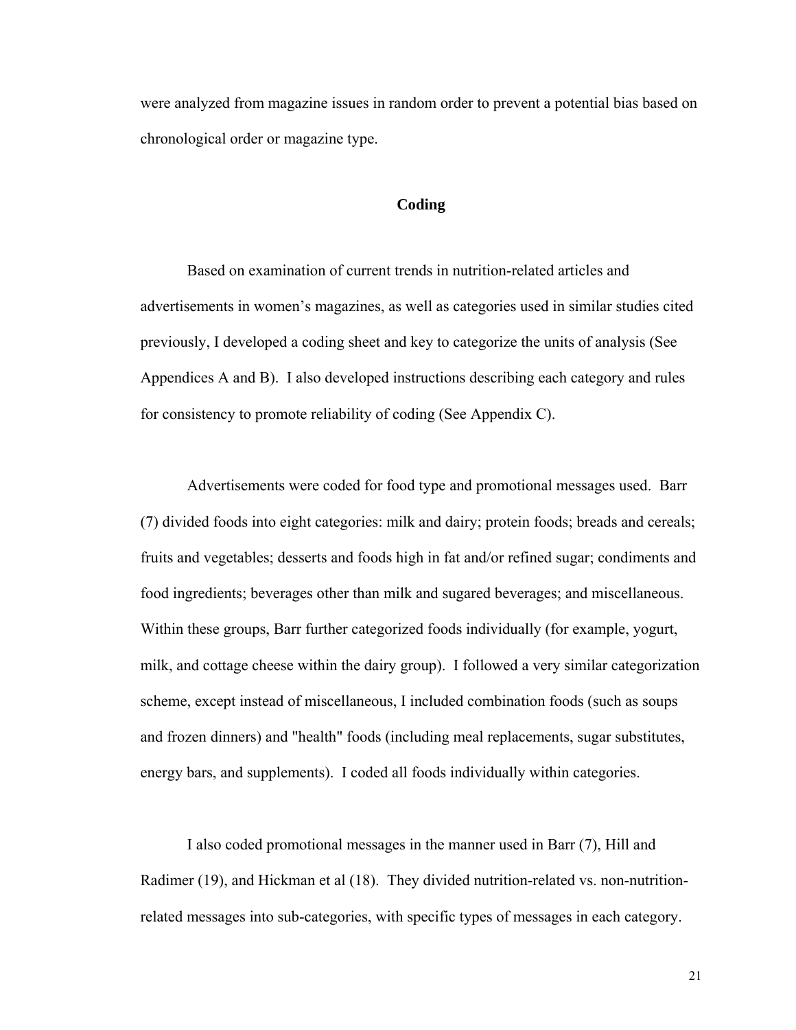were analyzed from magazine issues in random order to prevent a potential bias based on chronological order or magazine type.

## Coding

Based on examination of current trends in nutrition-related articles and advertisements in women's magazines, as well as categories used in similar studies cited previously, I developed a coding sheet and key to categorize the units of analysis (See Appendices A and B). I also developed instructions describing each category and rules for consistency to promote reliability of coding (See Appendix C).

Advertisements were coded for food type and promotional messages used. Barr (7) divided foods into eight categories: milk and dairy; protein foods; breads and cereals; fruits and vegetables; desserts and foods high in fat and/or refined sugar; condiments and food ingredients; beverages other than milk and sugared beverages; and miscellaneous. Within these groups, Barr further categorized foods individually (for example, yogurt, milk, and cottage cheese within the dairy group). I followed a very similar categorization scheme, except instead of miscellaneous, I included combination foods (such as soups and frozen dinners) and "health" foods (including meal replacements, sugar substitutes, energy bars, and supplements). I coded all foods individually within categories.

I also coded promotional messages in the manner used in Barr (7), Hill and Radimer (19), and Hickman et al (18). They divided nutrition-related vs. non-nutrition-related messages into sub-categories, with specific types of messages in each category.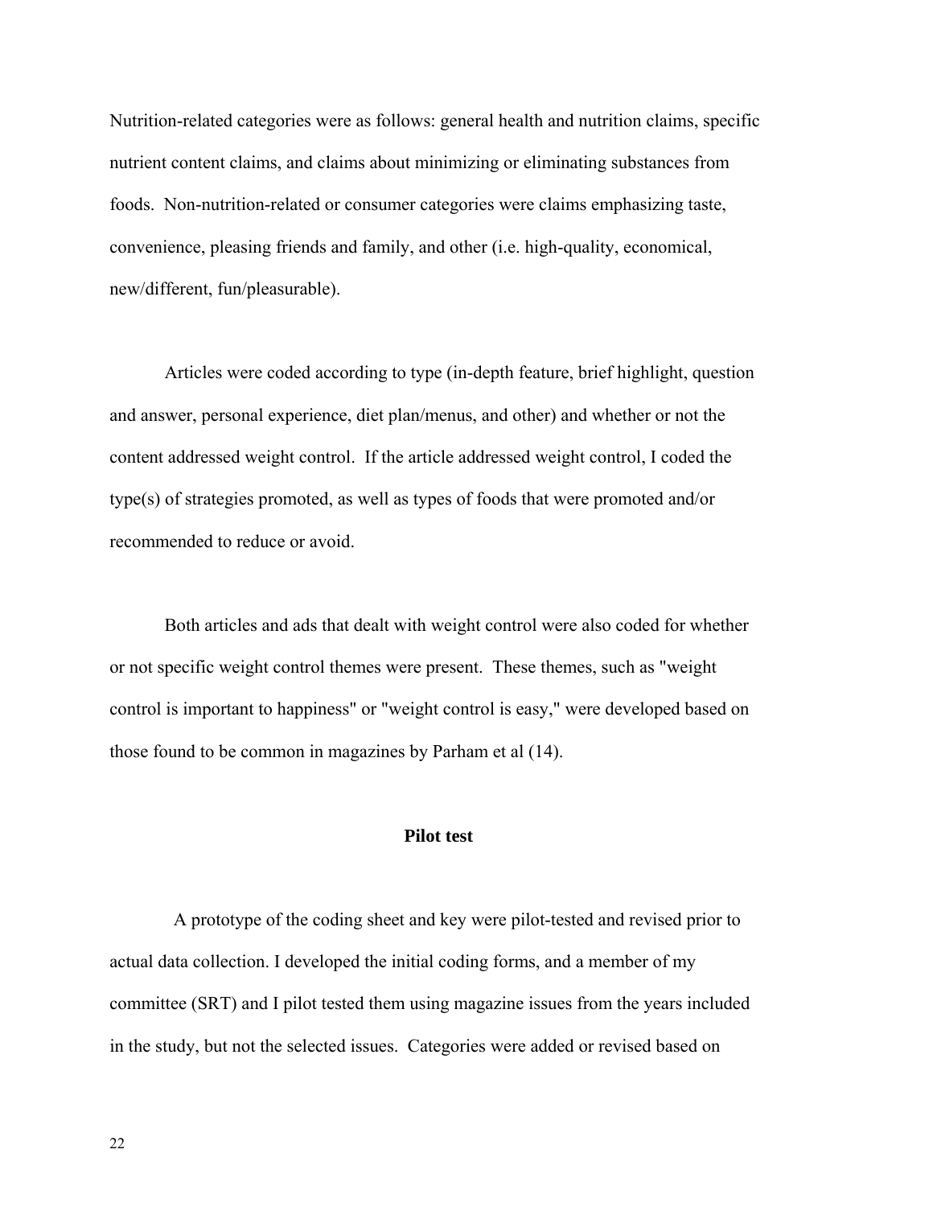Nutrition-related categories were as follows: general health and nutrition claims, specific nutrient content claims, and claims about minimizing or eliminating substances from foods. Non-nutrition-related or consumer categories were claims emphasizing taste, convenience, pleasing friends and family, and other (i.e. high-quality, economical, new/different, fun/pleasurable).

Articles were coded according to type (in-depth feature, brief highlight, question and answer, personal experience, diet plan/menus, and other) and whether or not the content addressed weight control. If the article addressed weight control, I coded the type(s) of strategies promoted, as well as types of foods that were promoted and/or recommended to reduce or avoid.

Both articles and ads that dealt with weight control were also coded for whether or not specific weight control themes were present. These themes, such as "weight control is important to happiness" or "weight control is easy," were developed based on those found to be common in magazines by Parham et al (14).

## Pilot test

A prototype of the coding sheet and key were pilot-tested and revised prior to actual data collection. I developed the initial coding forms, and a member of my committee (SRT) and I pilot tested them using magazine issues from the years included in the study, but not the selected issues. Categories were added or revised based on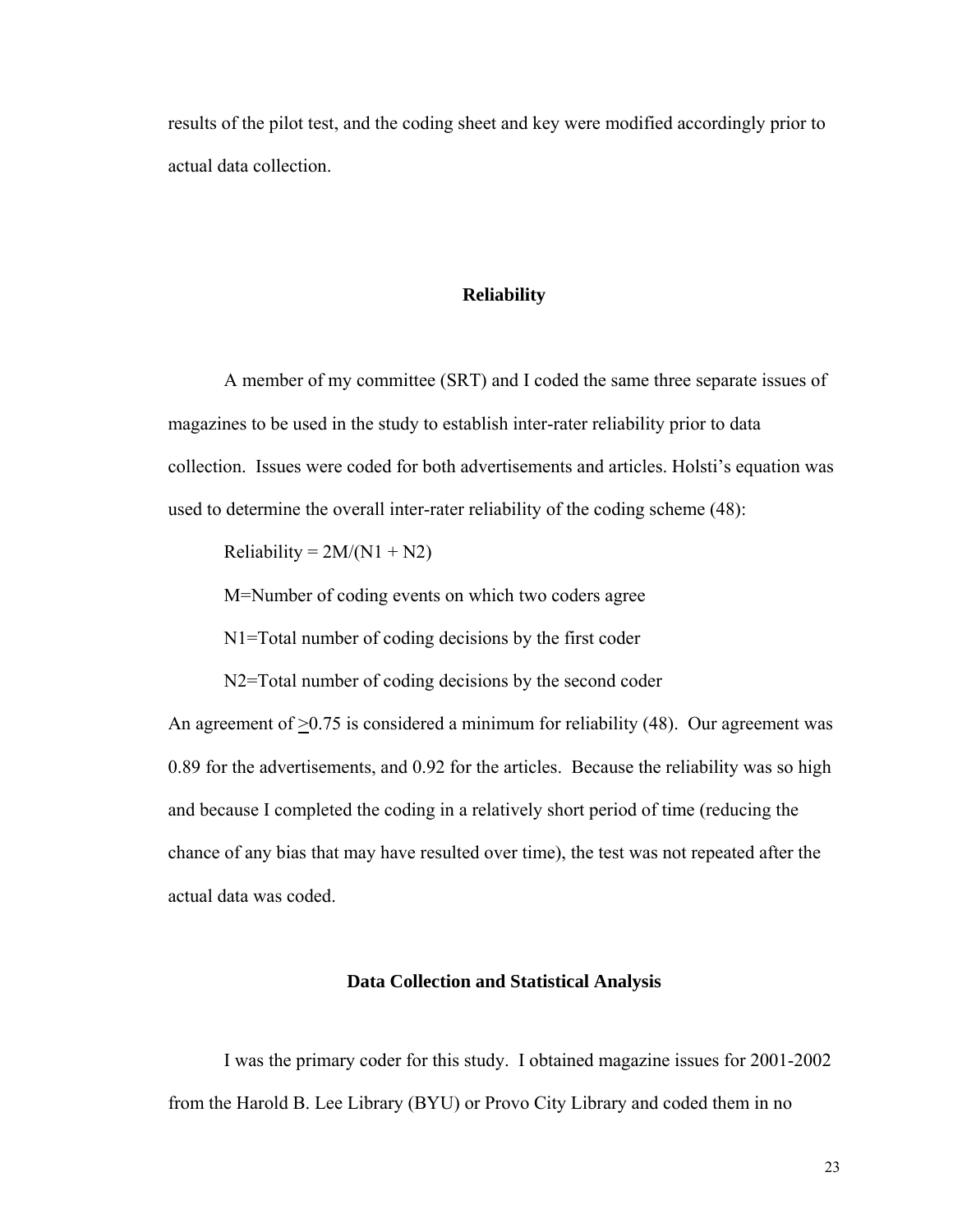results of the pilot test, and the coding sheet and key were modified accordingly prior to actual data collection.

## Reliability

A member of my committee (SRT) and I coded the same three separate issues of magazines to be used in the study to establish inter-rater reliability prior to data collection. Issues were coded for both advertisements and articles. Holsti's equation was used to determine the overall inter-rater reliability of the coding scheme (48):

Reliability = $2M/(N1 + N2)$

M=Number of coding events on which two coders agree

N1=Total number of coding decisions by the first coder

N2=Total number of coding decisions by the second coder

An agreement of $\geq 0.75$ is considered a minimum for reliability (48). Our agreement was 0.89 for the advertisements, and 0.92 for the articles. Because the reliability was so high and because I completed the coding in a relatively short period of time (reducing the chance of any bias that may have resulted over time), the test was not repeated after the actual data was coded.

## Data Collection and Statistical Analysis

I was the primary coder for this study. I obtained magazine issues for 2001-2002 from the Harold B. Lee Library (BYU) or Provo City Library and coded them in no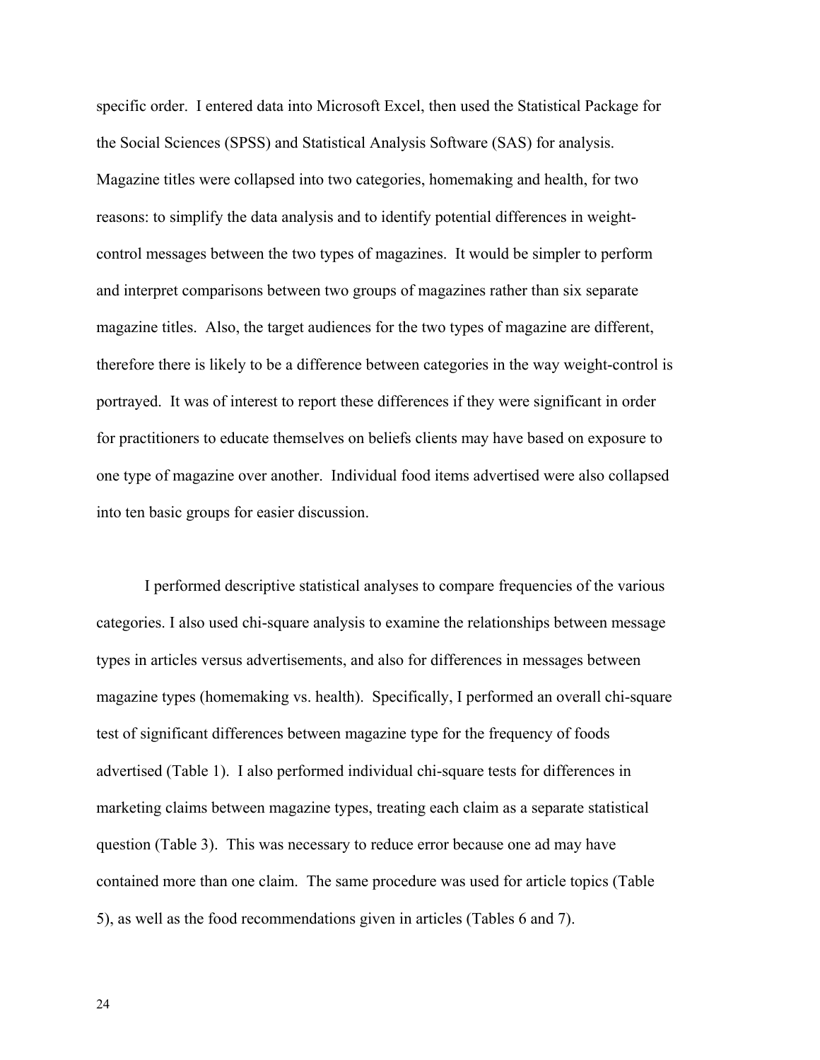specific order. I entered data into Microsoft Excel, then used the Statistical Package for the Social Sciences (SPSS) and Statistical Analysis Software (SAS) for analysis. Magazine titles were collapsed into two categories, homemaking and health, for two reasons: to simplify the data analysis and to identify potential differences in weight-control messages between the two types of magazines. It would be simpler to perform and interpret comparisons between two groups of magazines rather than six separate magazine titles. Also, the target audiences for the two types of magazine are different, therefore there is likely to be a difference between categories in the way weight-control is portrayed. It was of interest to report these differences if they were significant in order for practitioners to educate themselves on beliefs clients may have based on exposure to one type of magazine over another. Individual food items advertised were also collapsed into ten basic groups for easier discussion.

I performed descriptive statistical analyses to compare frequencies of the various categories. I also used chi-square analysis to examine the relationships between message types in articles versus advertisements, and also for differences in messages between magazine types (homemaking vs. health). Specifically, I performed an overall chi-square test of significant differences between magazine type for the frequency of foods advertised (Table 1). I also performed individual chi-square tests for differences in marketing claims between magazine types, treating each claim as a separate statistical question (Table 3). This was necessary to reduce error because one ad may have contained more than one claim. The same procedure was used for article topics (Table 5), as well as the food recommendations given in articles (Tables 6 and 7).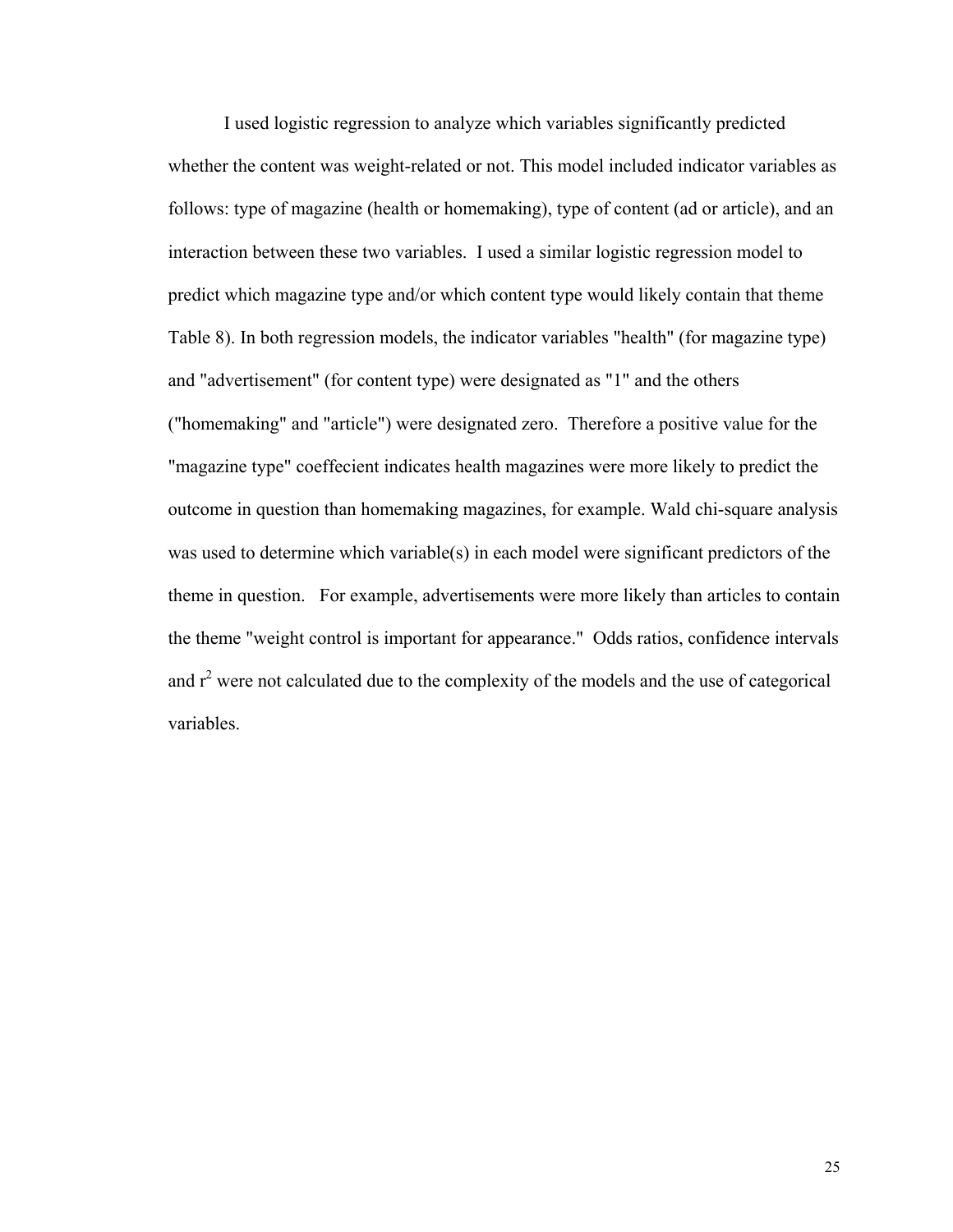I used logistic regression to analyze which variables significantly predicted whether the content was weight-related or not. This model included indicator variables as follows: type of magazine (health or homemaking), type of content (ad or article), and an interaction between these two variables. I used a similar logistic regression model to predict which magazine type and/or which content type would likely contain that theme Table 8). In both regression models, the indicator variables "health" (for magazine type) and "advertisement" (for content type) were designated as "1" and the others ("homemaking" and "article") were designated zero. Therefore a positive value for the "magazine type" coeffecient indicates health magazines were more likely to predict the outcome in question than homemaking magazines, for example. Wald chi-square analysis was used to determine which variable(s) in each model were significant predictors of the theme in question. For example, advertisements were more likely than articles to contain the theme "weight control is important for appearance." Odds ratios, confidence intervals and $r^2$ were not calculated due to the complexity of the models and the use of categorical variables.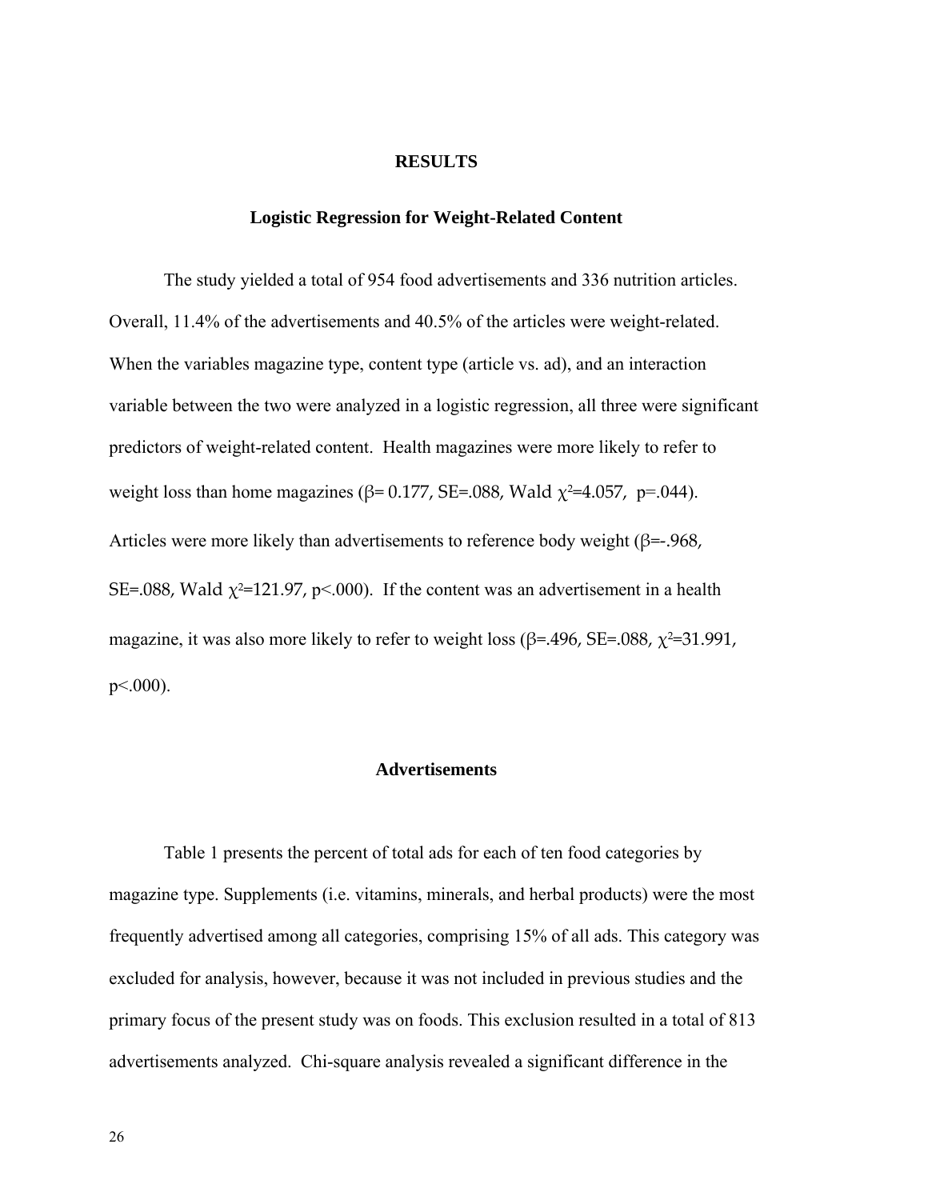# RESULTS

## Logistic Regression for Weight-Related Content

The study yielded a total of 954 food advertisements and 336 nutrition articles. Overall, 11.4% of the advertisements and 40.5% of the articles were weight-related. When the variables magazine type, content type (article vs. ad), and an interaction variable between the two were analyzed in a logistic regression, all three were significant predictors of weight-related content. Health magazines were more likely to refer to weight loss than home magazines ($\beta$= 0.177, SE=.088, Wald $\chi^2$=4.057, p=.044). Articles were more likely than advertisements to reference body weight ($\beta$=-.968, SE=.088, Wald $\chi^2$=121.97, p<.000). If the content was an advertisement in a health magazine, it was also more likely to refer to weight loss ($\beta$=.496, SE=.088, $\chi^2$=31.991, p<.000).

## Advertisements

Table 1 presents the percent of total ads for each of ten food categories by magazine type. Supplements (i.e. vitamins, minerals, and herbal products) were the most frequently advertised among all categories, comprising 15% of all ads. This category was excluded for analysis, however, because it was not included in previous studies and the primary focus of the present study was on foods. This exclusion resulted in a total of 813 advertisements analyzed. Chi-square analysis revealed a significant difference in the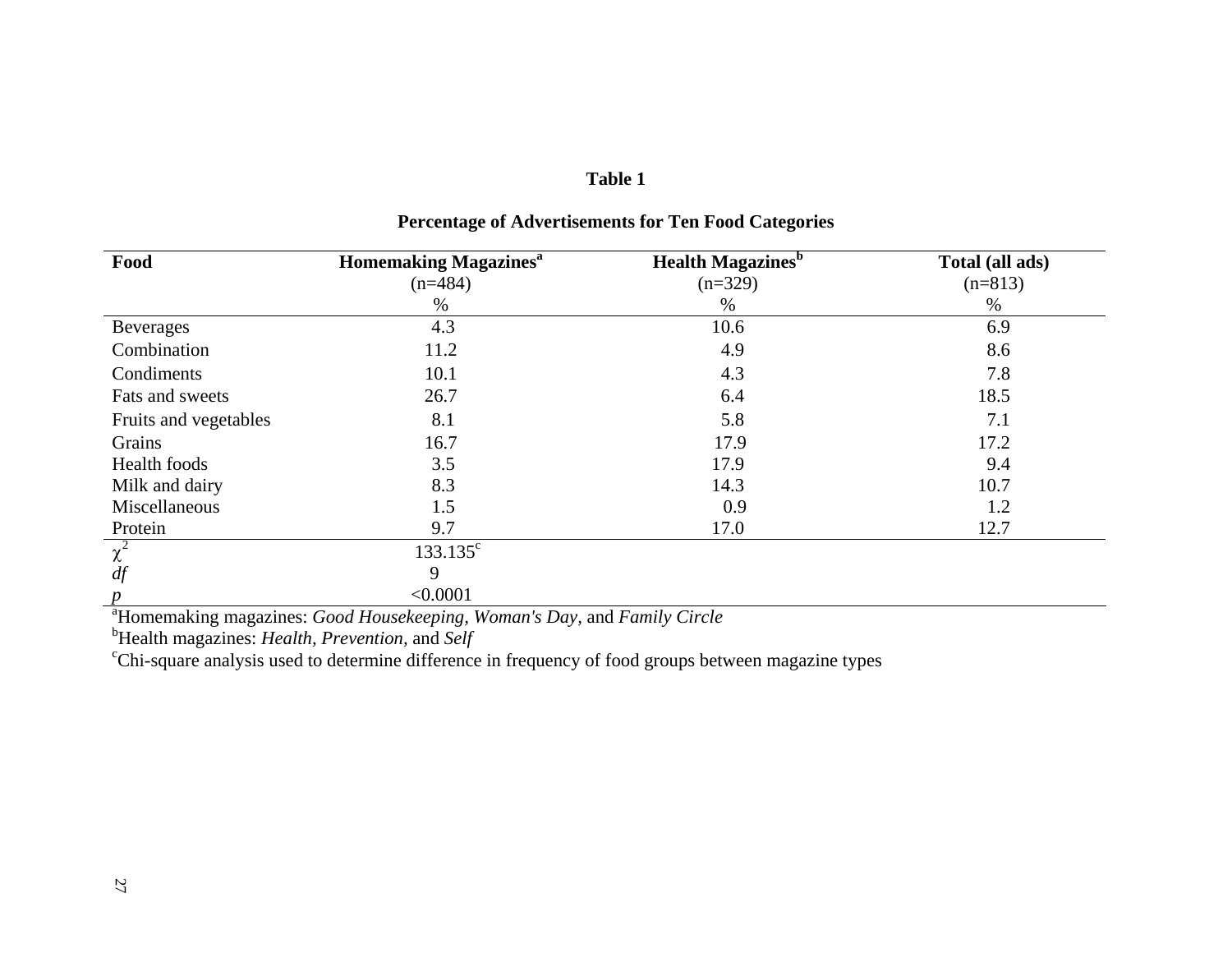**Table 1**

**Percentage of Advertisements for Ten Food Categories**

| Food | Homemaking Magazines[a] (n=484) % | Health Magazines[b] (n=329) % | Total (all ads) (n=813) % |
|---|---|---|---|
| Beverages | 4.3 | 10.6 | 6.9 |
| Combination | 11.2 | 4.9 | 8.6 |
| Condiments | 10.1 | 4.3 | 7.8 |
| Fats and sweets | 26.7 | 6.4 | 18.5 |
| Fruits and vegetables | 8.1 | 5.8 | 7.1 |
| Grains | 16.7 | 17.9 | 17.2 |
| Health foods | 3.5 | 17.9 | 9.4 |
| Milk and dairy | 8.3 | 14.3 | 10.7 |
| Miscellaneous | 1.5 | 0.9 | 1.2 |
| Protein | 9.7 | 17.0 | 12.7 |
| $\chi^2$ | 133.135[c] | | |
| *df* | 9 | | |
| *p* | <0.0001 | | |

[a]Homemaking magazines: *Good Housekeeping*, *Woman's Day*, and *Family Circle*

[b]Health magazines: *Health*, *Prevention*, and *Self*

[c]Chi-square analysis used to determine difference in frequency of food groups between magazine types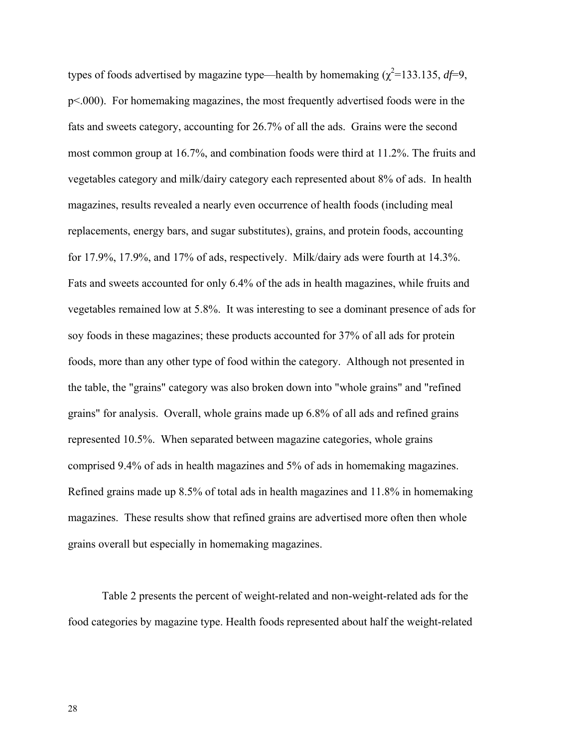types of foods advertised by magazine type—health by homemaking ($\chi^2$=133.135, *df*=9, p<.000). For homemaking magazines, the most frequently advertised foods were in the fats and sweets category, accounting for 26.7% of all the ads. Grains were the second most common group at 16.7%, and combination foods were third at 11.2%. The fruits and vegetables category and milk/dairy category each represented about 8% of ads. In health magazines, results revealed a nearly even occurrence of health foods (including meal replacements, energy bars, and sugar substitutes), grains, and protein foods, accounting for 17.9%, 17.9%, and 17% of ads, respectively. Milk/dairy ads were fourth at 14.3%. Fats and sweets accounted for only 6.4% of the ads in health magazines, while fruits and vegetables remained low at 5.8%. It was interesting to see a dominant presence of ads for soy foods in these magazines; these products accounted for 37% of all ads for protein foods, more than any other type of food within the category. Although not presented in the table, the "grains" category was also broken down into "whole grains" and "refined grains" for analysis. Overall, whole grains made up 6.8% of all ads and refined grains represented 10.5%. When separated between magazine categories, whole grains comprised 9.4% of ads in health magazines and 5% of ads in homemaking magazines. Refined grains made up 8.5% of total ads in health magazines and 11.8% in homemaking magazines. These results show that refined grains are advertised more often then whole grains overall but especially in homemaking magazines.

Table 2 presents the percent of weight-related and non-weight-related ads for the food categories by magazine type. Health foods represented about half the weight-related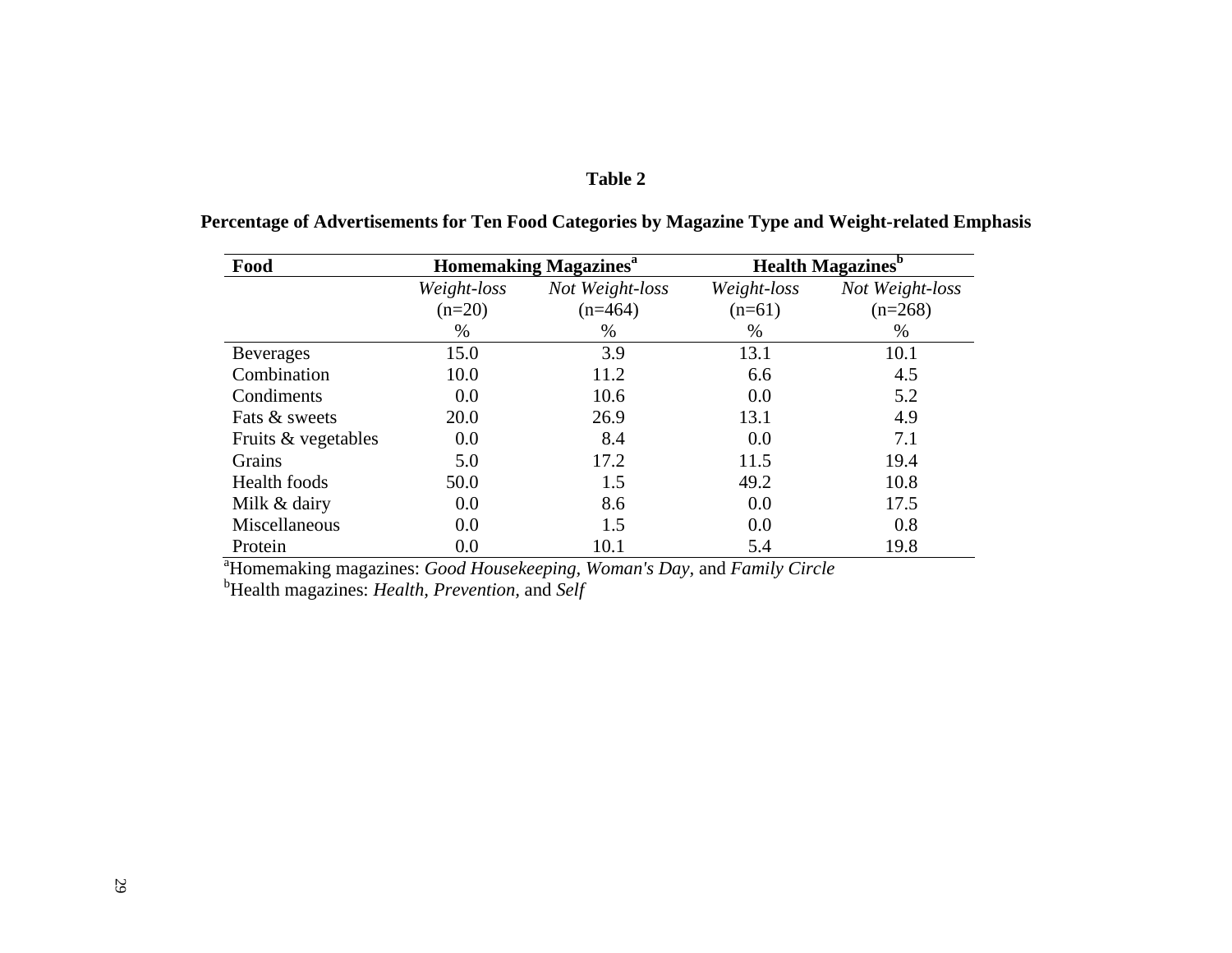**Table 2**

**Percentage of Advertisements for Ten Food Categories by Magazine Type and Weight-related Emphasis**

| Food | Homemaking Magazines[a] | | Health Magazines[b] | |
|---|---|---|---|---|
| | *Weight-loss* (n=20) % | *Not Weight-loss* (n=464) % | *Weight-loss* (n=61) % | *Not Weight-loss* (n=268) % |
| Beverages | 15.0 | 3.9 | 13.1 | 10.1 |
| Combination | 10.0 | 11.2 | 6.6 | 4.5 |
| Condiments | 0.0 | 10.6 | 0.0 | 5.2 |
| Fats & sweets | 20.0 | 26.9 | 13.1 | 4.9 |
| Fruits & vegetables | 0.0 | 8.4 | 0.0 | 7.1 |
| Grains | 5.0 | 17.2 | 11.5 | 19.4 |
| Health foods | 50.0 | 1.5 | 49.2 | 10.8 |
| Milk & dairy | 0.0 | 8.6 | 0.0 | 17.5 |
| Miscellaneous | 0.0 | 1.5 | 0.0 | 0.8 |
| Protein | 0.0 | 10.1 | 5.4 | 19.8 |

[a]Homemaking magazines: *Good Housekeeping*, *Woman's Day*, and *Family Circle*
[b]Health magazines: *Health*, *Prevention*, and *Self*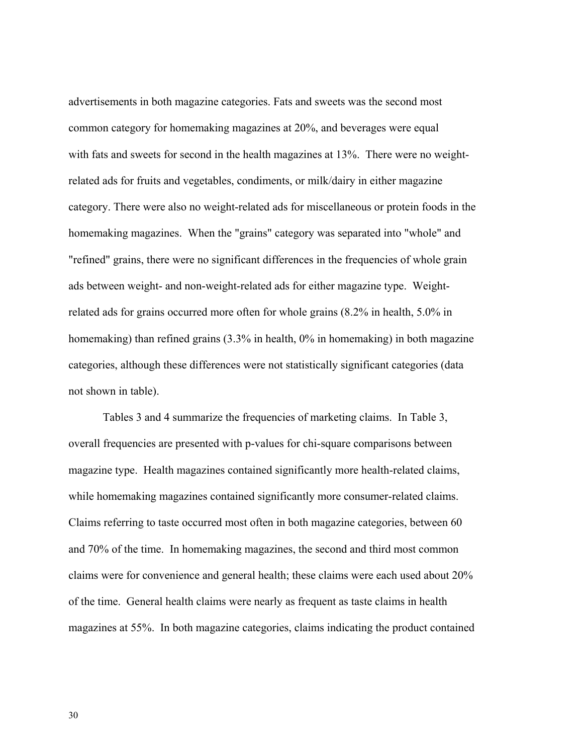advertisements in both magazine categories. Fats and sweets was the second most common category for homemaking magazines at 20%, and beverages were equal with fats and sweets for second in the health magazines at 13%. There were no weight-related ads for fruits and vegetables, condiments, or milk/dairy in either magazine category. There were also no weight-related ads for miscellaneous or protein foods in the homemaking magazines. When the "grains" category was separated into "whole" and "refined" grains, there were no significant differences in the frequencies of whole grain ads between weight- and non-weight-related ads for either magazine type. Weight-related ads for grains occurred more often for whole grains (8.2% in health, 5.0% in homemaking) than refined grains (3.3% in health, 0% in homemaking) in both magazine categories, although these differences were not statistically significant categories (data not shown in table).

Tables 3 and 4 summarize the frequencies of marketing claims. In Table 3, overall frequencies are presented with p-values for chi-square comparisons between magazine type. Health magazines contained significantly more health-related claims, while homemaking magazines contained significantly more consumer-related claims. Claims referring to taste occurred most often in both magazine categories, between 60 and 70% of the time. In homemaking magazines, the second and third most common claims were for convenience and general health; these claims were each used about 20% of the time. General health claims were nearly as frequent as taste claims in health magazines at 55%. In both magazine categories, claims indicating the product contained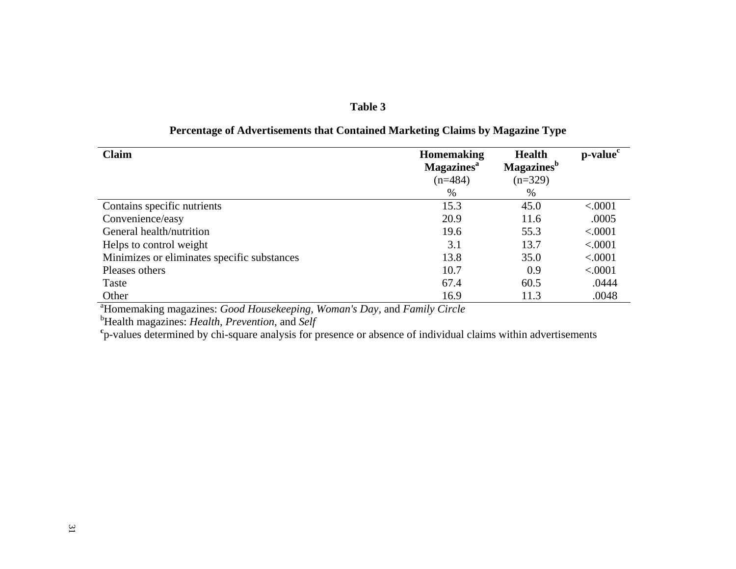**Table 3**

**Percentage of Advertisements that Contained Marketing Claims by Magazine Type**

| Claim | Homemaking Magazines[a] (n=484) % | Health Magazines[b] (n=329) % | p-value[c] |
|---|---|---|---|
| Contains specific nutrients | 15.3 | 45.0 | <.0001 |
| Convenience/easy | 20.9 | 11.6 | .0005 |
| General health/nutrition | 19.6 | 55.3 | <.0001 |
| Helps to control weight | 3.1 | 13.7 | <.0001 |
| Minimizes or eliminates specific substances | 13.8 | 35.0 | <.0001 |
| Pleases others | 10.7 | 0.9 | <.0001 |
| Taste | 67.4 | 60.5 | .0444 |
| Other | 16.9 | 11.3 | .0048 |

[a]Homemaking magazines: *Good Housekeeping*, *Woman's Day*, and *Family Circle*

[b]Health magazines: *Health*, *Prevention*, and *Self*

[c]p-values determined by chi-square analysis for presence or absence of individual claims within advertisements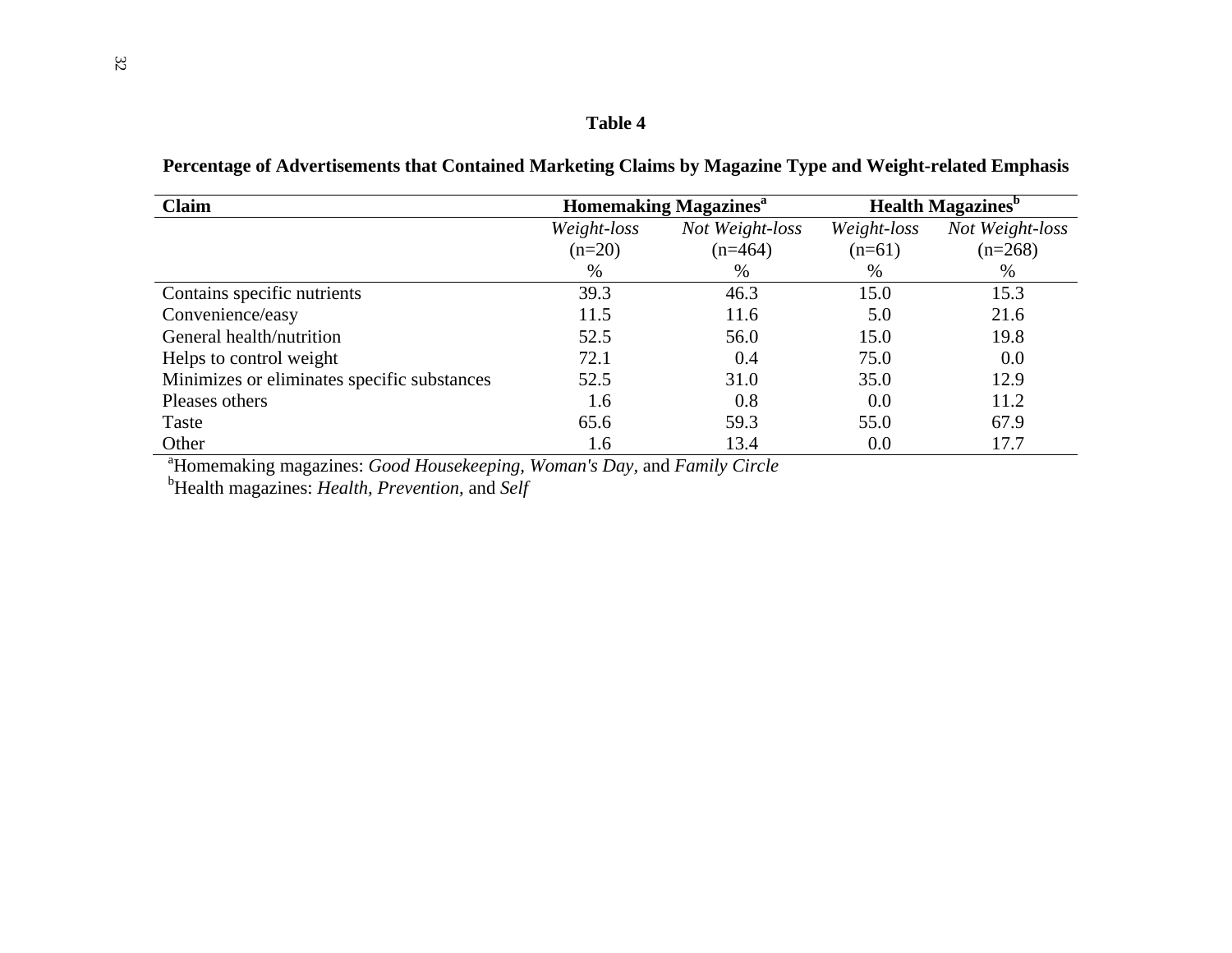**Table 4**

**Percentage of Advertisements that Contained Marketing Claims by Magazine Type and Weight-related Emphasis**

| **Claim** | **Homemaking Magazines**[a] | | **Health Magazines**[b] | |
|---|---|---|---|---|
| | *Weight-loss* (n=20) % | *Not Weight-loss* (n=464) % | *Weight-loss* (n=61) % | *Not Weight-loss* (n=268) % |
| Contains specific nutrients | 39.3 | 46.3 | 15.0 | 15.3 |
| Convenience/easy | 11.5 | 11.6 | 5.0 | 21.6 |
| General health/nutrition | 52.5 | 56.0 | 15.0 | 19.8 |
| Helps to control weight | 72.1 | 0.4 | 75.0 | 0.0 |
| Minimizes or eliminates specific substances | 52.5 | 31.0 | 35.0 | 12.9 |
| Pleases others | 1.6 | 0.8 | 0.0 | 11.2 |
| Taste | 65.6 | 59.3 | 55.0 | 67.9 |
| Other | 1.6 | 13.4 | 0.0 | 17.7 |

[a]Homemaking magazines: *Good Housekeeping, Woman's Day*, and *Family Circle*

[b]Health magazines: *Health, Prevention*, and *Self*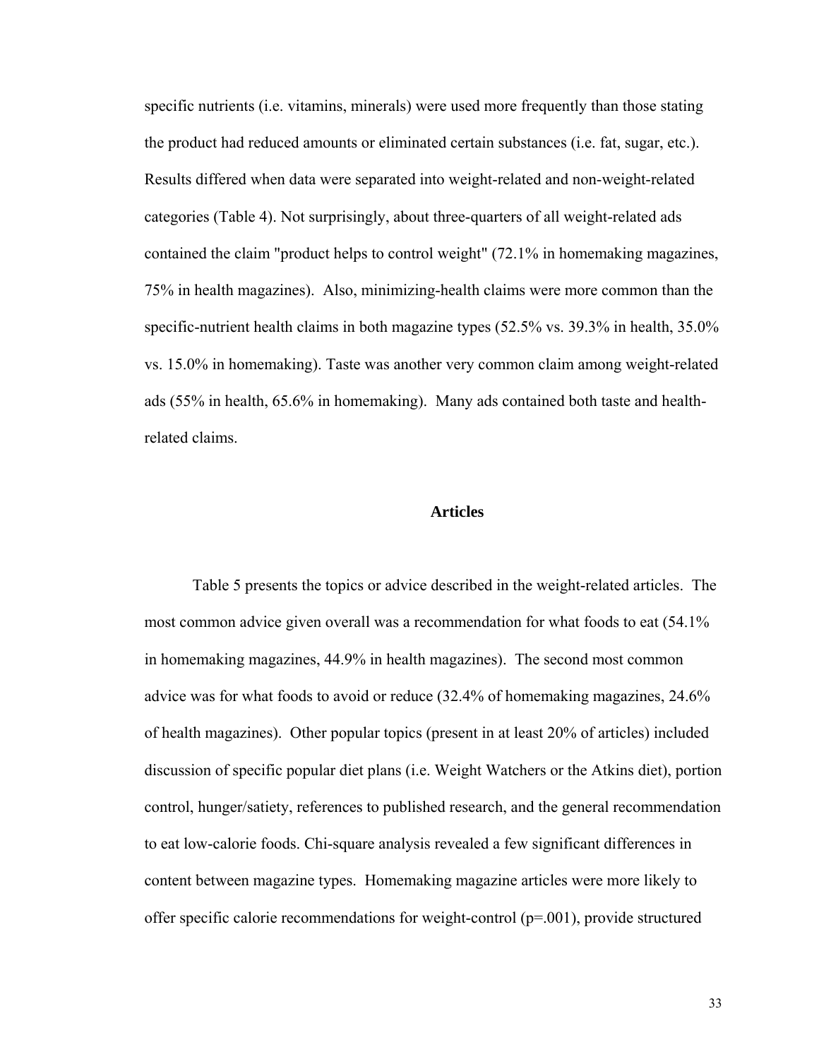specific nutrients (i.e. vitamins, minerals) were used more frequently than those stating the product had reduced amounts or eliminated certain substances (i.e. fat, sugar, etc.). Results differed when data were separated into weight-related and non-weight-related categories (Table 4). Not surprisingly, about three-quarters of all weight-related ads contained the claim "product helps to control weight" (72.1% in homemaking magazines, 75% in health magazines). Also, minimizing-health claims were more common than the specific-nutrient health claims in both magazine types (52.5% vs. 39.3% in health, 35.0% vs. 15.0% in homemaking). Taste was another very common claim among weight-related ads (55% in health, 65.6% in homemaking). Many ads contained both taste and health-related claims.

## Articles

Table 5 presents the topics or advice described in the weight-related articles. The most common advice given overall was a recommendation for what foods to eat (54.1% in homemaking magazines, 44.9% in health magazines). The second most common advice was for what foods to avoid or reduce (32.4% of homemaking magazines, 24.6% of health magazines). Other popular topics (present in at least 20% of articles) included discussion of specific popular diet plans (i.e. Weight Watchers or the Atkins diet), portion control, hunger/satiety, references to published research, and the general recommendation to eat low-calorie foods. Chi-square analysis revealed a few significant differences in content between magazine types. Homemaking magazine articles were more likely to offer specific calorie recommendations for weight-control ($p=.001$), provide structured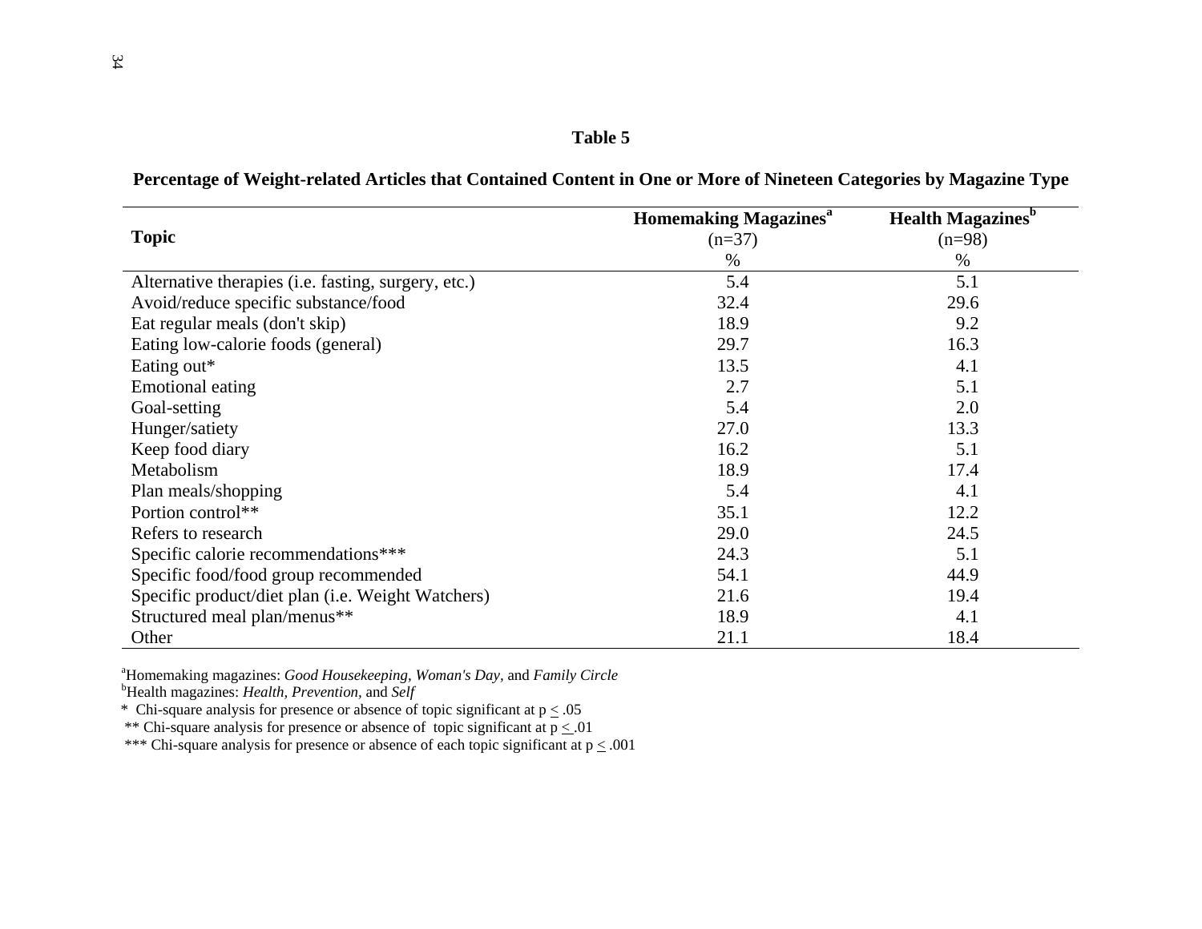**Table 5**

**Percentage of Weight-related Articles that Contained Content in One or More of Nineteen Categories by Magazine Type**

| Topic | Homemaking Magazines[a] (n=37) % | Health Magazines[b] (n=98) % |
|---|---|---|
| Alternative therapies (i.e. fasting, surgery, etc.) | 5.4 | 5.1 |
| Avoid/reduce specific substance/food | 32.4 | 29.6 |
| Eat regular meals (don't skip) | 18.9 | 9.2 |
| Eating low-calorie foods (general) | 29.7 | 16.3 |
| Eating out* | 13.5 | 4.1 |
| Emotional eating | 2.7 | 5.1 |
| Goal-setting | 5.4 | 2.0 |
| Hunger/satiety | 27.0 | 13.3 |
| Keep food diary | 16.2 | 5.1 |
| Metabolism | 18.9 | 17.4 |
| Plan meals/shopping | 5.4 | 4.1 |
| Portion control** | 35.1 | 12.2 |
| Refers to research | 29.0 | 24.5 |
| Specific calorie recommendations*** | 24.3 | 5.1 |
| Specific food/food group recommended | 54.1 | 44.9 |
| Specific product/diet plan (i.e. Weight Watchers) | 21.6 | 19.4 |
| Structured meal plan/menus** | 18.9 | 4.1 |
| Other | 21.1 | 18.4 |

[a]Homemaking magazines: *Good Housekeeping, Woman's Day,* and *Family Circle*
[b]Health magazines: *Health, Prevention,* and *Self*
\* Chi-square analysis for presence or absence of topic significant at $p \leq .05$
\*\* Chi-square analysis for presence or absence of topic significant at $p \leq .01$
\*\*\* Chi-square analysis for presence or absence of each topic significant at $p \leq .001$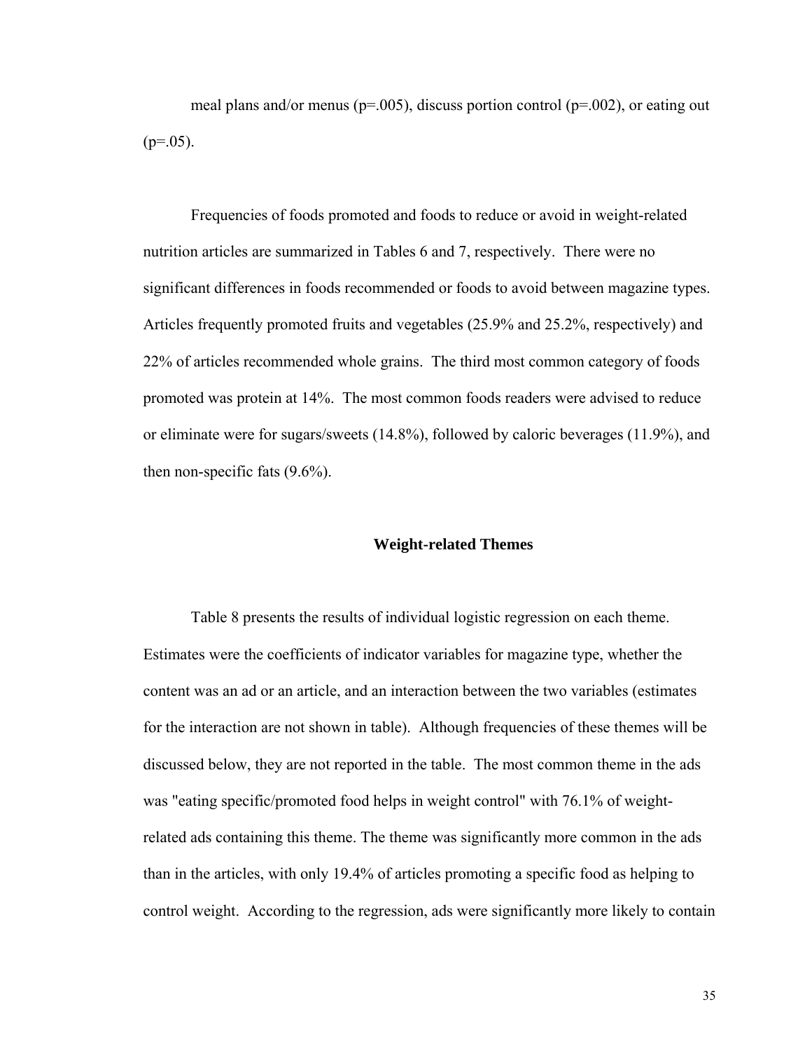meal plans and/or menus ($p=.005$), discuss portion control ($p=.002$), or eating out ($p=.05$).

Frequencies of foods promoted and foods to reduce or avoid in weight-related nutrition articles are summarized in Tables 6 and 7, respectively. There were no significant differences in foods recommended or foods to avoid between magazine types. Articles frequently promoted fruits and vegetables (25.9% and 25.2%, respectively) and 22% of articles recommended whole grains. The third most common category of foods promoted was protein at 14%. The most common foods readers were advised to reduce or eliminate were for sugars/sweets (14.8%), followed by caloric beverages (11.9%), and then non-specific fats (9.6%).

## Weight-related Themes

Table 8 presents the results of individual logistic regression on each theme. Estimates were the coefficients of indicator variables for magazine type, whether the content was an ad or an article, and an interaction between the two variables (estimates for the interaction are not shown in table). Although frequencies of these themes will be discussed below, they are not reported in the table. The most common theme in the ads was "eating specific/promoted food helps in weight control" with 76.1% of weight-related ads containing this theme. The theme was significantly more common in the ads than in the articles, with only 19.4% of articles promoting a specific food as helping to control weight. According to the regression, ads were significantly more likely to contain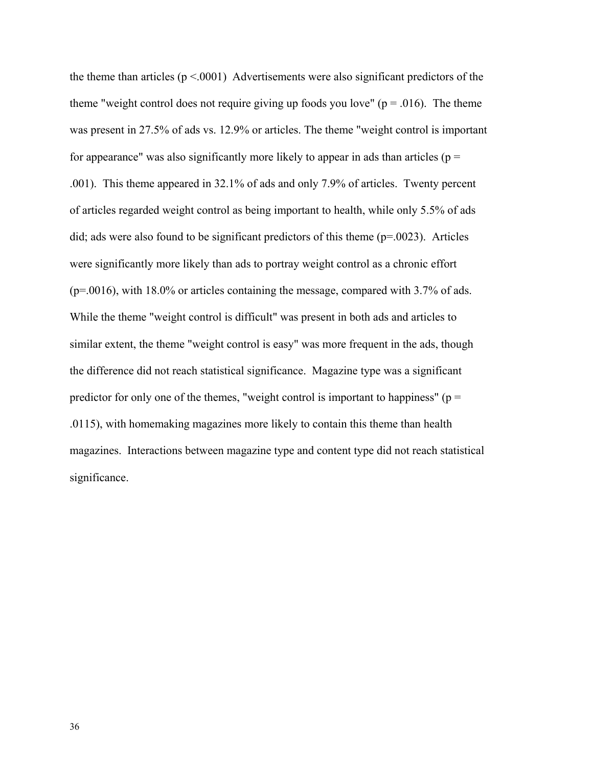the theme than articles ($p < .0001$) Advertisements were also significant predictors of the theme "weight control does not require giving up foods you love" ($p = .016$). The theme was present in 27.5% of ads vs. 12.9% or articles. The theme "weight control is important for appearance" was also significantly more likely to appear in ads than articles ($p = .001$). This theme appeared in 32.1% of ads and only 7.9% of articles. Twenty percent of articles regarded weight control as being important to health, while only 5.5% of ads did; ads were also found to be significant predictors of this theme ($p=.0023$). Articles were significantly more likely than ads to portray weight control as a chronic effort ($p=.0016$), with 18.0% or articles containing the message, compared with 3.7% of ads. While the theme "weight control is difficult" was present in both ads and articles to similar extent, the theme "weight control is easy" was more frequent in the ads, though the difference did not reach statistical significance. Magazine type was a significant predictor for only one of the themes, "weight control is important to happiness" ($p = .0115$), with homemaking magazines more likely to contain this theme than health magazines. Interactions between magazine type and content type did not reach statistical significance.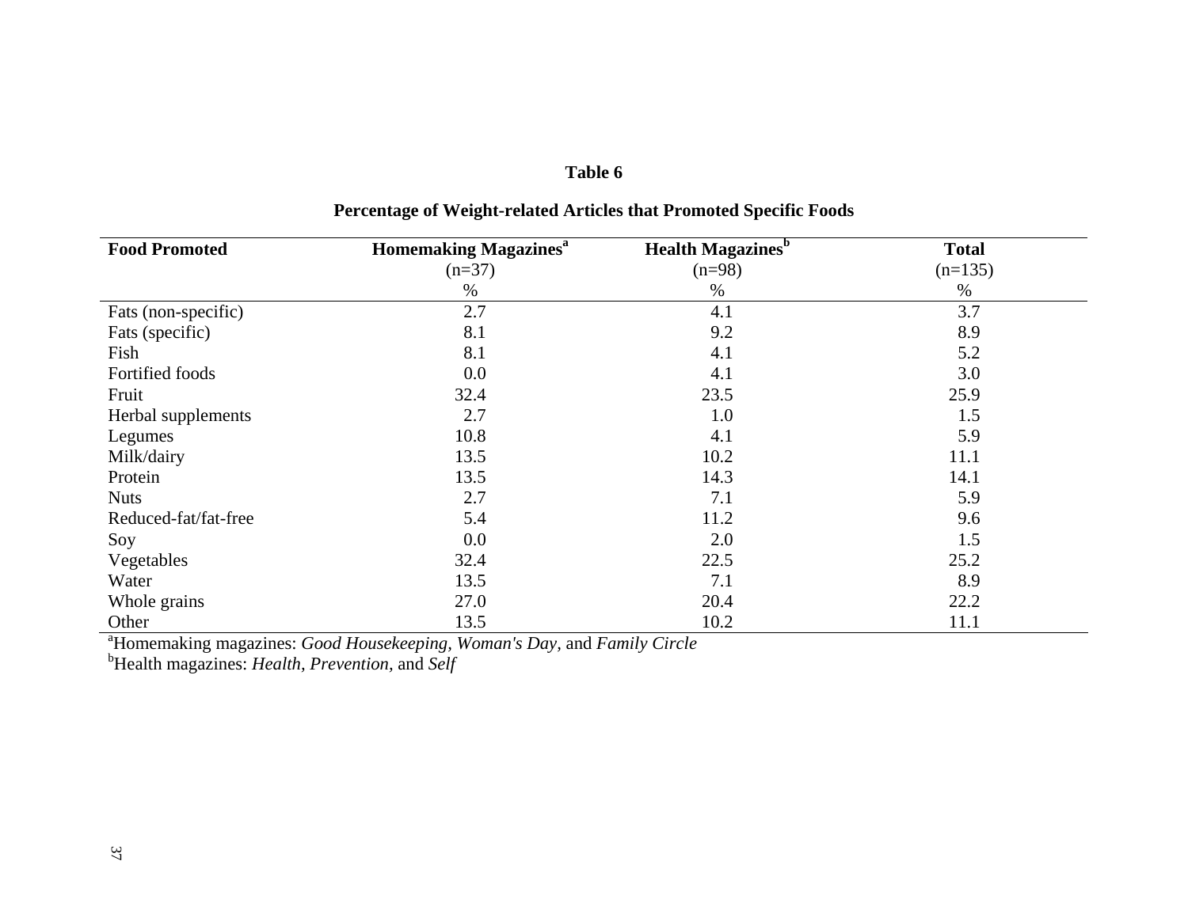**Table 6**

**Percentage of Weight-related Articles that Promoted Specific Foods**

| Food Promoted | Homemaking Magazines[a] (n=37) % | Health Magazines[b] (n=98) % | Total (n=135) % |
|---|---|---|---|
| Fats (non-specific) | 2.7 | 4.1 | 3.7 |
| Fats (specific) | 8.1 | 9.2 | 8.9 |
| Fish | 8.1 | 4.1 | 5.2 |
| Fortified foods | 0.0 | 4.1 | 3.0 |
| Fruit | 32.4 | 23.5 | 25.9 |
| Herbal supplements | 2.7 | 1.0 | 1.5 |
| Legumes | 10.8 | 4.1 | 5.9 |
| Milk/dairy | 13.5 | 10.2 | 11.1 |
| Protein | 13.5 | 14.3 | 14.1 |
| Nuts | 2.7 | 7.1 | 5.9 |
| Reduced-fat/fat-free | 5.4 | 11.2 | 9.6 |
| Soy | 0.0 | 2.0 | 1.5 |
| Vegetables | 32.4 | 22.5 | 25.2 |
| Water | 13.5 | 7.1 | 8.9 |
| Whole grains | 27.0 | 20.4 | 22.2 |
| Other | 13.5 | 10.2 | 11.1 |

[a]Homemaking magazines: *Good Housekeeping*, *Woman's Day*, and *Family Circle*
[b]Health magazines: *Health*, *Prevention*, and *Self*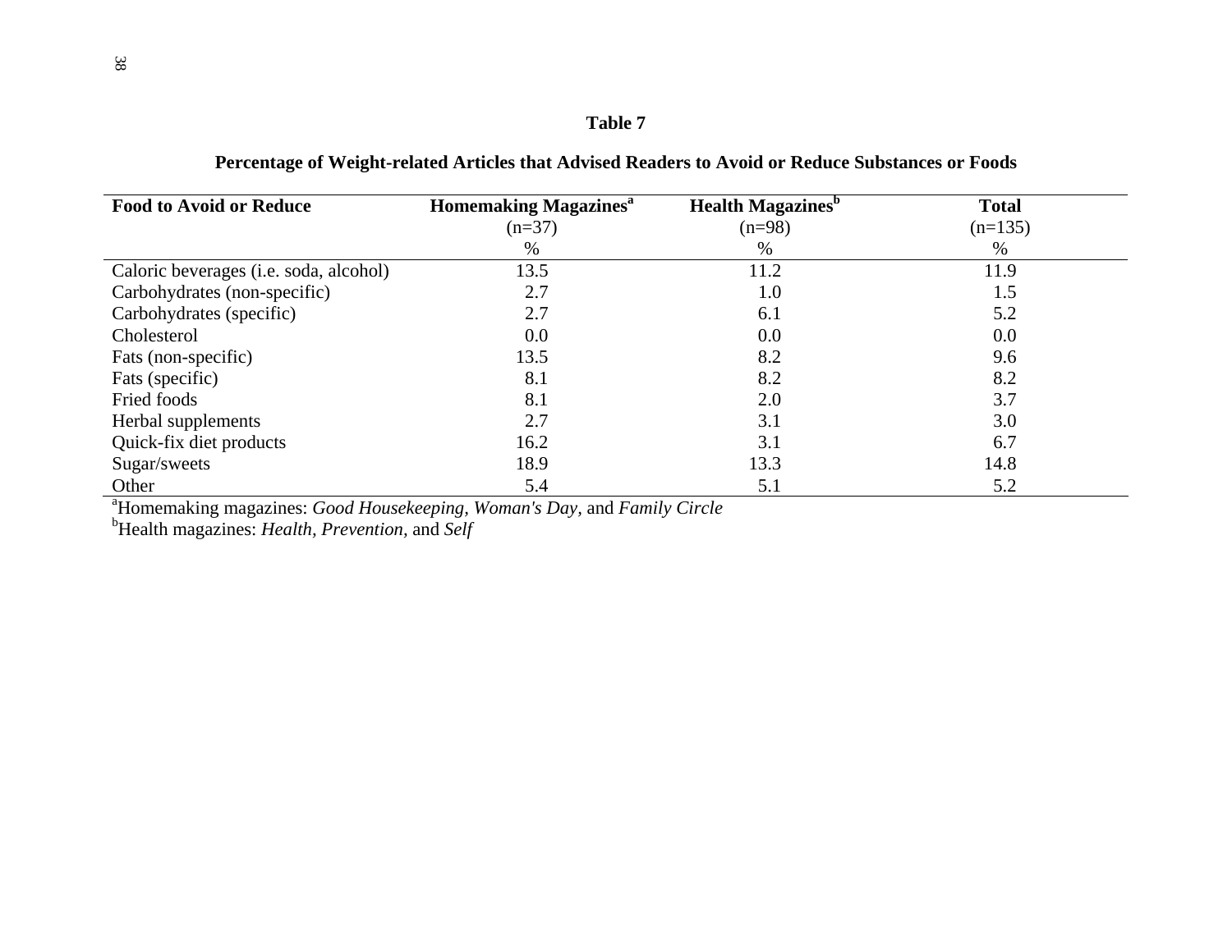**Table 7**

**Percentage of Weight-related Articles that Advised Readers to Avoid or Reduce Substances or Foods**

| **Food to Avoid or Reduce** | **Homemaking Magazines**[a] (n=37) % | **Health Magazines**[b] (n=98) % | **Total** (n=135) % |
|---|---|---|---|
| Caloric beverages (i.e. soda, alcohol) | 13.5 | 11.2 | 11.9 |
| Carbohydrates (non-specific) | 2.7 | 1.0 | 1.5 |
| Carbohydrates (specific) | 2.7 | 6.1 | 5.2 |
| Cholesterol | 0.0 | 0.0 | 0.0 |
| Fats (non-specific) | 13.5 | 8.2 | 9.6 |
| Fats (specific) | 8.1 | 8.2 | 8.2 |
| Fried foods | 8.1 | 2.0 | 3.7 |
| Herbal supplements | 2.7 | 3.1 | 3.0 |
| Quick-fix diet products | 16.2 | 3.1 | 6.7 |
| Sugar/sweets | 18.9 | 13.3 | 14.8 |
| Other | 5.4 | 5.1 | 5.2 |

[a]Homemaking magazines: *Good Housekeeping, Woman's Day*, and *Family Circle*
[b]Health magazines: *Health, Prevention*, and *Self*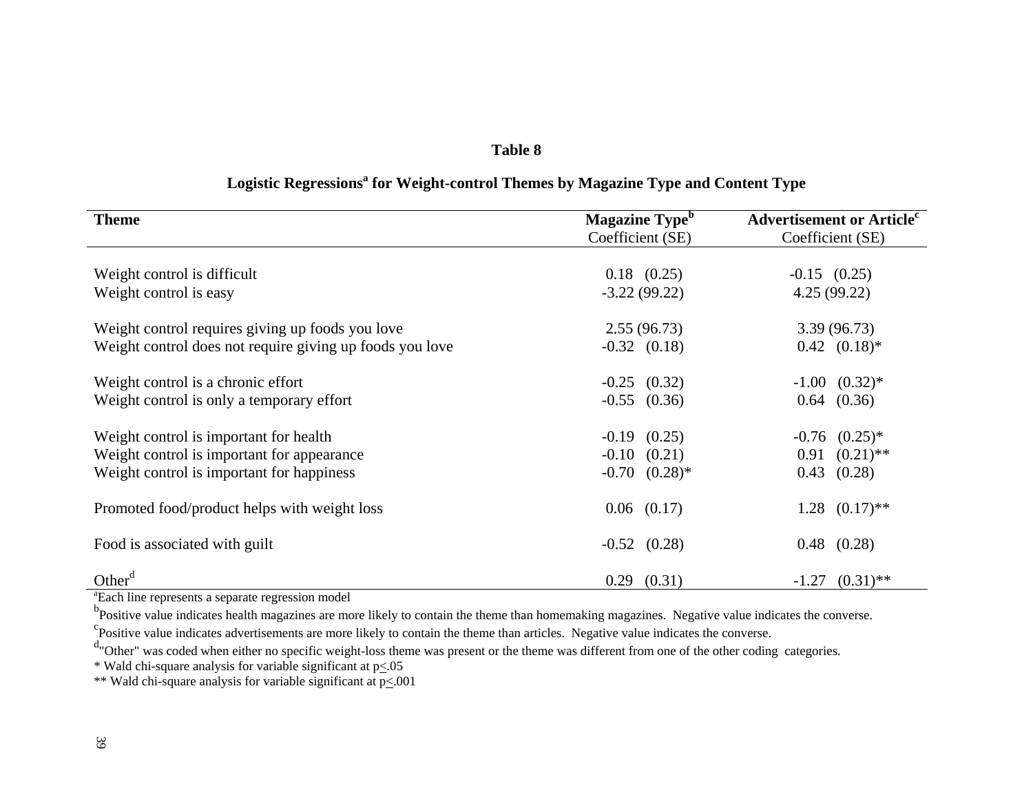**Table 8**

**Logistic Regressions[a] for Weight-control Themes by Magazine Type and Content Type**

| Theme | Magazine Type[b] Coefficient (SE) | Advertisement or Article[c] Coefficient (SE) |
|---|---|---|
| Weight control is difficult | 0.18 (0.25) | -0.15 (0.25) |
| Weight control is easy | -3.22 (99.22) | 4.25 (99.22) |
| Weight control requires giving up foods you love | 2.55 (96.73) | 3.39 (96.73) |
| Weight control does not require giving up foods you love | -0.32 (0.18) | 0.42 (0.18)* |
| Weight control is a chronic effort | -0.25 (0.32) | -1.00 (0.32)* |
| Weight control is only a temporary effort | -0.55 (0.36) | 0.64 (0.36) |
| Weight control is important for health | -0.19 (0.25) | -0.76 (0.25)* |
| Weight control is important for appearance | -0.10 (0.21) | 0.91 (0.21)** |
| Weight control is important for happiness | -0.70 (0.28)* | 0.43 (0.28) |
| Promoted food/product helps with weight loss | 0.06 (0.17) | 1.28 (0.17)** |
| Food is associated with guilt | -0.52 (0.28) | 0.48 (0.28) |
| Other[d] | 0.29 (0.31) | -1.27 (0.31)** |

[a]Each line represents a separate regression model

[b]Positive value indicates health magazines are more likely to contain the theme than homemaking magazines. Negative value indicates the converse.

[c]Positive value indicates advertisements are more likely to contain the theme than articles. Negative value indicates the converse.

[d]"Other" was coded when either no specific weight-loss theme was present or the theme was different from one of the other coding categories.

* Wald chi-square analysis for variable significant at $p \leq .05$

** Wald chi-square analysis for variable significant at $p \leq .001$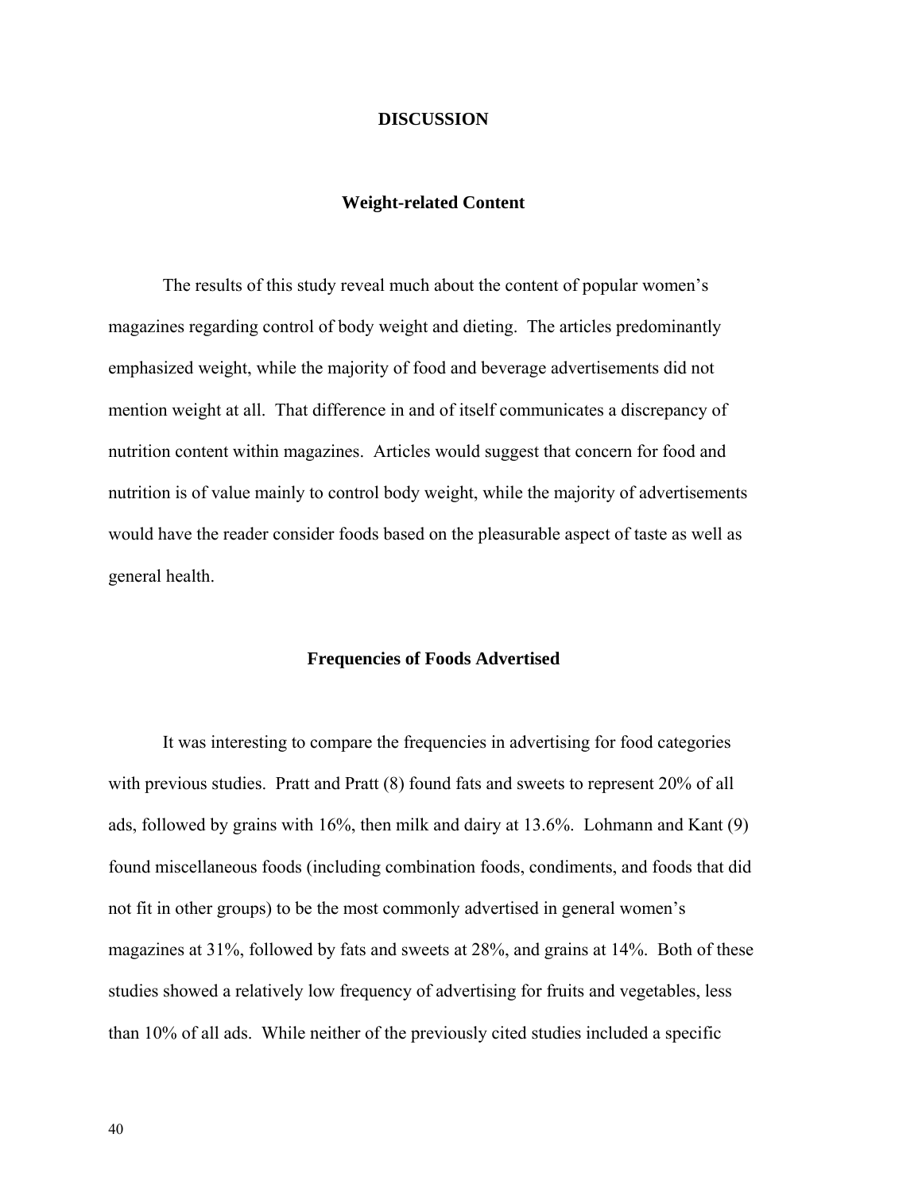# DISCUSSION

## Weight-related Content

The results of this study reveal much about the content of popular women's magazines regarding control of body weight and dieting. The articles predominantly emphasized weight, while the majority of food and beverage advertisements did not mention weight at all. That difference in and of itself communicates a discrepancy of nutrition content within magazines. Articles would suggest that concern for food and nutrition is of value mainly to control body weight, while the majority of advertisements would have the reader consider foods based on the pleasurable aspect of taste as well as general health.

## Frequencies of Foods Advertised

It was interesting to compare the frequencies in advertising for food categories with previous studies. Pratt and Pratt (8) found fats and sweets to represent 20% of all ads, followed by grains with 16%, then milk and dairy at 13.6%. Lohmann and Kant (9) found miscellaneous foods (including combination foods, condiments, and foods that did not fit in other groups) to be the most commonly advertised in general women's magazines at 31%, followed by fats and sweets at 28%, and grains at 14%. Both of these studies showed a relatively low frequency of advertising for fruits and vegetables, less than 10% of all ads. While neither of the previously cited studies included a specific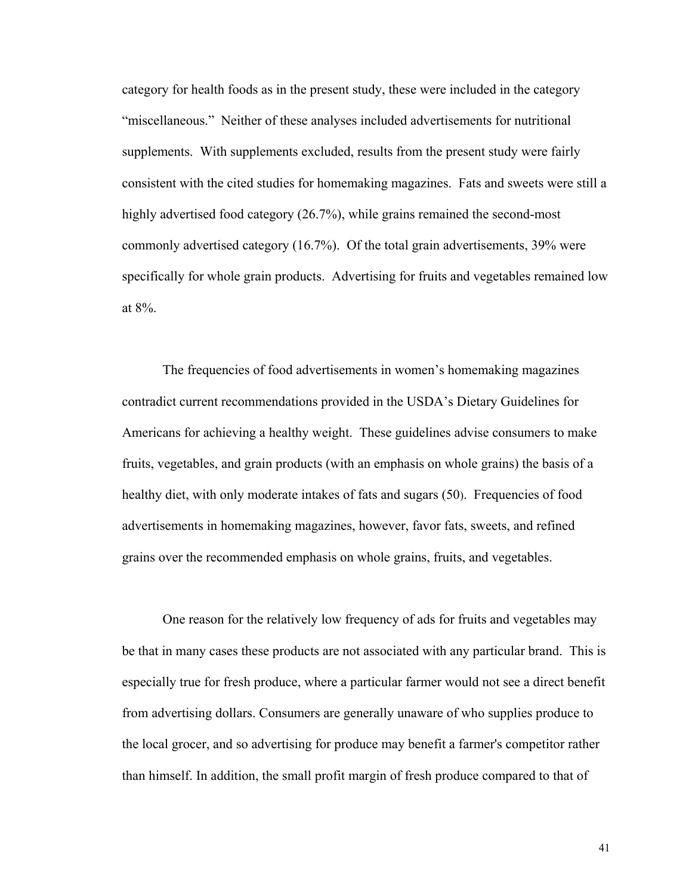category for health foods as in the present study, these were included in the category "miscellaneous." Neither of these analyses included advertisements for nutritional supplements. With supplements excluded, results from the present study were fairly consistent with the cited studies for homemaking magazines. Fats and sweets were still a highly advertised food category (26.7%), while grains remained the second-most commonly advertised category (16.7%). Of the total grain advertisements, 39% were specifically for whole grain products. Advertising for fruits and vegetables remained low at 8%.

The frequencies of food advertisements in women's homemaking magazines contradict current recommendations provided in the USDA's Dietary Guidelines for Americans for achieving a healthy weight. These guidelines advise consumers to make fruits, vegetables, and grain products (with an emphasis on whole grains) the basis of a healthy diet, with only moderate intakes of fats and sugars (50). Frequencies of food advertisements in homemaking magazines, however, favor fats, sweets, and refined grains over the recommended emphasis on whole grains, fruits, and vegetables.

One reason for the relatively low frequency of ads for fruits and vegetables may be that in many cases these products are not associated with any particular brand. This is especially true for fresh produce, where a particular farmer would not see a direct benefit from advertising dollars. Consumers are generally unaware of who supplies produce to the local grocer, and so advertising for produce may benefit a farmer's competitor rather than himself. In addition, the small profit margin of fresh produce compared to that of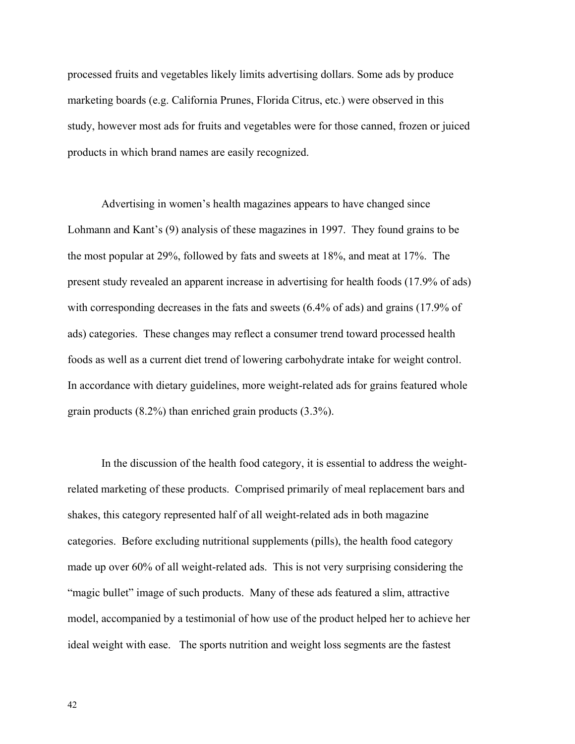processed fruits and vegetables likely limits advertising dollars. Some ads by produce marketing boards (e.g. California Prunes, Florida Citrus, etc.) were observed in this study, however most ads for fruits and vegetables were for those canned, frozen or juiced products in which brand names are easily recognized.

Advertising in women's health magazines appears to have changed since Lohmann and Kant's (9) analysis of these magazines in 1997. They found grains to be the most popular at 29%, followed by fats and sweets at 18%, and meat at 17%. The present study revealed an apparent increase in advertising for health foods (17.9% of ads) with corresponding decreases in the fats and sweets (6.4% of ads) and grains (17.9% of ads) categories. These changes may reflect a consumer trend toward processed health foods as well as a current diet trend of lowering carbohydrate intake for weight control. In accordance with dietary guidelines, more weight-related ads for grains featured whole grain products (8.2%) than enriched grain products (3.3%).

In the discussion of the health food category, it is essential to address the weight-related marketing of these products. Comprised primarily of meal replacement bars and shakes, this category represented half of all weight-related ads in both magazine categories. Before excluding nutritional supplements (pills), the health food category made up over 60% of all weight-related ads. This is not very surprising considering the "magic bullet" image of such products. Many of these ads featured a slim, attractive model, accompanied by a testimonial of how use of the product helped her to achieve her ideal weight with ease. The sports nutrition and weight loss segments are the fastest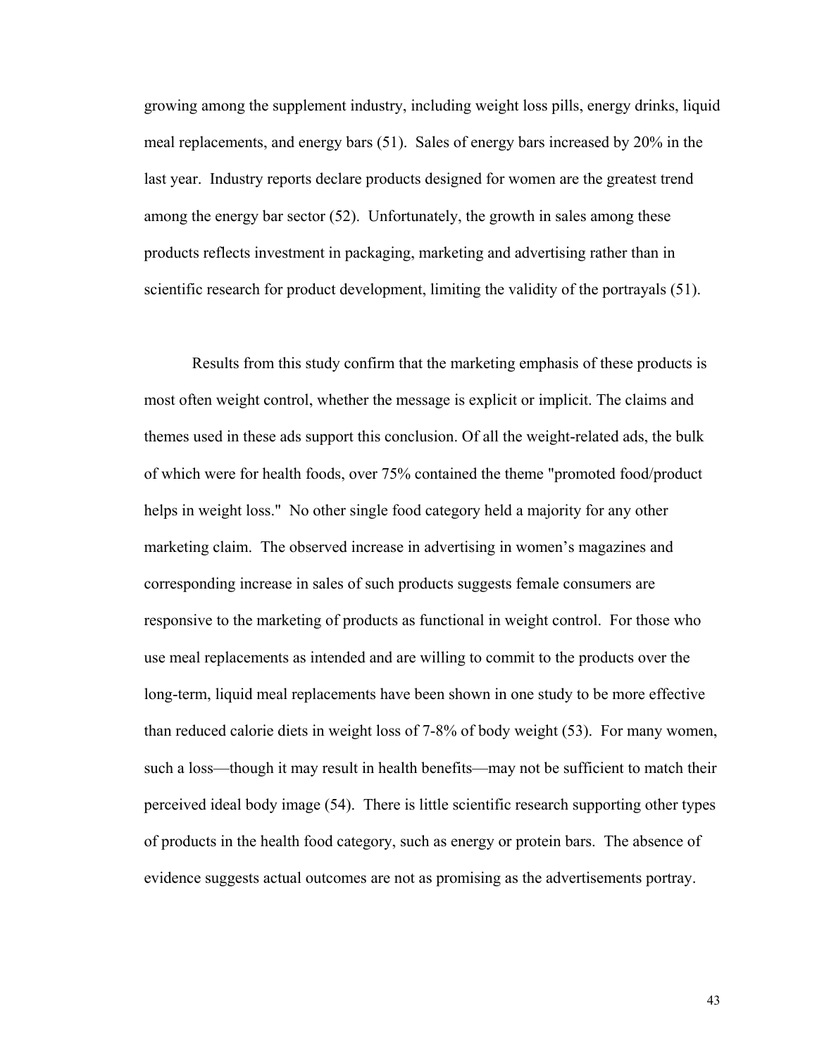growing among the supplement industry, including weight loss pills, energy drinks, liquid meal replacements, and energy bars (51). Sales of energy bars increased by 20% in the last year. Industry reports declare products designed for women are the greatest trend among the energy bar sector (52). Unfortunately, the growth in sales among these products reflects investment in packaging, marketing and advertising rather than in scientific research for product development, limiting the validity of the portrayals (51).

Results from this study confirm that the marketing emphasis of these products is most often weight control, whether the message is explicit or implicit. The claims and themes used in these ads support this conclusion. Of all the weight-related ads, the bulk of which were for health foods, over 75% contained the theme "promoted food/product helps in weight loss." No other single food category held a majority for any other marketing claim. The observed increase in advertising in women's magazines and corresponding increase in sales of such products suggests female consumers are responsive to the marketing of products as functional in weight control. For those who use meal replacements as intended and are willing to commit to the products over the long-term, liquid meal replacements have been shown in one study to be more effective than reduced calorie diets in weight loss of 7-8% of body weight (53). For many women, such a loss—though it may result in health benefits—may not be sufficient to match their perceived ideal body image (54). There is little scientific research supporting other types of products in the health food category, such as energy or protein bars. The absence of evidence suggests actual outcomes are not as promising as the advertisements portray.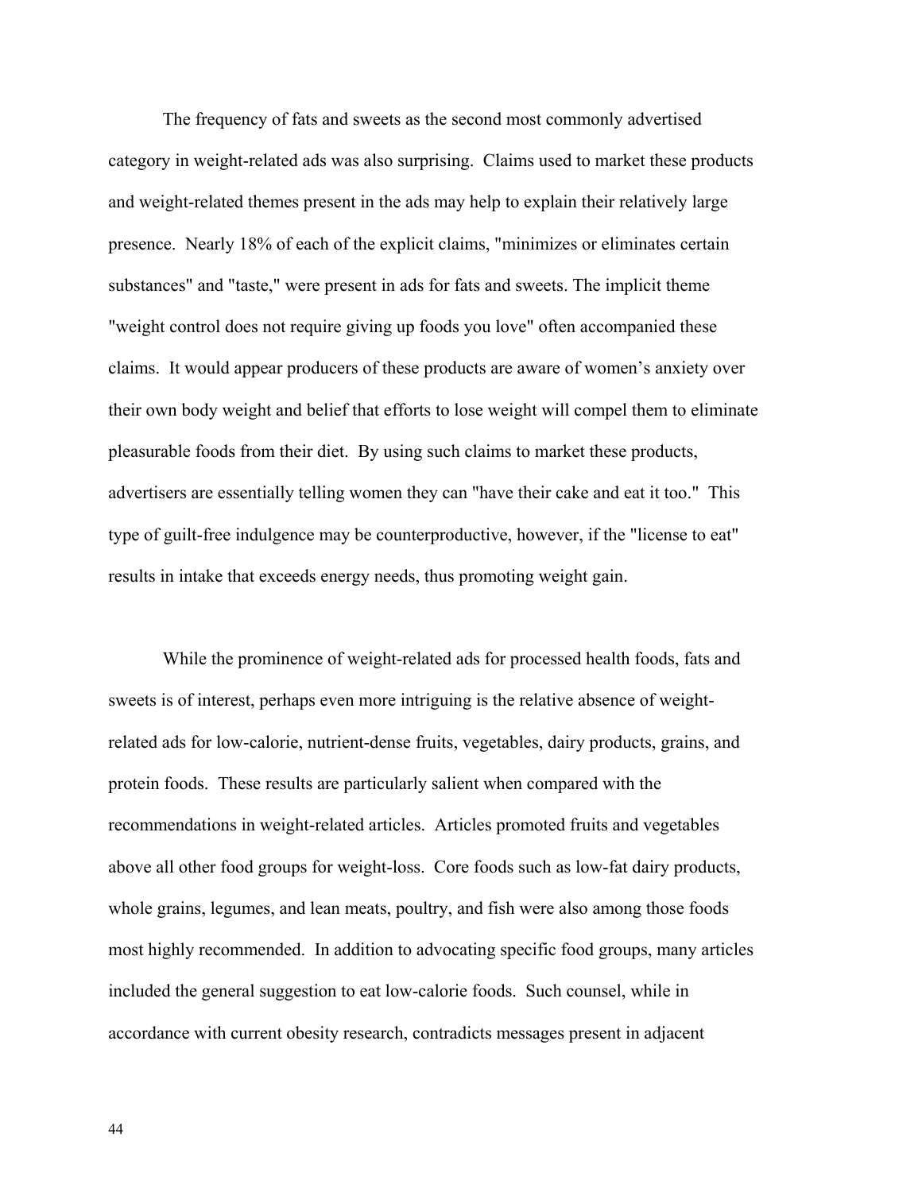The frequency of fats and sweets as the second most commonly advertised category in weight-related ads was also surprising. Claims used to market these products and weight-related themes present in the ads may help to explain their relatively large presence. Nearly 18% of each of the explicit claims, "minimizes or eliminates certain substances" and "taste," were present in ads for fats and sweets. The implicit theme "weight control does not require giving up foods you love" often accompanied these claims. It would appear producers of these products are aware of women's anxiety over their own body weight and belief that efforts to lose weight will compel them to eliminate pleasurable foods from their diet. By using such claims to market these products, advertisers are essentially telling women they can "have their cake and eat it too." This type of guilt-free indulgence may be counterproductive, however, if the "license to eat" results in intake that exceeds energy needs, thus promoting weight gain.

While the prominence of weight-related ads for processed health foods, fats and sweets is of interest, perhaps even more intriguing is the relative absence of weight-related ads for low-calorie, nutrient-dense fruits, vegetables, dairy products, grains, and protein foods. These results are particularly salient when compared with the recommendations in weight-related articles. Articles promoted fruits and vegetables above all other food groups for weight-loss. Core foods such as low-fat dairy products, whole grains, legumes, and lean meats, poultry, and fish were also among those foods most highly recommended. In addition to advocating specific food groups, many articles included the general suggestion to eat low-calorie foods. Such counsel, while in accordance with current obesity research, contradicts messages present in adjacent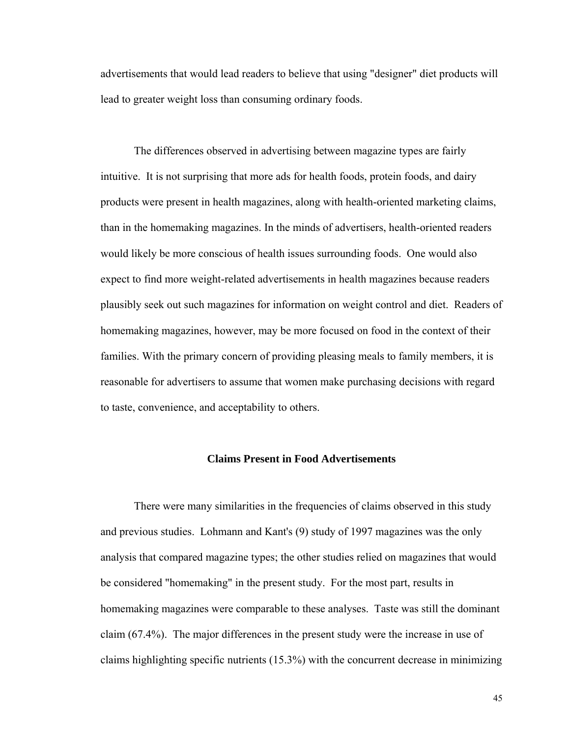advertisements that would lead readers to believe that using "designer" diet products will lead to greater weight loss than consuming ordinary foods.

The differences observed in advertising between magazine types are fairly intuitive. It is not surprising that more ads for health foods, protein foods, and dairy products were present in health magazines, along with health-oriented marketing claims, than in the homemaking magazines. In the minds of advertisers, health-oriented readers would likely be more conscious of health issues surrounding foods. One would also expect to find more weight-related advertisements in health magazines because readers plausibly seek out such magazines for information on weight control and diet. Readers of homemaking magazines, however, may be more focused on food in the context of their families. With the primary concern of providing pleasing meals to family members, it is reasonable for advertisers to assume that women make purchasing decisions with regard to taste, convenience, and acceptability to others.

## Claims Present in Food Advertisements

There were many similarities in the frequencies of claims observed in this study and previous studies. Lohmann and Kant's (9) study of 1997 magazines was the only analysis that compared magazine types; the other studies relied on magazines that would be considered "homemaking" in the present study. For the most part, results in homemaking magazines were comparable to these analyses. Taste was still the dominant claim (67.4%). The major differences in the present study were the increase in use of claims highlighting specific nutrients (15.3%) with the concurrent decrease in minimizing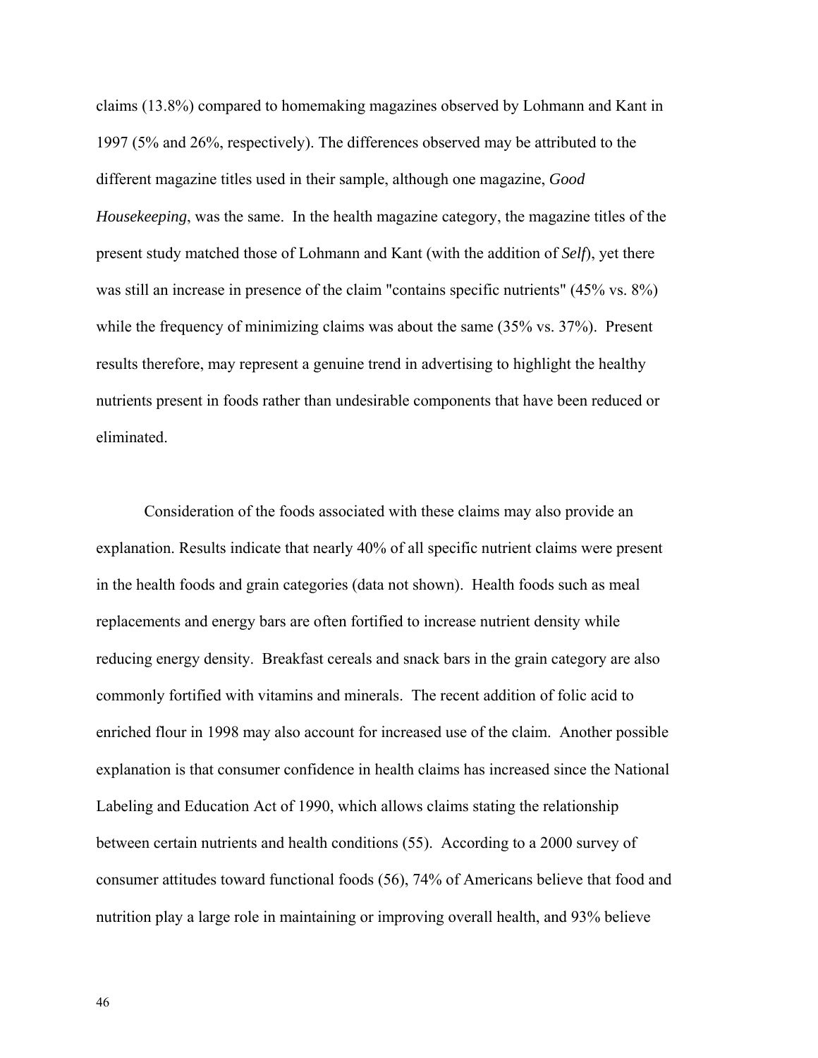claims (13.8%) compared to homemaking magazines observed by Lohmann and Kant in 1997 (5% and 26%, respectively). The differences observed may be attributed to the different magazine titles used in their sample, although one magazine, *Good Housekeeping*, was the same. In the health magazine category, the magazine titles of the present study matched those of Lohmann and Kant (with the addition of *Self*), yet there was still an increase in presence of the claim "contains specific nutrients" (45% vs. 8%) while the frequency of minimizing claims was about the same (35% vs. 37%). Present results therefore, may represent a genuine trend in advertising to highlight the healthy nutrients present in foods rather than undesirable components that have been reduced or eliminated.

Consideration of the foods associated with these claims may also provide an explanation. Results indicate that nearly 40% of all specific nutrient claims were present in the health foods and grain categories (data not shown). Health foods such as meal replacements and energy bars are often fortified to increase nutrient density while reducing energy density. Breakfast cereals and snack bars in the grain category are also commonly fortified with vitamins and minerals. The recent addition of folic acid to enriched flour in 1998 may also account for increased use of the claim. Another possible explanation is that consumer confidence in health claims has increased since the National Labeling and Education Act of 1990, which allows claims stating the relationship between certain nutrients and health conditions (55). According to a 2000 survey of consumer attitudes toward functional foods (56), 74% of Americans believe that food and nutrition play a large role in maintaining or improving overall health, and 93% believe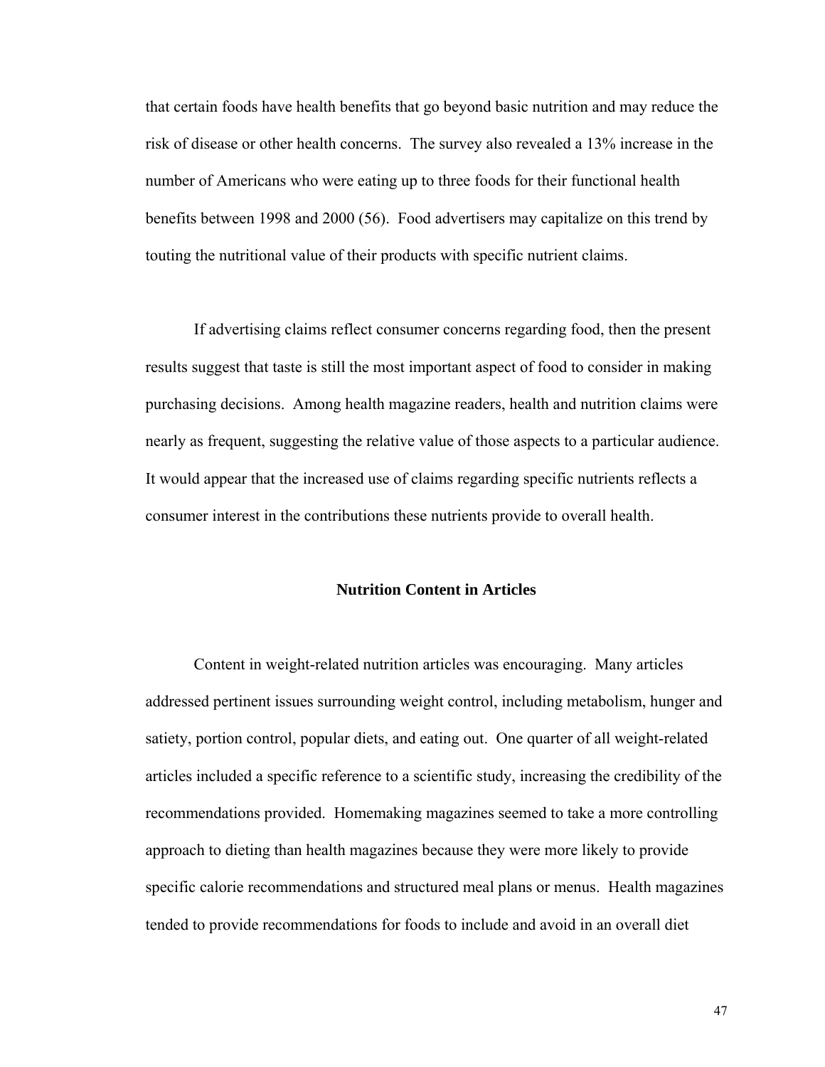that certain foods have health benefits that go beyond basic nutrition and may reduce the risk of disease or other health concerns. The survey also revealed a 13% increase in the number of Americans who were eating up to three foods for their functional health benefits between 1998 and 2000 (56). Food advertisers may capitalize on this trend by touting the nutritional value of their products with specific nutrient claims.

If advertising claims reflect consumer concerns regarding food, then the present results suggest that taste is still the most important aspect of food to consider in making purchasing decisions. Among health magazine readers, health and nutrition claims were nearly as frequent, suggesting the relative value of those aspects to a particular audience. It would appear that the increased use of claims regarding specific nutrients reflects a consumer interest in the contributions these nutrients provide to overall health.

## Nutrition Content in Articles

Content in weight-related nutrition articles was encouraging. Many articles addressed pertinent issues surrounding weight control, including metabolism, hunger and satiety, portion control, popular diets, and eating out. One quarter of all weight-related articles included a specific reference to a scientific study, increasing the credibility of the recommendations provided. Homemaking magazines seemed to take a more controlling approach to dieting than health magazines because they were more likely to provide specific calorie recommendations and structured meal plans or menus. Health magazines tended to provide recommendations for foods to include and avoid in an overall diet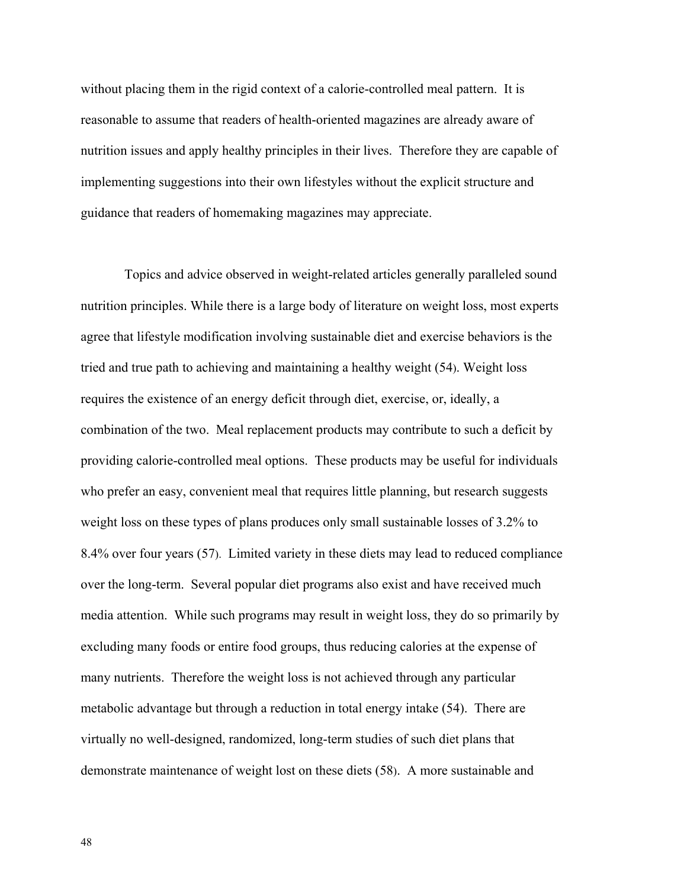without placing them in the rigid context of a calorie-controlled meal pattern. It is reasonable to assume that readers of health-oriented magazines are already aware of nutrition issues and apply healthy principles in their lives. Therefore they are capable of implementing suggestions into their own lifestyles without the explicit structure and guidance that readers of homemaking magazines may appreciate.

Topics and advice observed in weight-related articles generally paralleled sound nutrition principles. While there is a large body of literature on weight loss, most experts agree that lifestyle modification involving sustainable diet and exercise behaviors is the tried and true path to achieving and maintaining a healthy weight (54). Weight loss requires the existence of an energy deficit through diet, exercise, or, ideally, a combination of the two. Meal replacement products may contribute to such a deficit by providing calorie-controlled meal options. These products may be useful for individuals who prefer an easy, convenient meal that requires little planning, but research suggests weight loss on these types of plans produces only small sustainable losses of 3.2% to 8.4% over four years (57). Limited variety in these diets may lead to reduced compliance over the long-term. Several popular diet programs also exist and have received much media attention. While such programs may result in weight loss, they do so primarily by excluding many foods or entire food groups, thus reducing calories at the expense of many nutrients. Therefore the weight loss is not achieved through any particular metabolic advantage but through a reduction in total energy intake (54). There are virtually no well-designed, randomized, long-term studies of such diet plans that demonstrate maintenance of weight lost on these diets (58). A more sustainable and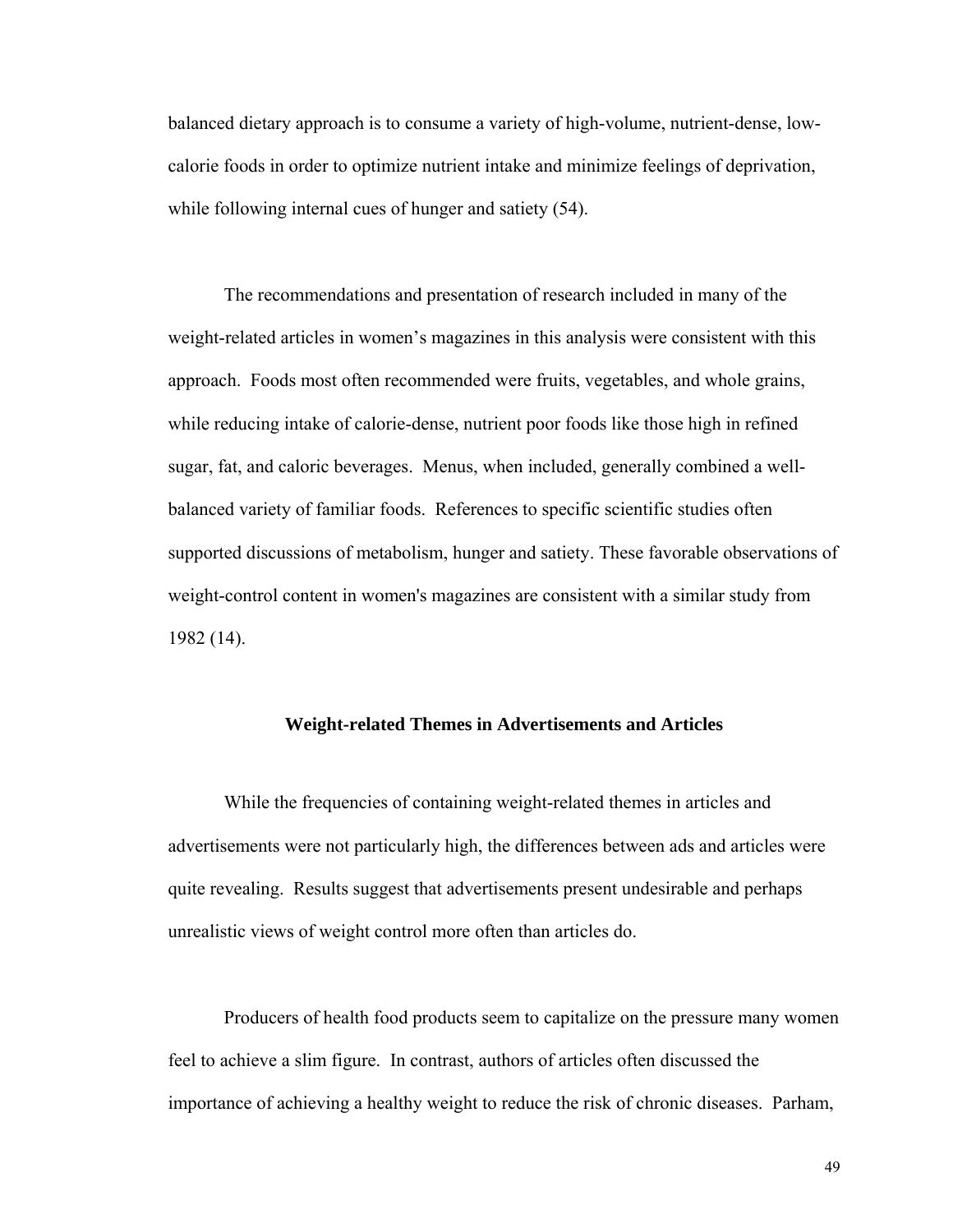balanced dietary approach is to consume a variety of high-volume, nutrient-dense, low-calorie foods in order to optimize nutrient intake and minimize feelings of deprivation, while following internal cues of hunger and satiety (54).

The recommendations and presentation of research included in many of the weight-related articles in women's magazines in this analysis were consistent with this approach. Foods most often recommended were fruits, vegetables, and whole grains, while reducing intake of calorie-dense, nutrient poor foods like those high in refined sugar, fat, and caloric beverages. Menus, when included, generally combined a well-balanced variety of familiar foods. References to specific scientific studies often supported discussions of metabolism, hunger and satiety. These favorable observations of weight-control content in women's magazines are consistent with a similar study from 1982 (14).

### Weight-related Themes in Advertisements and Articles

While the frequencies of containing weight-related themes in articles and advertisements were not particularly high, the differences between ads and articles were quite revealing. Results suggest that advertisements present undesirable and perhaps unrealistic views of weight control more often than articles do.

Producers of health food products seem to capitalize on the pressure many women feel to achieve a slim figure. In contrast, authors of articles often discussed the importance of achieving a healthy weight to reduce the risk of chronic diseases. Parham,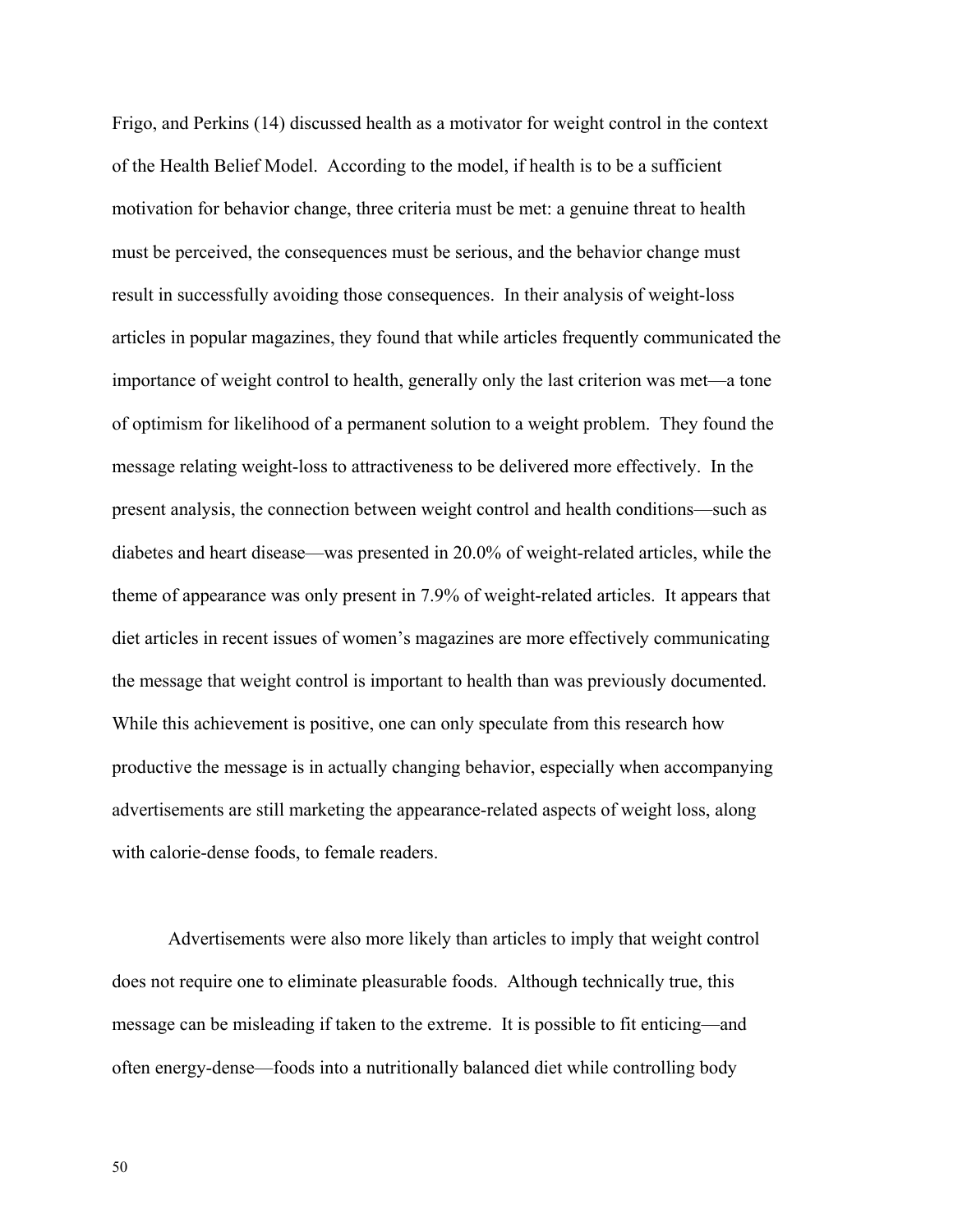Frigo, and Perkins (14) discussed health as a motivator for weight control in the context of the Health Belief Model. According to the model, if health is to be a sufficient motivation for behavior change, three criteria must be met: a genuine threat to health must be perceived, the consequences must be serious, and the behavior change must result in successfully avoiding those consequences. In their analysis of weight-loss articles in popular magazines, they found that while articles frequently communicated the importance of weight control to health, generally only the last criterion was met—a tone of optimism for likelihood of a permanent solution to a weight problem. They found the message relating weight-loss to attractiveness to be delivered more effectively. In the present analysis, the connection between weight control and health conditions—such as diabetes and heart disease—was presented in 20.0% of weight-related articles, while the theme of appearance was only present in 7.9% of weight-related articles. It appears that diet articles in recent issues of women's magazines are more effectively communicating the message that weight control is important to health than was previously documented. While this achievement is positive, one can only speculate from this research how productive the message is in actually changing behavior, especially when accompanying advertisements are still marketing the appearance-related aspects of weight loss, along with calorie-dense foods, to female readers.

Advertisements were also more likely than articles to imply that weight control does not require one to eliminate pleasurable foods. Although technically true, this message can be misleading if taken to the extreme. It is possible to fit enticing—and often energy-dense—foods into a nutritionally balanced diet while controlling body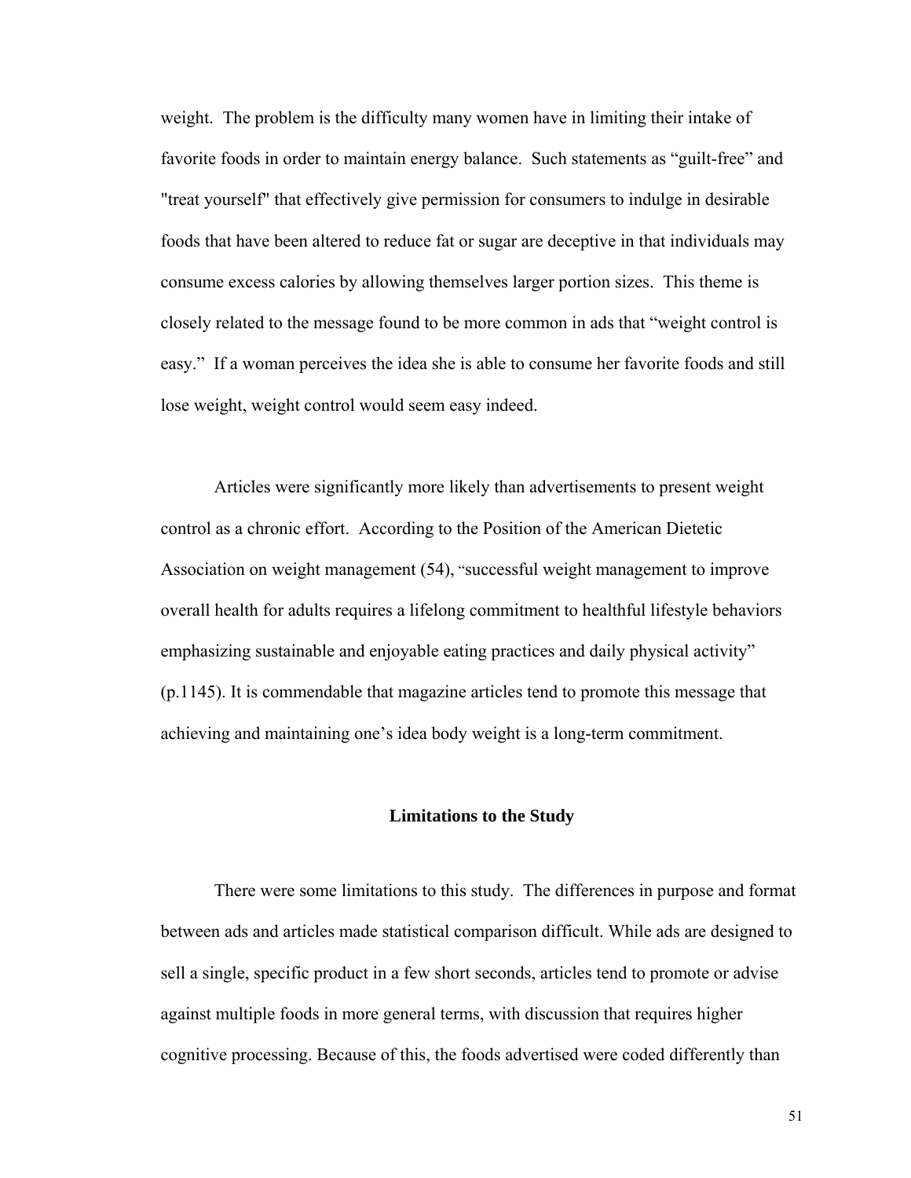weight. The problem is the difficulty many women have in limiting their intake of favorite foods in order to maintain energy balance. Such statements as "guilt-free" and "treat yourself" that effectively give permission for consumers to indulge in desirable foods that have been altered to reduce fat or sugar are deceptive in that individuals may consume excess calories by allowing themselves larger portion sizes. This theme is closely related to the message found to be more common in ads that "weight control is easy." If a woman perceives the idea she is able to consume her favorite foods and still lose weight, weight control would seem easy indeed.

Articles were significantly more likely than advertisements to present weight control as a chronic effort. According to the Position of the American Dietetic Association on weight management (54), "successful weight management to improve overall health for adults requires a lifelong commitment to healthful lifestyle behaviors emphasizing sustainable and enjoyable eating practices and daily physical activity" (p.1145). It is commendable that magazine articles tend to promote this message that achieving and maintaining one's idea body weight is a long-term commitment.

## Limitations to the Study

There were some limitations to this study. The differences in purpose and format between ads and articles made statistical comparison difficult. While ads are designed to sell a single, specific product in a few short seconds, articles tend to promote or advise against multiple foods in more general terms, with discussion that requires higher cognitive processing. Because of this, the foods advertised were coded differently than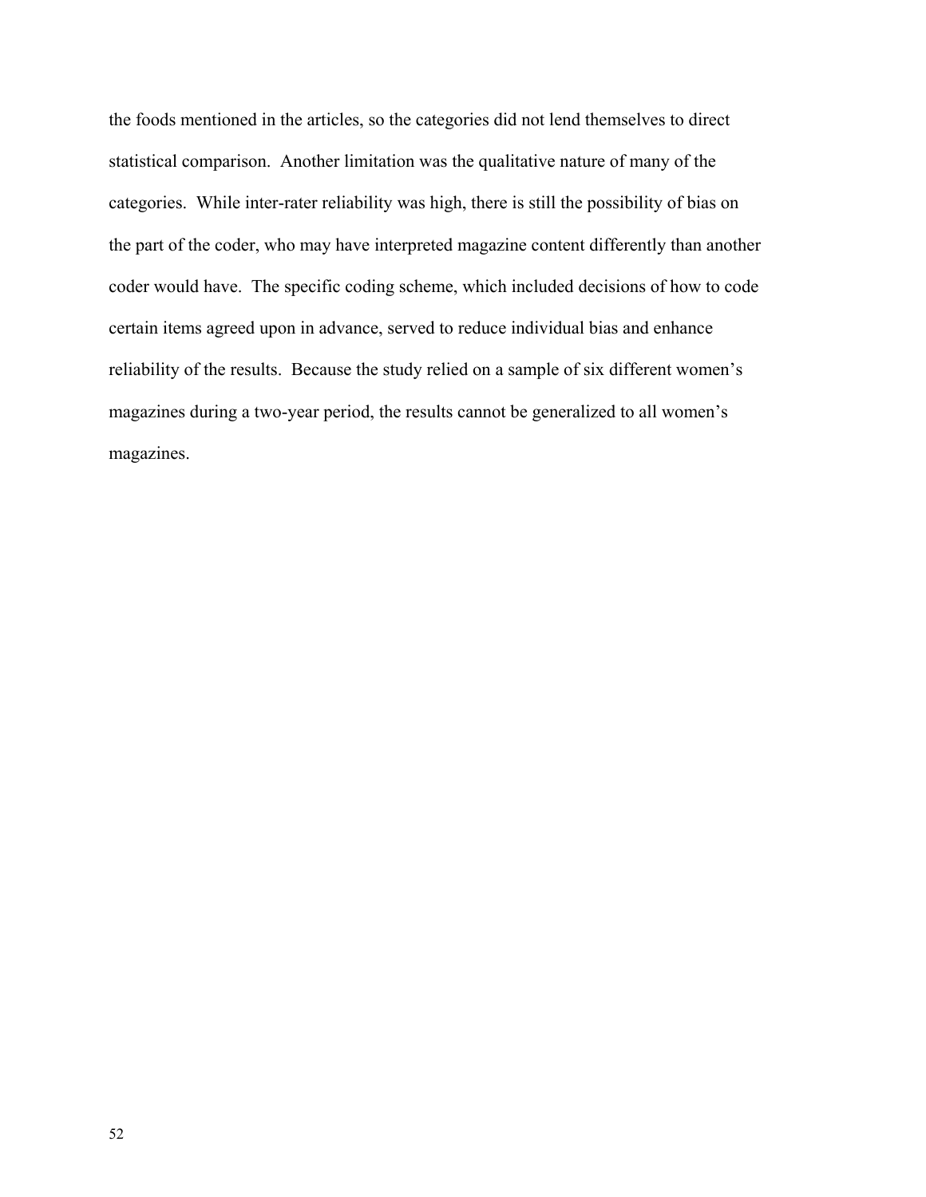the foods mentioned in the articles, so the categories did not lend themselves to direct statistical comparison. Another limitation was the qualitative nature of many of the categories. While inter-rater reliability was high, there is still the possibility of bias on the part of the coder, who may have interpreted magazine content differently than another coder would have. The specific coding scheme, which included decisions of how to code certain items agreed upon in advance, served to reduce individual bias and enhance reliability of the results. Because the study relied on a sample of six different women's magazines during a two-year period, the results cannot be generalized to all women's magazines.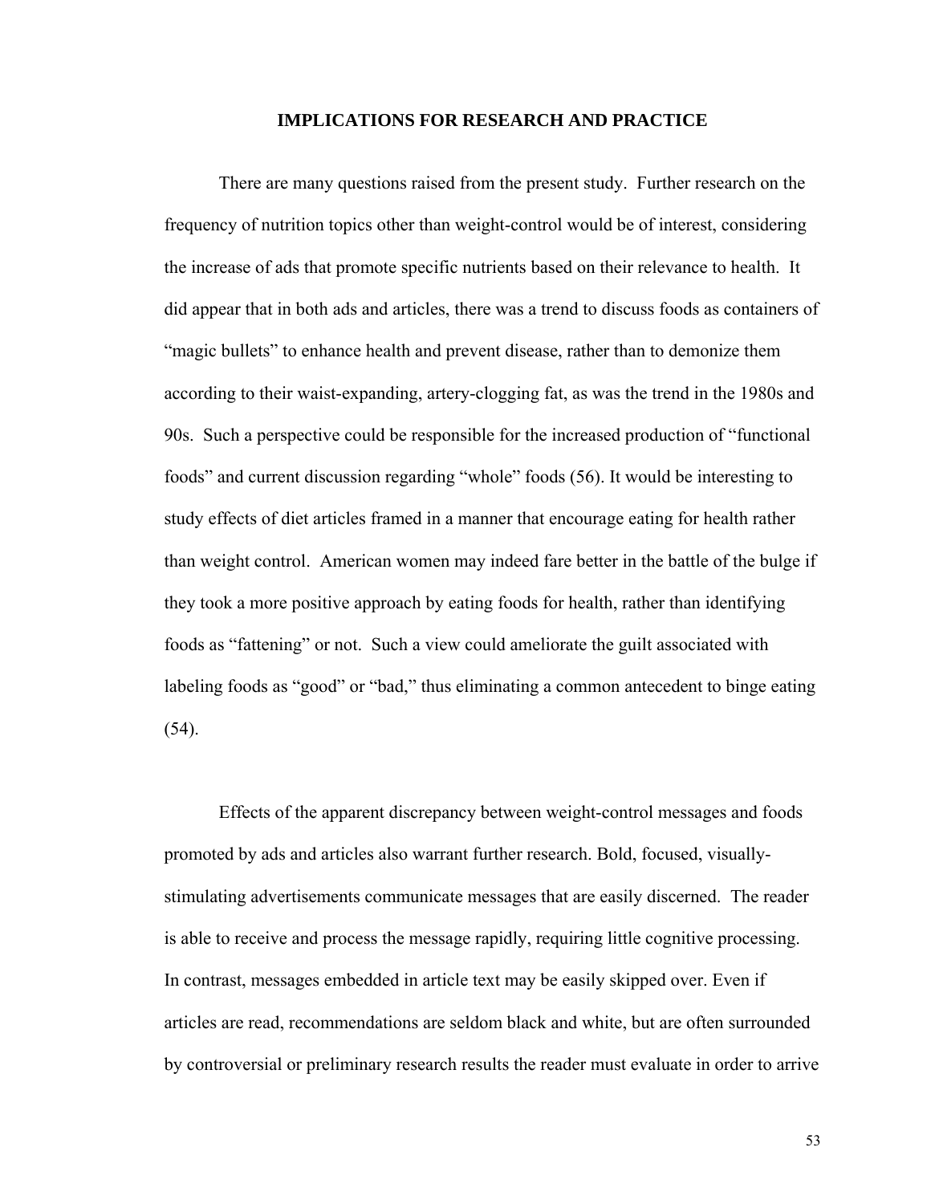## IMPLICATIONS FOR RESEARCH AND PRACTICE

There are many questions raised from the present study. Further research on the frequency of nutrition topics other than weight-control would be of interest, considering the increase of ads that promote specific nutrients based on their relevance to health. It did appear that in both ads and articles, there was a trend to discuss foods as containers of "magic bullets" to enhance health and prevent disease, rather than to demonize them according to their waist-expanding, artery-clogging fat, as was the trend in the 1980s and 90s. Such a perspective could be responsible for the increased production of "functional foods" and current discussion regarding "whole" foods (56). It would be interesting to study effects of diet articles framed in a manner that encourage eating for health rather than weight control. American women may indeed fare better in the battle of the bulge if they took a more positive approach by eating foods for health, rather than identifying foods as "fattening" or not. Such a view could ameliorate the guilt associated with labeling foods as "good" or "bad," thus eliminating a common antecedent to binge eating (54).

Effects of the apparent discrepancy between weight-control messages and foods promoted by ads and articles also warrant further research. Bold, focused, visually-stimulating advertisements communicate messages that are easily discerned. The reader is able to receive and process the message rapidly, requiring little cognitive processing. In contrast, messages embedded in article text may be easily skipped over. Even if articles are read, recommendations are seldom black and white, but are often surrounded by controversial or preliminary research results the reader must evaluate in order to arrive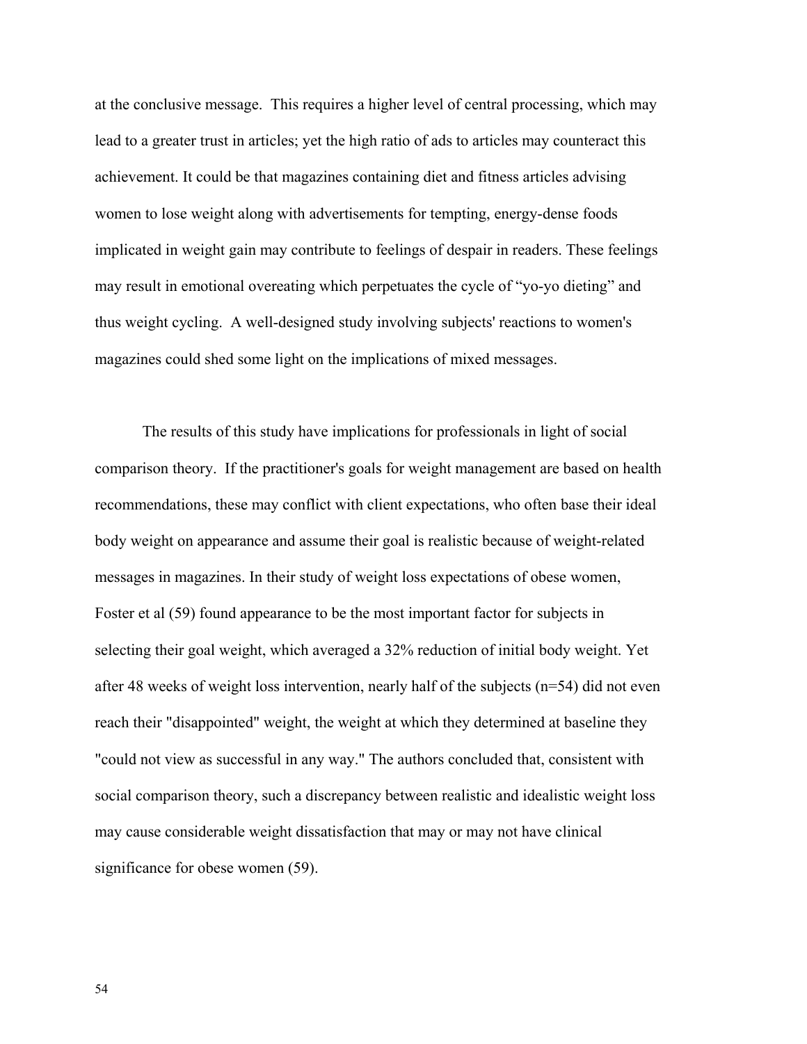at the conclusive message. This requires a higher level of central processing, which may lead to a greater trust in articles; yet the high ratio of ads to articles may counteract this achievement. It could be that magazines containing diet and fitness articles advising women to lose weight along with advertisements for tempting, energy-dense foods implicated in weight gain may contribute to feelings of despair in readers. These feelings may result in emotional overeating which perpetuates the cycle of "yo-yo dieting" and thus weight cycling. A well-designed study involving subjects' reactions to women's magazines could shed some light on the implications of mixed messages.

The results of this study have implications for professionals in light of social comparison theory. If the practitioner's goals for weight management are based on health recommendations, these may conflict with client expectations, who often base their ideal body weight on appearance and assume their goal is realistic because of weight-related messages in magazines. In their study of weight loss expectations of obese women, Foster et al (59) found appearance to be the most important factor for subjects in selecting their goal weight, which averaged a 32% reduction of initial body weight. Yet after 48 weeks of weight loss intervention, nearly half of the subjects (n=54) did not even reach their "disappointed" weight, the weight at which they determined at baseline they "could not view as successful in any way." The authors concluded that, consistent with social comparison theory, such a discrepancy between realistic and idealistic weight loss may cause considerable weight dissatisfaction that may or may not have clinical significance for obese women (59).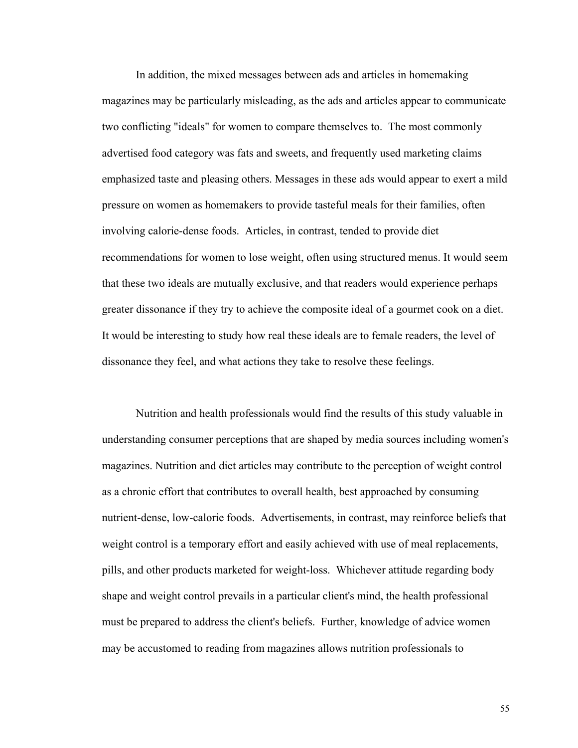In addition, the mixed messages between ads and articles in homemaking magazines may be particularly misleading, as the ads and articles appear to communicate two conflicting "ideals" for women to compare themselves to. The most commonly advertised food category was fats and sweets, and frequently used marketing claims emphasized taste and pleasing others. Messages in these ads would appear to exert a mild pressure on women as homemakers to provide tasteful meals for their families, often involving calorie-dense foods. Articles, in contrast, tended to provide diet recommendations for women to lose weight, often using structured menus. It would seem that these two ideals are mutually exclusive, and that readers would experience perhaps greater dissonance if they try to achieve the composite ideal of a gourmet cook on a diet. It would be interesting to study how real these ideals are to female readers, the level of dissonance they feel, and what actions they take to resolve these feelings.

Nutrition and health professionals would find the results of this study valuable in understanding consumer perceptions that are shaped by media sources including women's magazines. Nutrition and diet articles may contribute to the perception of weight control as a chronic effort that contributes to overall health, best approached by consuming nutrient-dense, low-calorie foods. Advertisements, in contrast, may reinforce beliefs that weight control is a temporary effort and easily achieved with use of meal replacements, pills, and other products marketed for weight-loss. Whichever attitude regarding body shape and weight control prevails in a particular client's mind, the health professional must be prepared to address the client's beliefs. Further, knowledge of advice women may be accustomed to reading from magazines allows nutrition professionals to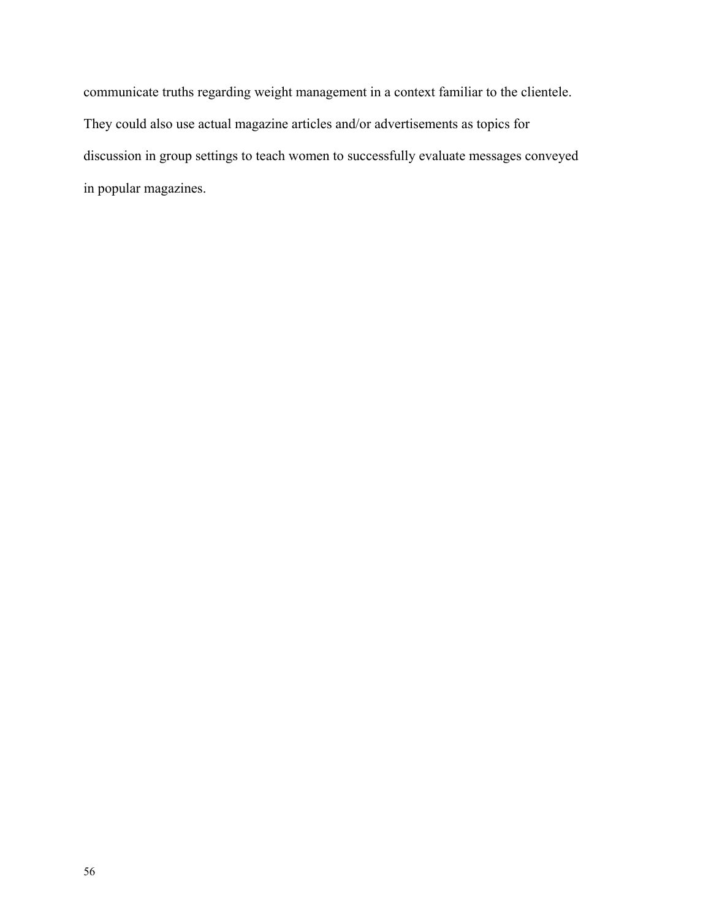communicate truths regarding weight management in a context familiar to the clientele. They could also use actual magazine articles and/or advertisements as topics for discussion in group settings to teach women to successfully evaluate messages conveyed in popular magazines.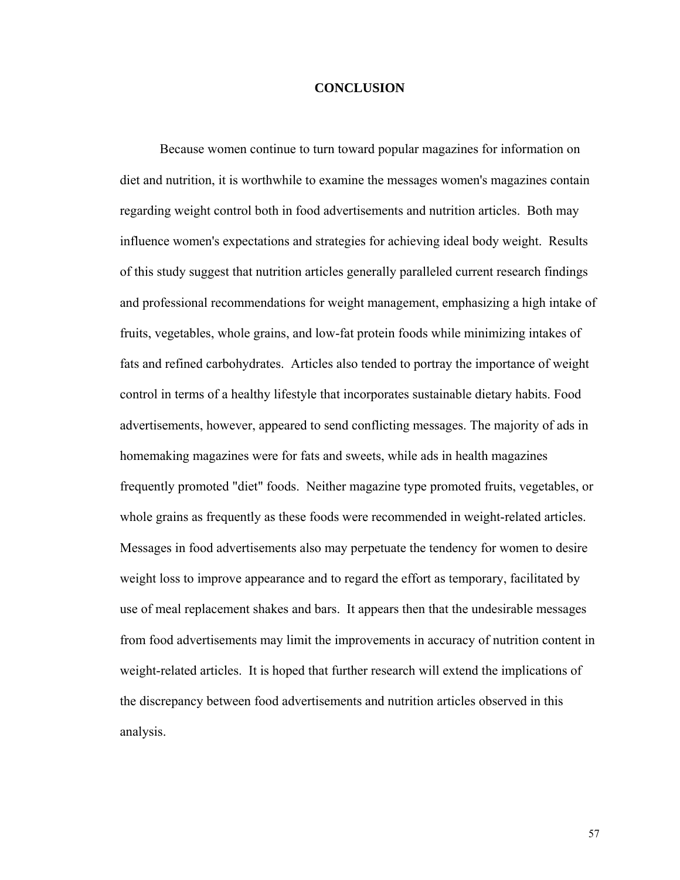# CONCLUSION

Because women continue to turn toward popular magazines for information on diet and nutrition, it is worthwhile to examine the messages women's magazines contain regarding weight control both in food advertisements and nutrition articles. Both may influence women's expectations and strategies for achieving ideal body weight. Results of this study suggest that nutrition articles generally paralleled current research findings and professional recommendations for weight management, emphasizing a high intake of fruits, vegetables, whole grains, and low-fat protein foods while minimizing intakes of fats and refined carbohydrates. Articles also tended to portray the importance of weight control in terms of a healthy lifestyle that incorporates sustainable dietary habits. Food advertisements, however, appeared to send conflicting messages. The majority of ads in homemaking magazines were for fats and sweets, while ads in health magazines frequently promoted "diet" foods. Neither magazine type promoted fruits, vegetables, or whole grains as frequently as these foods were recommended in weight-related articles. Messages in food advertisements also may perpetuate the tendency for women to desire weight loss to improve appearance and to regard the effort as temporary, facilitated by use of meal replacement shakes and bars. It appears then that the undesirable messages from food advertisements may limit the improvements in accuracy of nutrition content in weight-related articles. It is hoped that further research will extend the implications of the discrepancy between food advertisements and nutrition articles observed in this analysis.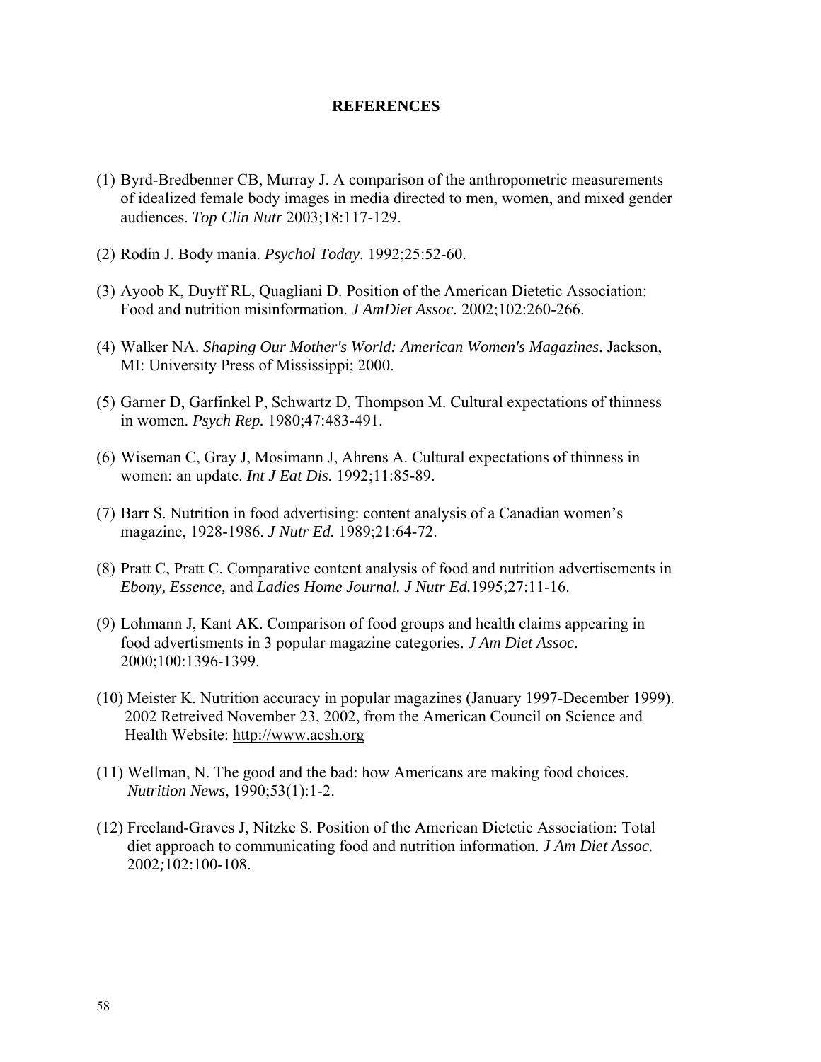# REFERENCES

(1) Byrd-Bredbenner CB, Murray J. A comparison of the anthropometric measurements of idealized female body images in media directed to men, women, and mixed gender audiences. *Top Clin Nutr* 2003;18:117-129.

(2) Rodin J. Body mania. *Psychol Today*. 1992;25:52-60.

(3) Ayoob K, Duyff RL, Quagliani D. Position of the American Dietetic Association: Food and nutrition misinformation. *J AmDiet Assoc.* 2002;102:260-266.

(4) Walker NA. *Shaping Our Mother's World: American Women's Magazines*. Jackson, MI: University Press of Mississippi; 2000.

(5) Garner D, Garfinkel P, Schwartz D, Thompson M. Cultural expectations of thinness in women. *Psych Rep.* 1980;47:483-491.

(6) Wiseman C, Gray J, Mosimann J, Ahrens A. Cultural expectations of thinness in women: an update. *Int J Eat Dis.* 1992;11:85-89.

(7) Barr S. Nutrition in food advertising: content analysis of a Canadian women's magazine, 1928-1986. *J Nutr Ed.* 1989;21:64-72.

(8) Pratt C, Pratt C. Comparative content analysis of food and nutrition advertisements in *Ebony, Essence,* and *Ladies Home Journal. J Nutr Ed.*1995;27:11-16.

(9) Lohmann J, Kant AK. Comparison of food groups and health claims appearing in food advertisments in 3 popular magazine categories. *J Am Diet Assoc*. 2000;100:1396-1399.

(10) Meister K. Nutrition accuracy in popular magazines (January 1997-December 1999). 2002 Retreived November 23, 2002, from the American Council on Science and Health Website: http://www.acsh.org

(11) Wellman, N. The good and the bad: how Americans are making food choices. *Nutrition News*, 1990;53(1):1-2.

(12) Freeland-Graves J, Nitzke S. Position of the American Dietetic Association: Total diet approach to communicating food and nutrition information. *J Am Diet Assoc.* 2002;102:100-108.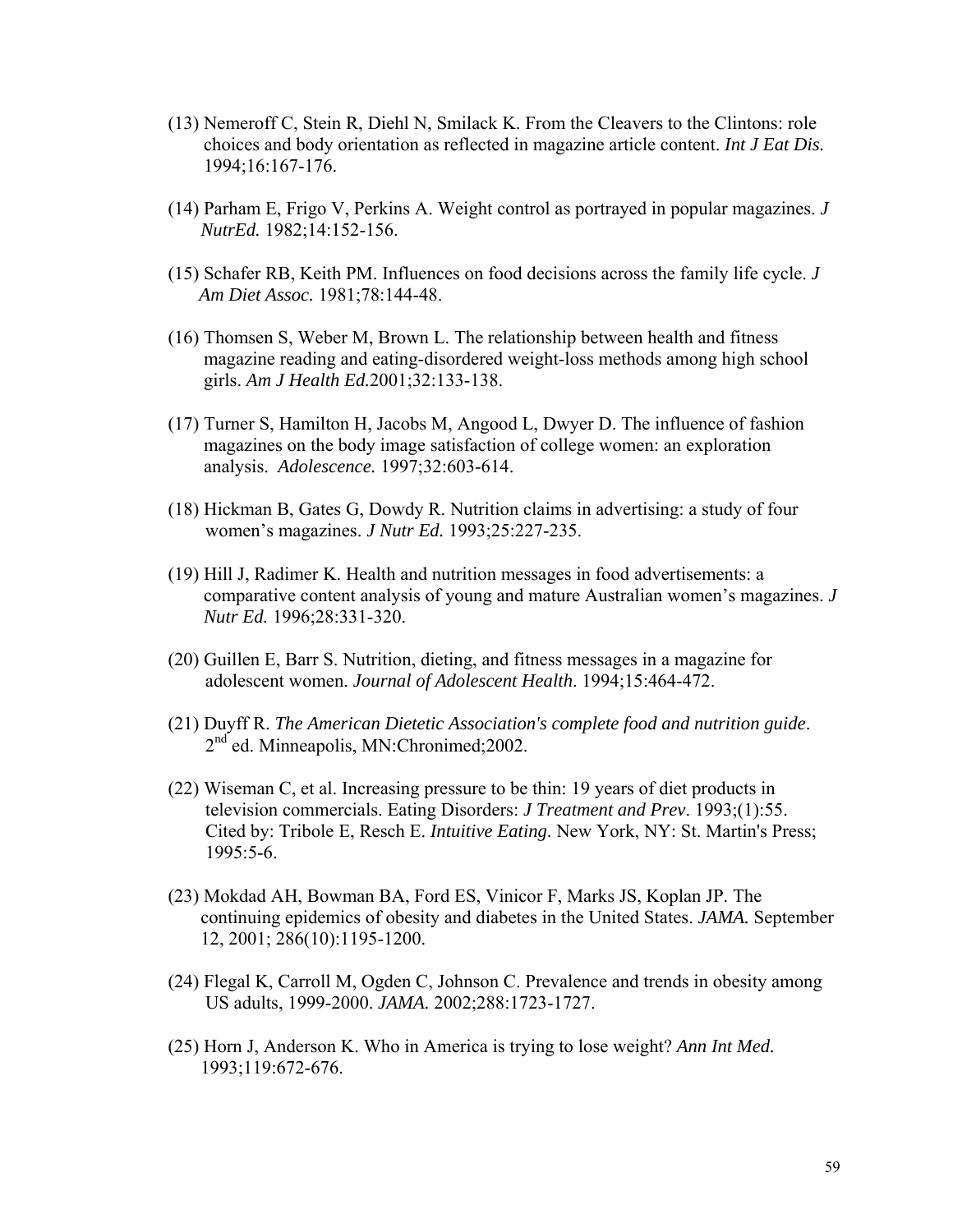(13) Nemeroff C, Stein R, Diehl N, Smilack K. From the Cleavers to the Clintons: role choices and body orientation as reflected in magazine article content. *Int J Eat Dis.* 1994;16:167-176.

(14) Parham E, Frigo V, Perkins A. Weight control as portrayed in popular magazines. *J NutrEd.* 1982;14:152-156.

(15) Schafer RB, Keith PM. Influences on food decisions across the family life cycle. *J Am Diet Assoc.* 1981;78:144-48.

(16) Thomsen S, Weber M, Brown L. The relationship between health and fitness magazine reading and eating-disordered weight-loss methods among high school girls. *Am J Health Ed.*2001;32:133-138.

(17) Turner S, Hamilton H, Jacobs M, Angood L, Dwyer D. The influence of fashion magazines on the body image satisfaction of college women: an exploration analysis. *Adolescence.* 1997;32:603-614.

(18) Hickman B, Gates G, Dowdy R. Nutrition claims in advertising: a study of four women's magazines. *J Nutr Ed.* 1993;25:227-235.

(19) Hill J, Radimer K. Health and nutrition messages in food advertisements: a comparative content analysis of young and mature Australian women's magazines. *J Nutr Ed.* 1996;28:331-320.

(20) Guillen E, Barr S. Nutrition, dieting, and fitness messages in a magazine for adolescent women. *Journal of Adolescent Health*. 1994;15:464-472.

(21) Duyff R. *The American Dietetic Association's complete food and nutrition guide*. 2nd ed. Minneapolis, MN:Chronimed;2002.

(22) Wiseman C, et al. Increasing pressure to be thin: 19 years of diet products in television commercials. Eating Disorders: *J Treatment and Prev*. 1993;(1):55. Cited by: Tribole E, Resch E. *Intuitive Eating*. New York, NY: St. Martin's Press; 1995:5-6.

(23) Mokdad AH, Bowman BA, Ford ES, Vinicor F, Marks JS, Koplan JP. The continuing epidemics of obesity and diabetes in the United States. *JAMA.* September 12, 2001; 286(10):1195-1200.

(24) Flegal K, Carroll M, Ogden C, Johnson C. Prevalence and trends in obesity among US adults, 1999-2000. *JAMA.* 2002;288:1723-1727.

(25) Horn J, Anderson K. Who in America is trying to lose weight? *Ann Int Med.* 1993;119:672-676.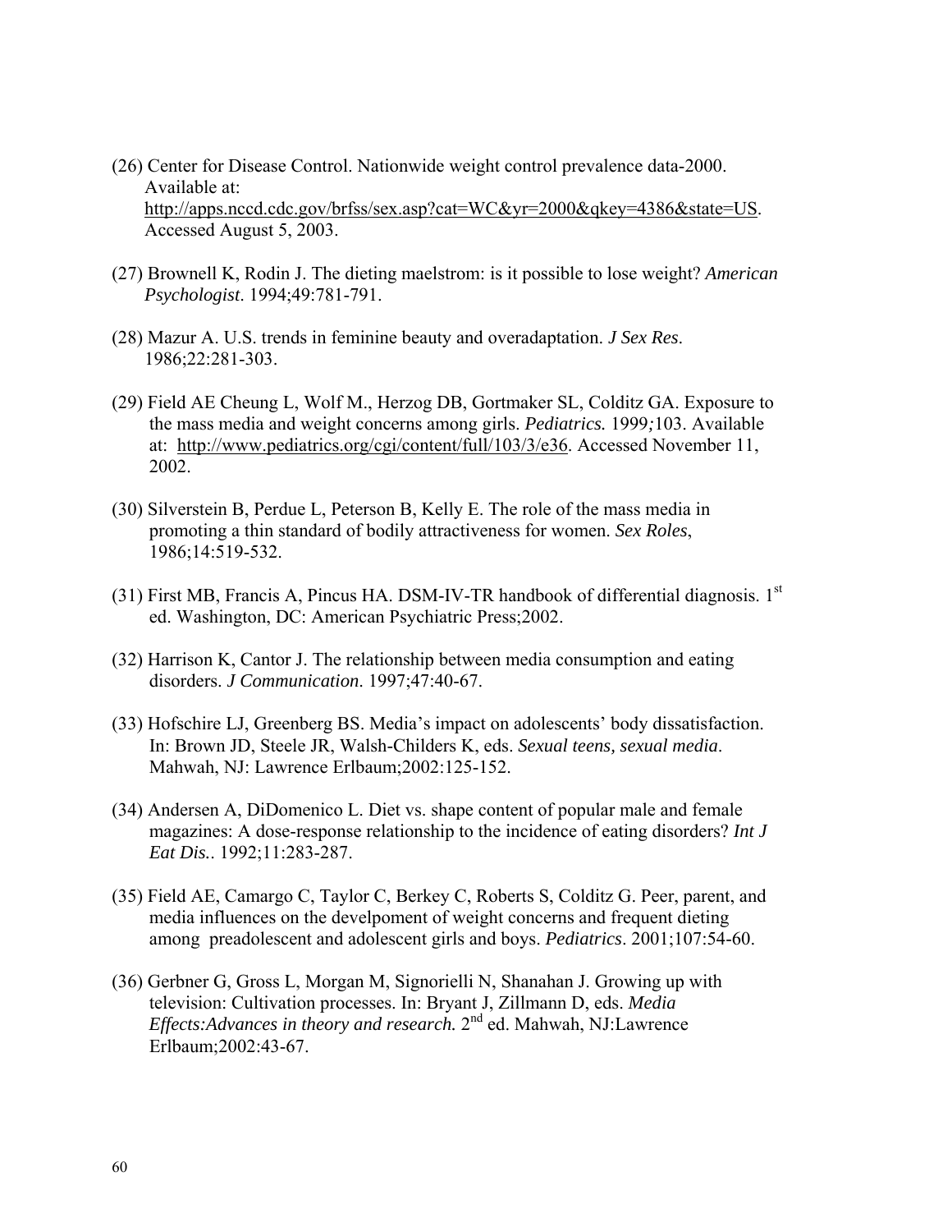(26) Center for Disease Control. Nationwide weight control prevalence data-2000. Available at: http://apps.nccd.cdc.gov/brfss/sex.asp?cat=WC&yr=2000&qkey=4386&state=US. Accessed August 5, 2003.

(27) Brownell K, Rodin J. The dieting maelstrom: is it possible to lose weight? *American Psychologist*. 1994;49:781-791.

(28) Mazur A. U.S. trends in feminine beauty and overadaptation. *J Sex Res*. 1986;22:281-303.

(29) Field AE Cheung L, Wolf M., Herzog DB, Gortmaker SL, Colditz GA. Exposure to the mass media and weight concerns among girls. *Pediatrics.* 1999*;*103. Available at: http://www.pediatrics.org/cgi/content/full/103/3/e36. Accessed November 11, 2002.

(30) Silverstein B, Perdue L, Peterson B, Kelly E. The role of the mass media in promoting a thin standard of bodily attractiveness for women. *Sex Roles*, 1986;14:519-532.

(31) First MB, Francis A, Pincus HA. DSM-IV-TR handbook of differential diagnosis. 1st ed. Washington, DC: American Psychiatric Press;2002.

(32) Harrison K, Cantor J. The relationship between media consumption and eating disorders. *J Communication*. 1997;47:40-67.

(33) Hofschire LJ, Greenberg BS. Media's impact on adolescents' body dissatisfaction. In: Brown JD, Steele JR, Walsh-Childers K, eds. *Sexual teens, sexual media*. Mahwah, NJ: Lawrence Erlbaum;2002:125-152.

(34) Andersen A, DiDomenico L. Diet vs. shape content of popular male and female magazines: A dose-response relationship to the incidence of eating disorders? *Int J Eat Dis.*. 1992;11:283-287.

(35) Field AE, Camargo C, Taylor C, Berkey C, Roberts S, Colditz G. Peer, parent, and media influences on the develpoment of weight concerns and frequent dieting among preadolescent and adolescent girls and boys. *Pediatrics*. 2001;107:54-60.

(36) Gerbner G, Gross L, Morgan M, Signorielli N, Shanahan J. Growing up with television: Cultivation processes. In: Bryant J, Zillmann D, eds. *Media Effects:Advances in theory and research.* 2nd ed. Mahwah, NJ:Lawrence Erlbaum;2002:43-67.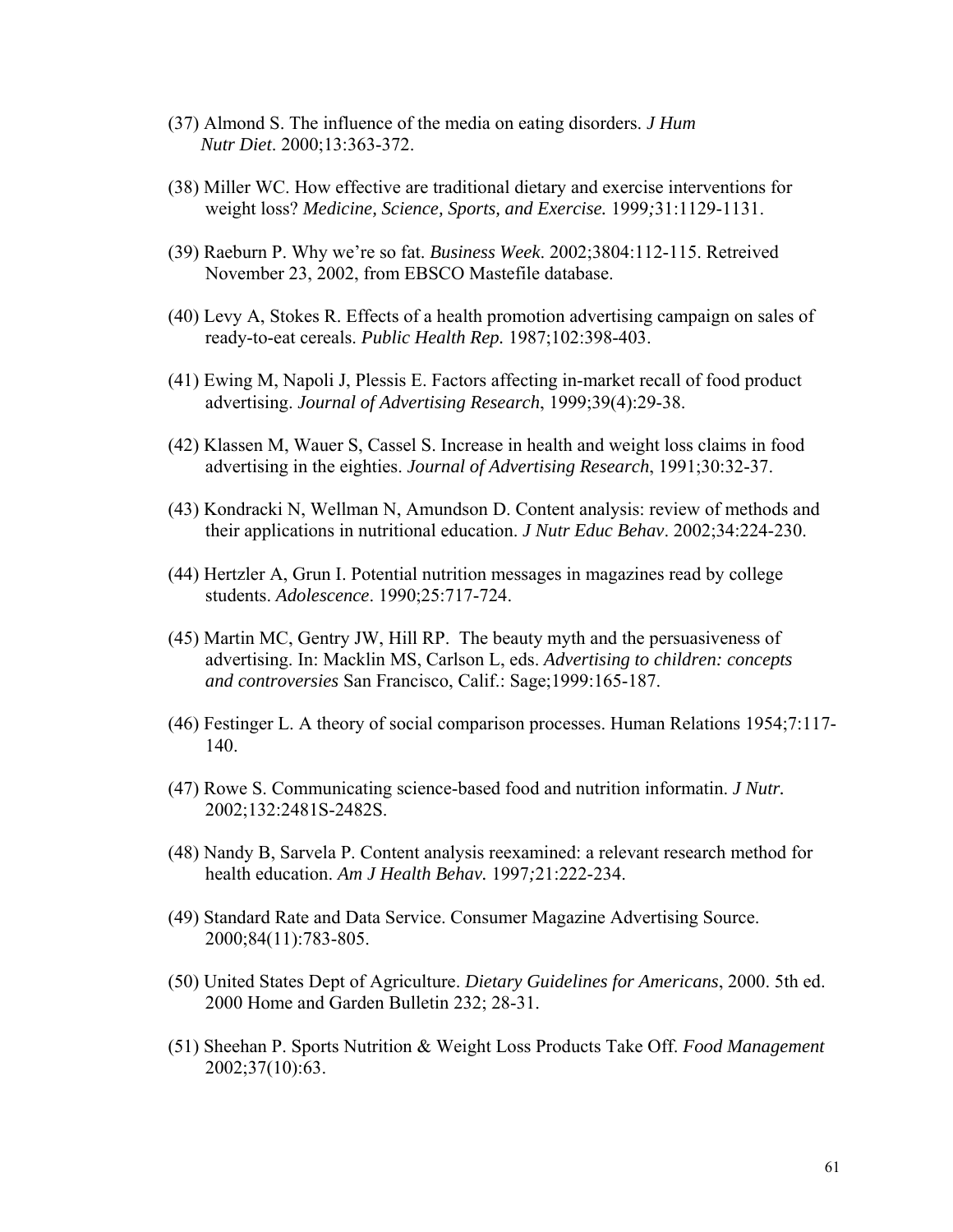(37) Almond S. The influence of the media on eating disorders. *J Hum Nutr Diet*. 2000;13:363-372.

(38) Miller WC. How effective are traditional dietary and exercise interventions for weight loss? *Medicine, Science, Sports, and Exercise.* 1999;31:1129-1131.

(39) Raeburn P. Why we're so fat. *Business Week*. 2002;3804:112-115. Retreived November 23, 2002, from EBSCO Mastefile database.

(40) Levy A, Stokes R. Effects of a health promotion advertising campaign on sales of ready-to-eat cereals. *Public Health Rep.* 1987;102:398-403.

(41) Ewing M, Napoli J, Plessis E. Factors affecting in-market recall of food product advertising. *Journal of Advertising Research*, 1999;39(4):29-38.

(42) Klassen M, Wauer S, Cassel S. Increase in health and weight loss claims in food advertising in the eighties. *Journal of Advertising Research*, 1991;30:32-37.

(43) Kondracki N, Wellman N, Amundson D. Content analysis: review of methods and their applications in nutritional education. *J Nutr Educ Behav*. 2002;34:224-230.

(44) Hertzler A, Grun I. Potential nutrition messages in magazines read by college students. *Adolescence*. 1990;25:717-724.

(45) Martin MC, Gentry JW, Hill RP. The beauty myth and the persuasiveness of advertising. In: Macklin MS, Carlson L, eds. *Advertising to children: concepts and controversies* San Francisco, Calif.: Sage;1999:165-187.

(46) Festinger L. A theory of social comparison processes. Human Relations 1954;7:117-140.

(47) Rowe S. Communicating science-based food and nutrition informatin. *J Nutr.* 2002;132:2481S-2482S.

(48) Nandy B, Sarvela P. Content analysis reexamined: a relevant research method for health education. *Am J Health Behav.* 1997;21:222-234.

(49) Standard Rate and Data Service. Consumer Magazine Advertising Source. 2000;84(11):783-805.

(50) United States Dept of Agriculture. *Dietary Guidelines for Americans*, 2000. 5th ed. 2000 Home and Garden Bulletin 232; 28-31.

(51) Sheehan P. Sports Nutrition & Weight Loss Products Take Off. *Food Management* 2002;37(10):63.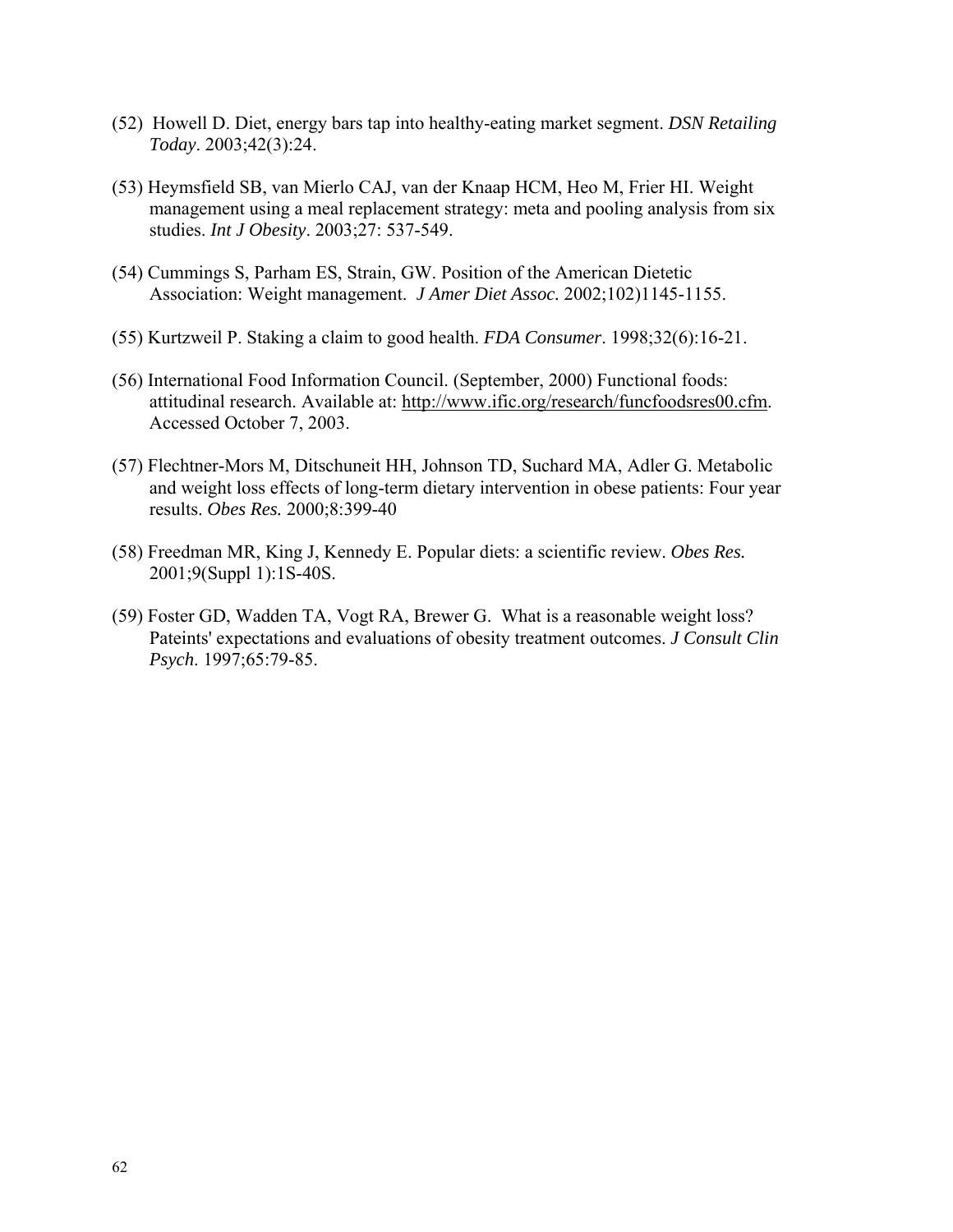(52) Howell D. Diet, energy bars tap into healthy-eating market segment. *DSN Retailing Today*. 2003;42(3):24.

(53) Heymsfield SB, van Mierlo CAJ, van der Knaap HCM, Heo M, Frier HI. Weight management using a meal replacement strategy: meta and pooling analysis from six studies. *Int J Obesity*. 2003;27: 537-549.

(54) Cummings S, Parham ES, Strain, GW. Position of the American Dietetic Association: Weight management. *J Amer Diet Assoc.* 2002;102)1145-1155.

(55) Kurtzweil P. Staking a claim to good health. *FDA Consumer*. 1998;32(6):16-21.

(56) International Food Information Council. (September, 2000) Functional foods: attitudinal research. Available at: http://www.ific.org/research/funcfoodsres00.cfm. Accessed October 7, 2003.

(57) Flechtner-Mors M, Ditschuneit HH, Johnson TD, Suchard MA, Adler G. Metabolic and weight loss effects of long-term dietary intervention in obese patients: Four year results. *Obes Res.* 2000;8:399-40

(58) Freedman MR, King J, Kennedy E. Popular diets: a scientific review. *Obes Res.* 2001;9(Suppl 1):1S-40S.

(59) Foster GD, Wadden TA, Vogt RA, Brewer G. What is a reasonable weight loss? Pateints' expectations and evaluations of obesity treatment outcomes. *J Consult Clin Psych*. 1997;65:79-85.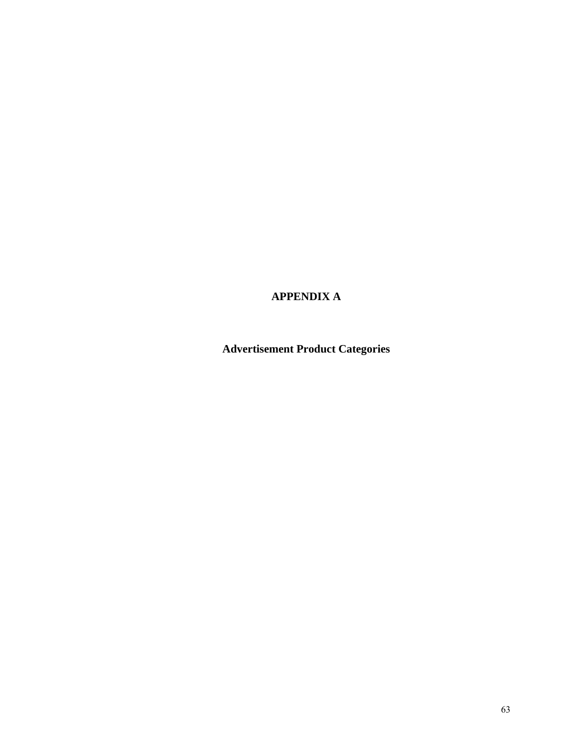# APPENDIX A

## Advertisement Product Categories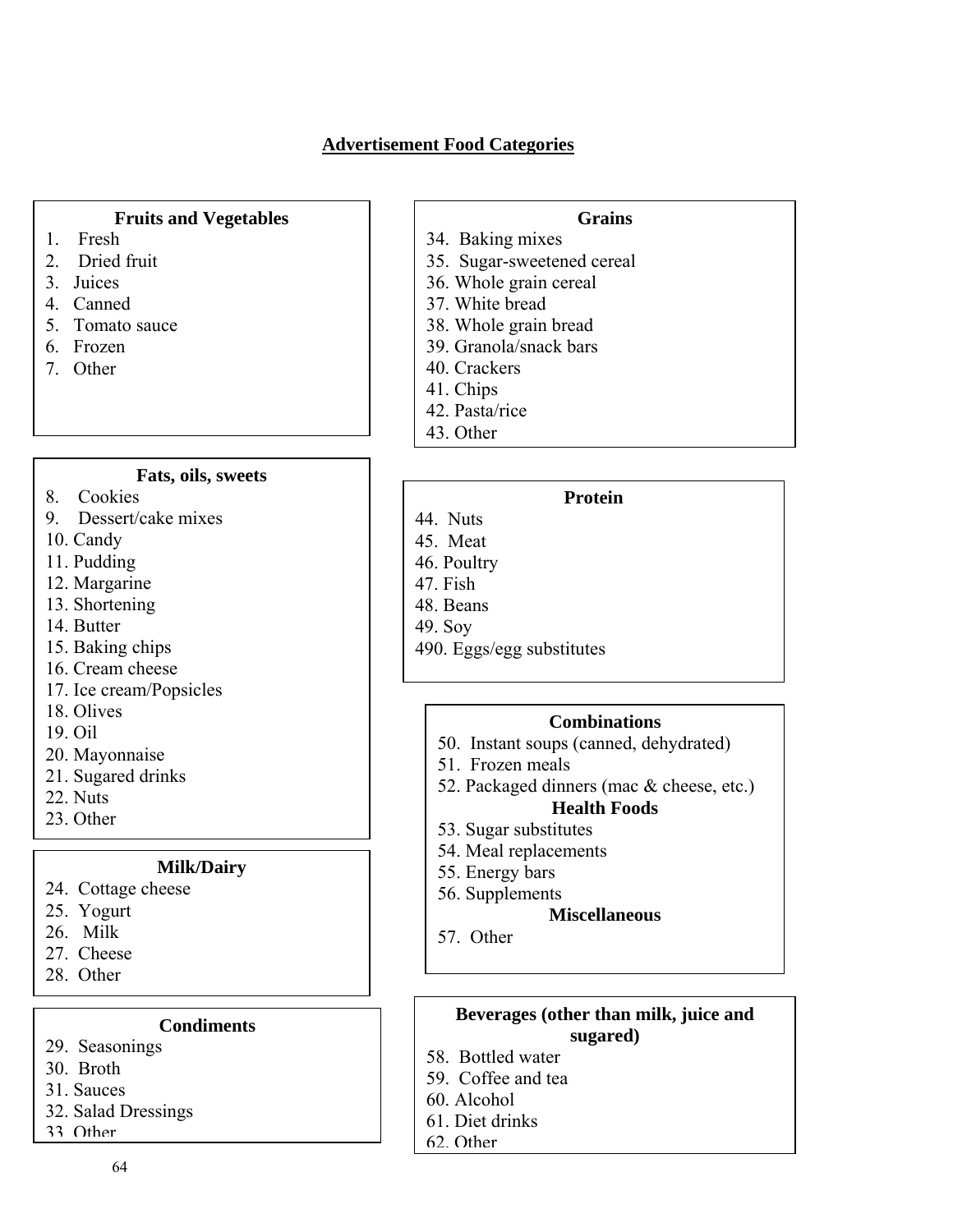## Advertisement Food Categories

**Fruits and Vegetables**

1. Fresh
2. Dried fruit
3. Juices
4. Canned
5. Tomato sauce
6. Frozen
7. Other

**Fats, oils, sweets**

8. Cookies
9. Dessert/cake mixes
10. Candy
11. Pudding
12. Margarine
13. Shortening
14. Butter
15. Baking chips
16. Cream cheese
17. Ice cream/Popsicles
18. Olives
19. Oil
20. Mayonnaise
21. Sugared drinks
22. Nuts
23. Other

**Milk/Dairy**

24. Cottage cheese
25. Yogurt
26. Milk
27. Cheese
28. Other

**Condiments**

29. Seasonings
30. Broth
31. Sauces
32. Salad Dressings
33. Other

**Grains**

34. Baking mixes
35. Sugar-sweetened cereal
36. Whole grain cereal
37. White bread
38. Whole grain bread
39. Granola/snack bars
40. Crackers
41. Chips
42. Pasta/rice
43. Other

**Protein**

44. Nuts
45. Meat
46. Poultry
47. Fish
48. Beans
49. Soy

490. Eggs/egg substitutes

**Combinations**

50. Instant soups (canned, dehydrated)
51. Frozen meals
52. Packaged dinners (mac & cheese, etc.)

**Health Foods**

53. Sugar substitutes
54. Meal replacements
55. Energy bars
56. Supplements

**Miscellaneous**

57. Other

**Beverages (other than milk, juice and sugared)**

58. Bottled water
59. Coffee and tea
60. Alcohol
61. Diet drinks
62. Other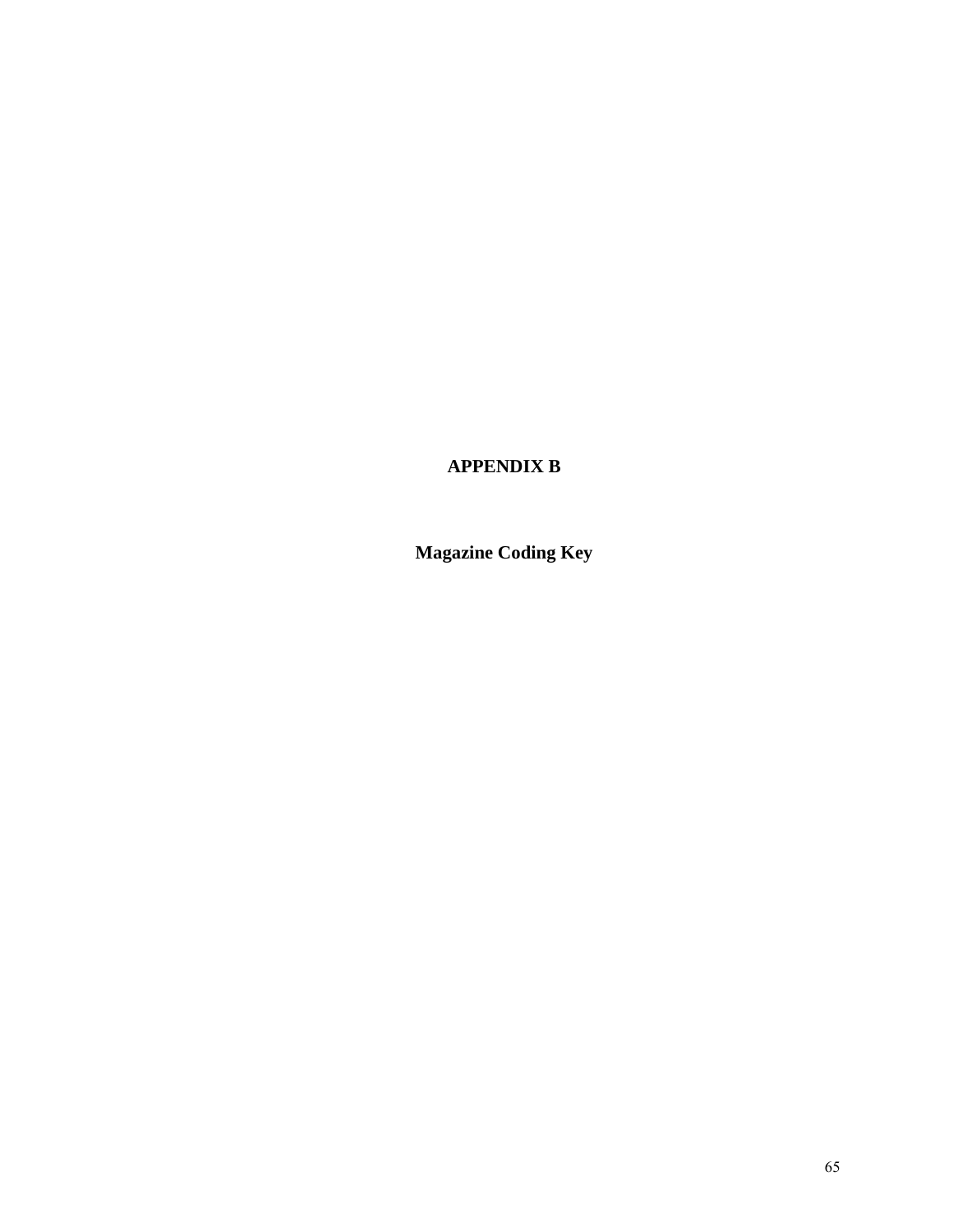# APPENDIX B

## Magazine Coding Key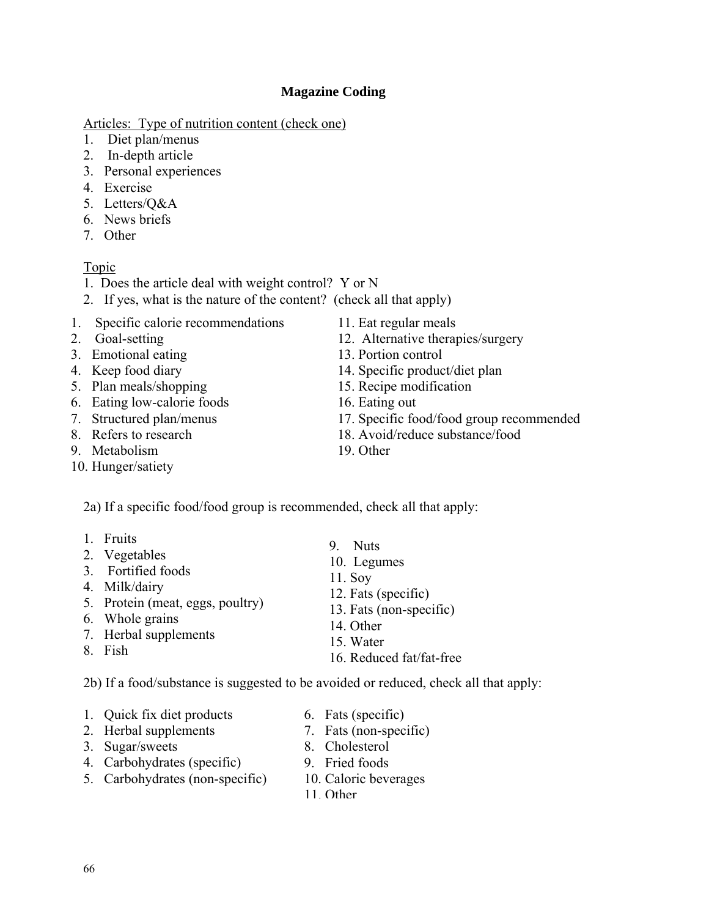## Magazine Coding

Articles: Type of nutrition content (check one)

1. Diet plan/menus
2. In-depth article
3. Personal experiences
4. Exercise
5. Letters/Q&A
6. News briefs
7. Other

Topic

1. Does the article deal with weight control? Y or N
2. If yes, what is the nature of the content? (check all that apply)

1. Specific calorie recommendations
2. Goal-setting
3. Emotional eating
4. Keep food diary
5. Plan meals/shopping
6. Eating low-calorie foods
7. Structured plan/menus
8. Refers to research
9. Metabolism
10. Hunger/satiety
11. Eat regular meals
12. Alternative therapies/surgery
13. Portion control
14. Specific product/diet plan
15. Recipe modification
16. Eating out
17. Specific food/food group recommended
18. Avoid/reduce substance/food
19. Other

2a) If a specific food/food group is recommended, check all that apply:

1. Fruits
2. Vegetables
3. Fortified foods
4. Milk/dairy
5. Protein (meat, eggs, poultry)
6. Whole grains
7. Herbal supplements
8. Fish
9. Nuts
10. Legumes
11. Soy
12. Fats (specific)
13. Fats (non-specific)
14. Other
15. Water
16. Reduced fat/fat-free

2b) If a food/substance is suggested to be avoided or reduced, check all that apply:

1. Quick fix diet products
2. Herbal supplements
3. Sugar/sweets
4. Carbohydrates (specific)
5. Carbohydrates (non-specific)
6. Fats (specific)
7. Fats (non-specific)
8. Cholesterol
9. Fried foods
10. Caloric beverages
11. Other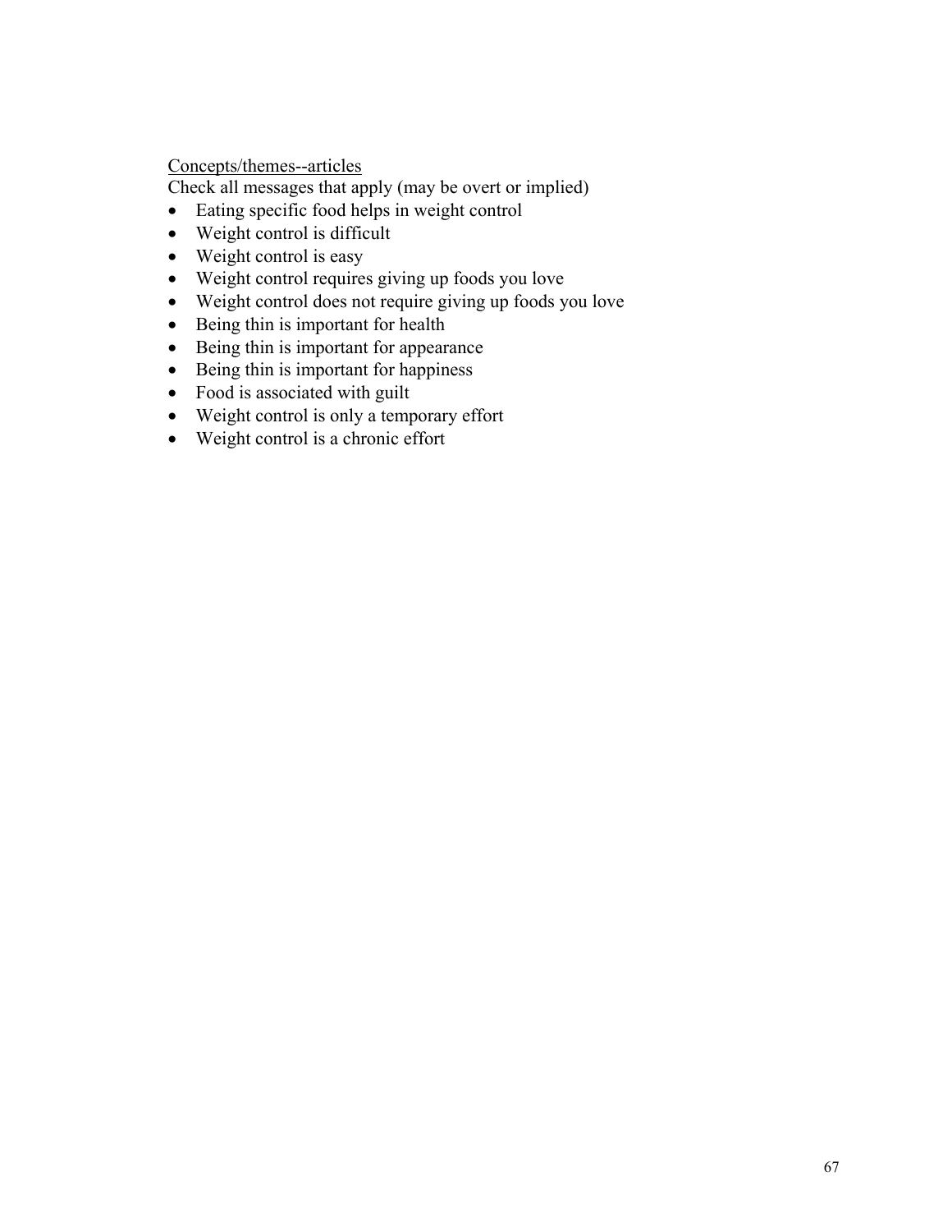<u>Concepts/themes--articles</u>

Check all messages that apply (may be overt or implied)

- Eating specific food helps in weight control
- Weight control is difficult
- Weight control is easy
- Weight control requires giving up foods you love
- Weight control does not require giving up foods you love
- Being thin is important for health
- Being thin is important for appearance
- Being thin is important for happiness
- Food is associated with guilt
- Weight control is only a temporary effort
- Weight control is a chronic effort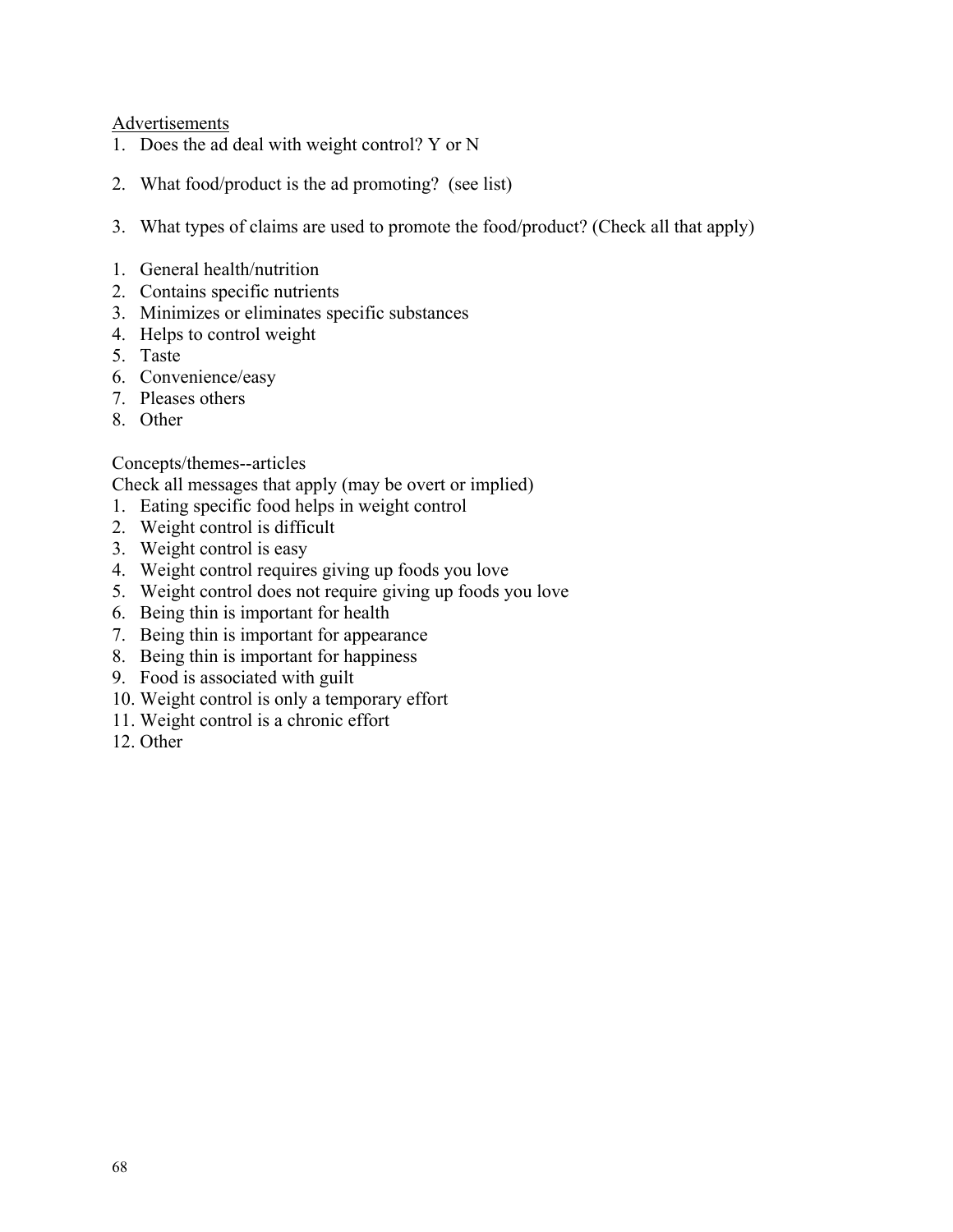<u>Advertisements</u>

1. Does the ad deal with weight control? Y or N
2. What food/product is the ad promoting? (see list)
3. What types of claims are used to promote the food/product? (Check all that apply)

1. General health/nutrition
2. Contains specific nutrients
3. Minimizes or eliminates specific substances
4. Helps to control weight
5. Taste
6. Convenience/easy
7. Pleases others
8. Other

Concepts/themes--articles

Check all messages that apply (may be overt or implied)

1. Eating specific food helps in weight control
2. Weight control is difficult
3. Weight control is easy
4. Weight control requires giving up foods you love
5. Weight control does not require giving up foods you love
6. Being thin is important for health
7. Being thin is important for appearance
8. Being thin is important for happiness
9. Food is associated with guilt
10. Weight control is only a temporary effort
11. Weight control is a chronic effort
12. Other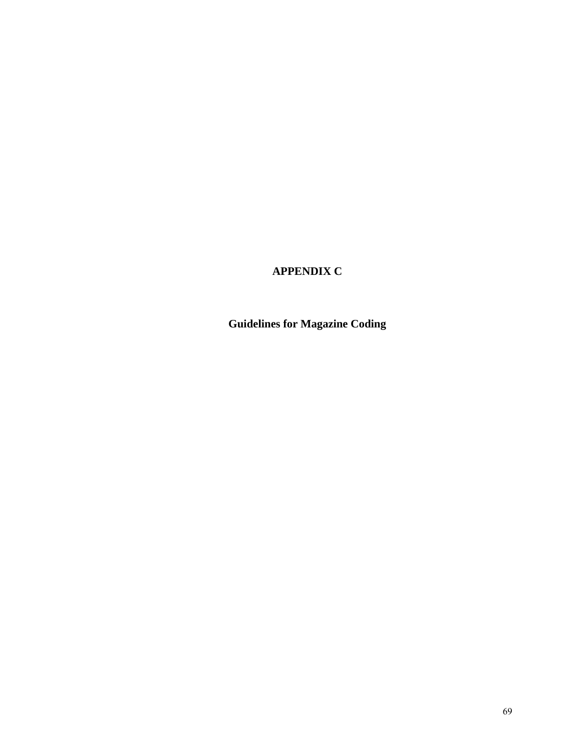# APPENDIX C

## Guidelines for Magazine Coding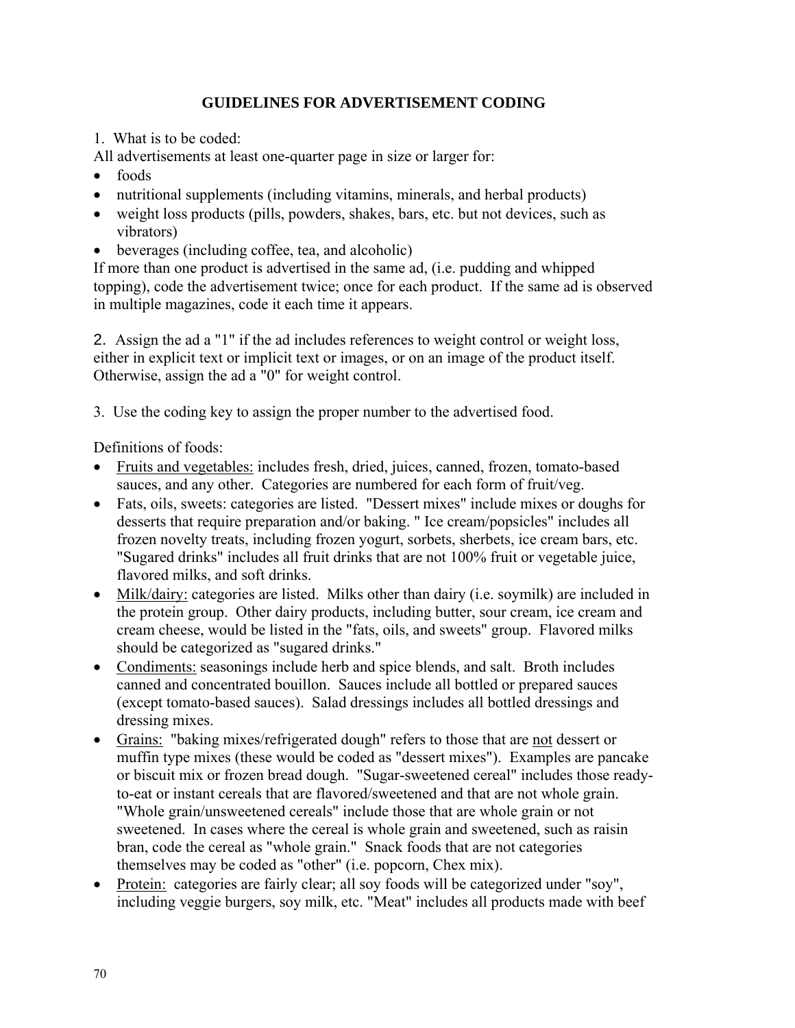## GUIDELINES FOR ADVERTISEMENT CODING

1. What is to be coded:

All advertisements at least one-quarter page in size or larger for:

- foods
- nutritional supplements (including vitamins, minerals, and herbal products)
- weight loss products (pills, powders, shakes, bars, etc. but not devices, such as vibrators)
- beverages (including coffee, tea, and alcoholic)

If more than one product is advertised in the same ad, (i.e. pudding and whipped topping), code the advertisement twice; once for each product. If the same ad is observed in multiple magazines, code it each time it appears.

2. Assign the ad a "1" if the ad includes references to weight control or weight loss, either in explicit text or implicit text or images, or on an image of the product itself. Otherwise, assign the ad a "0" for weight control.

3. Use the coding key to assign the proper number to the advertised food.

Definitions of foods:

- Fruits and vegetables: includes fresh, dried, juices, canned, frozen, tomato-based sauces, and any other. Categories are numbered for each form of fruit/veg.
- Fats, oils, sweets: categories are listed. "Dessert mixes" include mixes or doughs for desserts that require preparation and/or baking. " Ice cream/popsicles" includes all frozen novelty treats, including frozen yogurt, sorbets, sherbets, ice cream bars, etc. "Sugared drinks" includes all fruit drinks that are not 100% fruit or vegetable juice, flavored milks, and soft drinks.
- Milk/dairy: categories are listed. Milks other than dairy (i.e. soymilk) are included in the protein group. Other dairy products, including butter, sour cream, ice cream and cream cheese, would be listed in the "fats, oils, and sweets" group. Flavored milks should be categorized as "sugared drinks."
- Condiments: seasonings include herb and spice blends, and salt. Broth includes canned and concentrated bouillon. Sauces include all bottled or prepared sauces (except tomato-based sauces). Salad dressings includes all bottled dressings and dressing mixes.
- Grains: "baking mixes/refrigerated dough" refers to those that are not dessert or muffin type mixes (these would be coded as "dessert mixes"). Examples are pancake or biscuit mix or frozen bread dough. "Sugar-sweetened cereal" includes those ready-to-eat or instant cereals that are flavored/sweetened and that are not whole grain. "Whole grain/unsweetened cereals" include those that are whole grain or not sweetened. In cases where the cereal is whole grain and sweetened, such as raisin bran, code the cereal as "whole grain." Snack foods that are not categories themselves may be coded as "other" (i.e. popcorn, Chex mix).
- Protein: categories are fairly clear; all soy foods will be categorized under "soy", including veggie burgers, soy milk, etc. "Meat" includes all products made with beef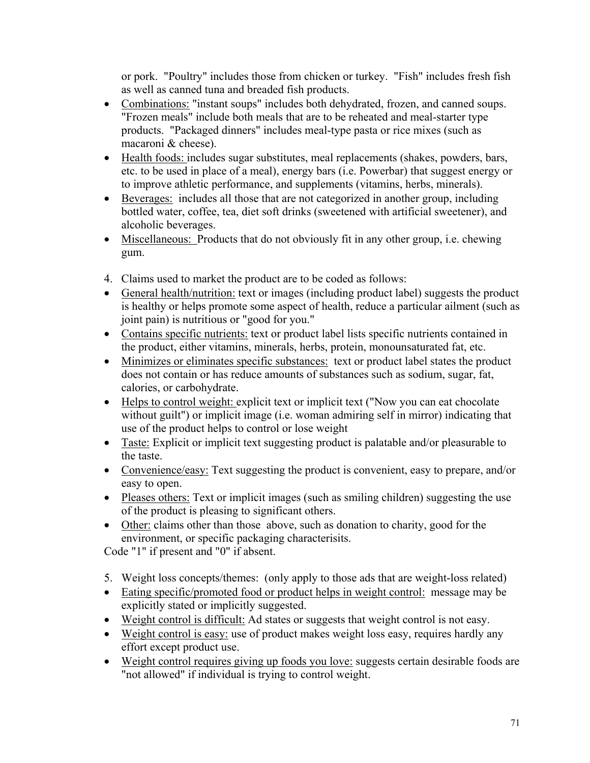or pork. "Poultry" includes those from chicken or turkey. "Fish" includes fresh fish as well as canned tuna and breaded fish products.

- Combinations: "instant soups" includes both dehydrated, frozen, and canned soups. "Frozen meals" include both meals that are to be reheated and meal-starter type products. "Packaged dinners" includes meal-type pasta or rice mixes (such as macaroni & cheese).
- Health foods: includes sugar substitutes, meal replacements (shakes, powders, bars, etc. to be used in place of a meal), energy bars (i.e. Powerbar) that suggest energy or to improve athletic performance, and supplements (vitamins, herbs, minerals).
- Beverages: includes all those that are not categorized in another group, including bottled water, coffee, tea, diet soft drinks (sweetened with artificial sweetener), and alcoholic beverages.
- Miscellaneous: Products that do not obviously fit in any other group, i.e. chewing gum.

4. Claims used to market the product are to be coded as follows:

- General health/nutrition: text or images (including product label) suggests the product is healthy or helps promote some aspect of health, reduce a particular ailment (such as joint pain) is nutritious or "good for you."
- Contains specific nutrients: text or product label lists specific nutrients contained in the product, either vitamins, minerals, herbs, protein, monounsaturated fat, etc.
- Minimizes or eliminates specific substances: text or product label states the product does not contain or has reduce amounts of substances such as sodium, sugar, fat, calories, or carbohydrate.
- Helps to control weight: explicit text or implicit text ("Now you can eat chocolate without guilt") or implicit image (i.e. woman admiring self in mirror) indicating that use of the product helps to control or lose weight
- Taste: Explicit or implicit text suggesting product is palatable and/or pleasurable to the taste.
- Convenience/easy: Text suggesting the product is convenient, easy to prepare, and/or easy to open.
- Pleases others: Text or implicit images (such as smiling children) suggesting the use of the product is pleasing to significant others.
- Other: claims other than those above, such as donation to charity, good for the environment, or specific packaging characterisits.

Code "1" if present and "0" if absent.

5. Weight loss concepts/themes: (only apply to those ads that are weight-loss related)

- Eating specific/promoted food or product helps in weight control: message may be explicitly stated or implicitly suggested.
- Weight control is difficult: Ad states or suggests that weight control is not easy.
- Weight control is easy: use of product makes weight loss easy, requires hardly any effort except product use.
- Weight control requires giving up foods you love: suggests certain desirable foods are "not allowed" if individual is trying to control weight.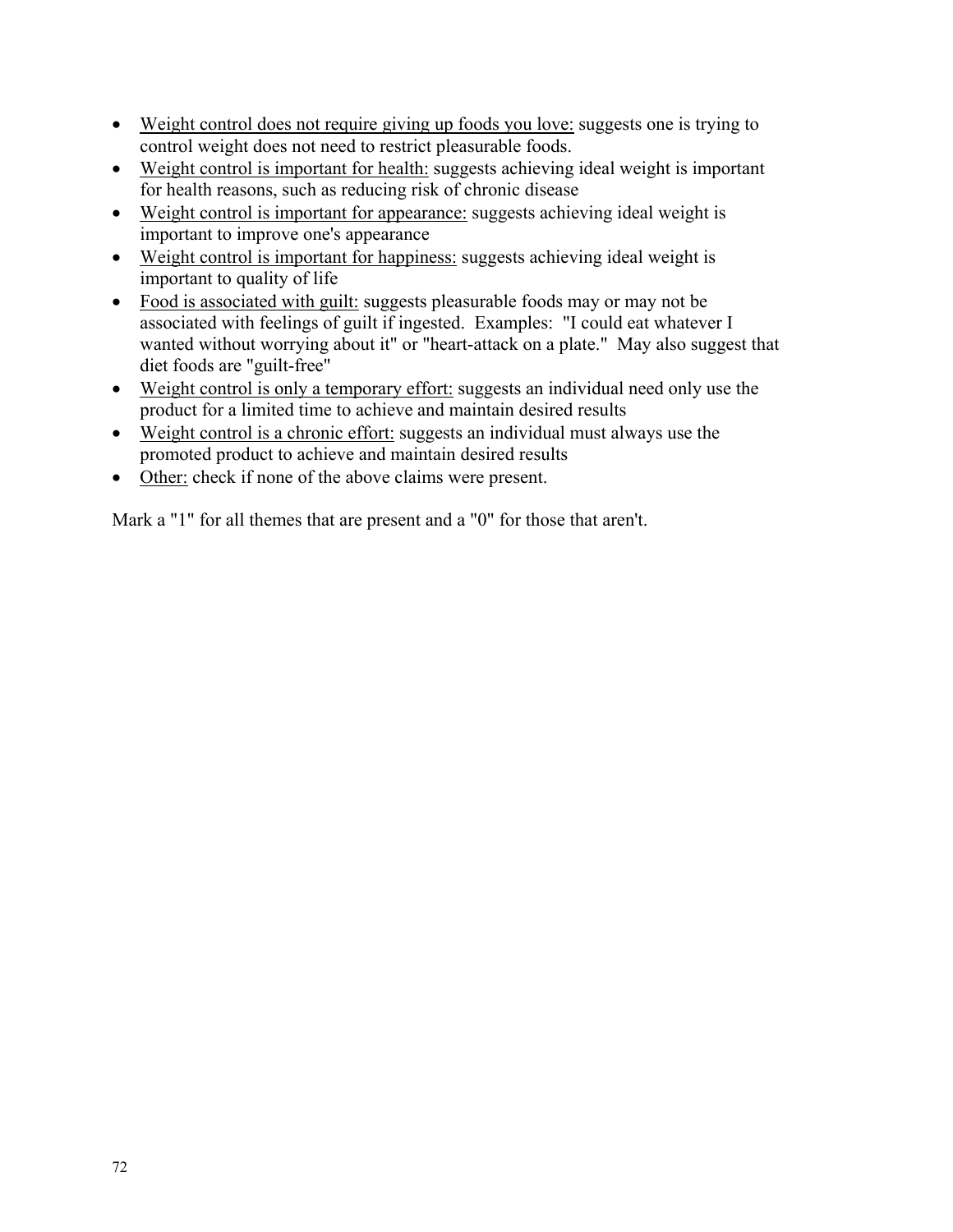- Weight control does not require giving up foods you love: suggests one is trying to control weight does not need to restrict pleasurable foods.
- Weight control is important for health: suggests achieving ideal weight is important for health reasons, such as reducing risk of chronic disease
- Weight control is important for appearance: suggests achieving ideal weight is important to improve one's appearance
- Weight control is important for happiness: suggests achieving ideal weight is important to quality of life
- Food is associated with guilt: suggests pleasurable foods may or may not be associated with feelings of guilt if ingested. Examples: "I could eat whatever I wanted without worrying about it" or "heart-attack on a plate." May also suggest that diet foods are "guilt-free"
- Weight control is only a temporary effort: suggests an individual need only use the product for a limited time to achieve and maintain desired results
- Weight control is a chronic effort: suggests an individual must always use the promoted product to achieve and maintain desired results
- Other: check if none of the above claims were present.

Mark a "1" for all themes that are present and a "0" for those that aren't.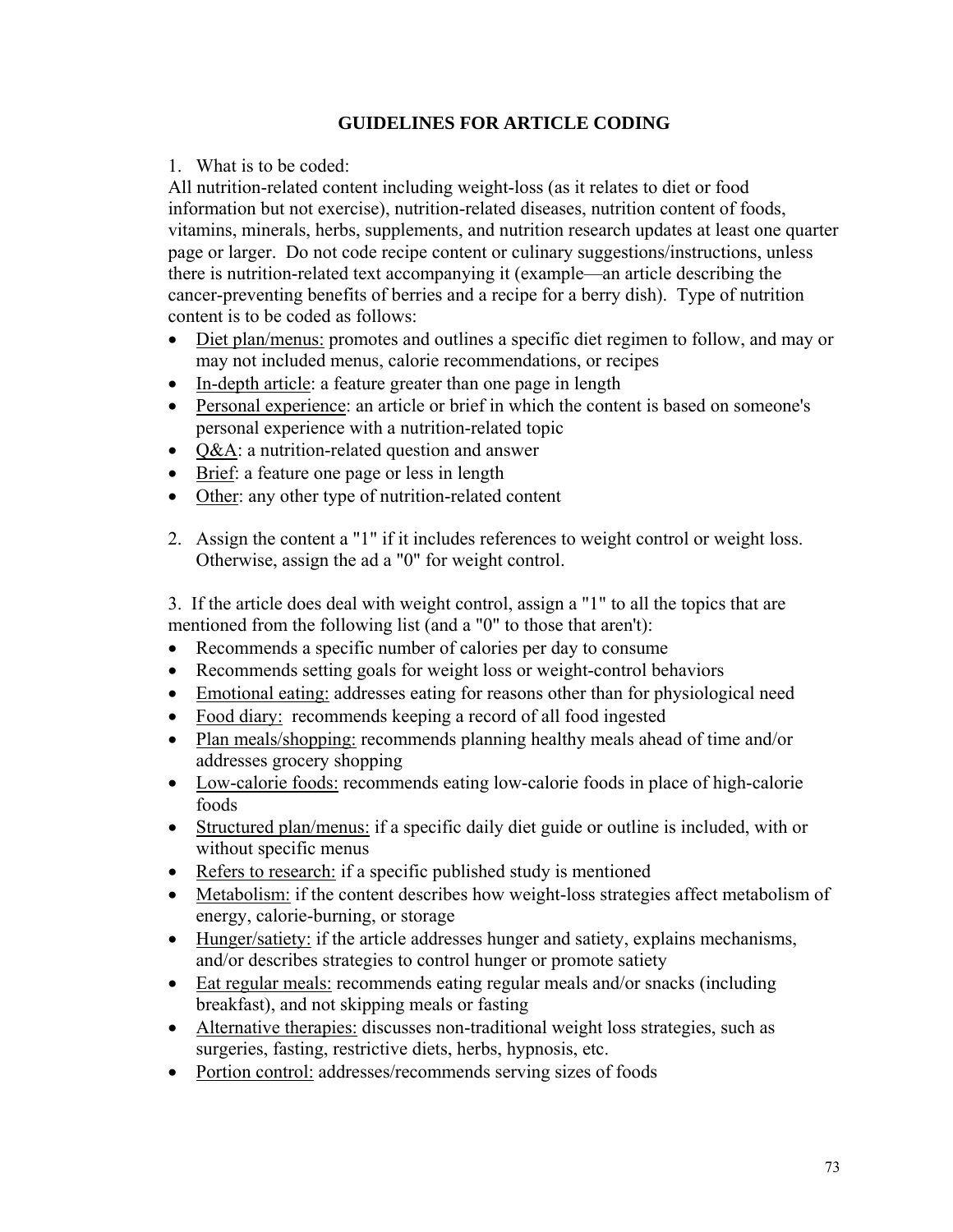## GUIDELINES FOR ARTICLE CODING

1. What is to be coded:

All nutrition-related content including weight-loss (as it relates to diet or food information but not exercise), nutrition-related diseases, nutrition content of foods, vitamins, minerals, herbs, supplements, and nutrition research updates at least one quarter page or larger. Do not code recipe content or culinary suggestions/instructions, unless there is nutrition-related text accompanying it (example—an article describing the cancer-preventing benefits of berries and a recipe for a berry dish). Type of nutrition content is to be coded as follows:

- Diet plan/menus: promotes and outlines a specific diet regimen to follow, and may or may not included menus, calorie recommendations, or recipes
- In-depth article: a feature greater than one page in length
- Personal experience: an article or brief in which the content is based on someone's personal experience with a nutrition-related topic
- Q&A: a nutrition-related question and answer
- Brief: a feature one page or less in length
- Other: any other type of nutrition-related content

2. Assign the content a "1" if it includes references to weight control or weight loss. Otherwise, assign the ad a "0" for weight control.

3. If the article does deal with weight control, assign a "1" to all the topics that are mentioned from the following list (and a "0" to those that aren't):

- Recommends a specific number of calories per day to consume
- Recommends setting goals for weight loss or weight-control behaviors
- Emotional eating: addresses eating for reasons other than for physiological need
- Food diary: recommends keeping a record of all food ingested
- Plan meals/shopping: recommends planning healthy meals ahead of time and/or addresses grocery shopping
- Low-calorie foods: recommends eating low-calorie foods in place of high-calorie foods
- Structured plan/menus: if a specific daily diet guide or outline is included, with or without specific menus
- Refers to research: if a specific published study is mentioned
- Metabolism: if the content describes how weight-loss strategies affect metabolism of energy, calorie-burning, or storage
- Hunger/satiety: if the article addresses hunger and satiety, explains mechanisms, and/or describes strategies to control hunger or promote satiety
- Eat regular meals: recommends eating regular meals and/or snacks (including breakfast), and not skipping meals or fasting
- Alternative therapies: discusses non-traditional weight loss strategies, such as surgeries, fasting, restrictive diets, herbs, hypnosis, etc.
- Portion control: addresses/recommends serving sizes of foods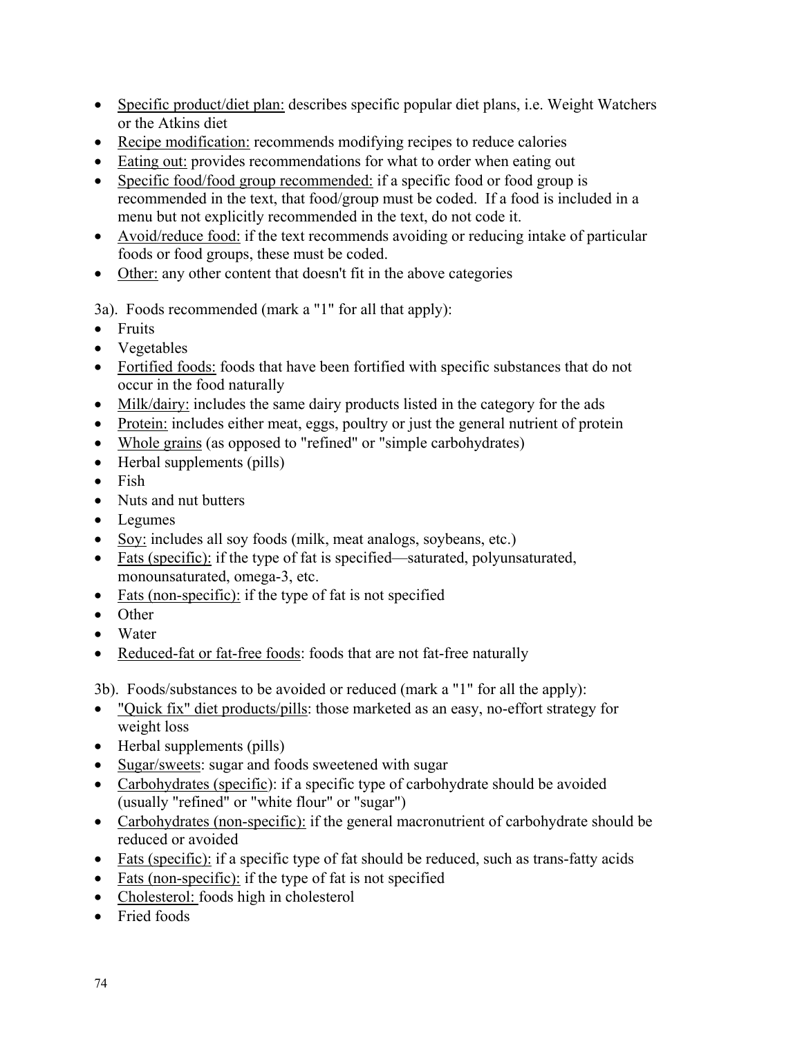- Specific product/diet plan: describes specific popular diet plans, i.e. Weight Watchers or the Atkins diet
- Recipe modification: recommends modifying recipes to reduce calories
- Eating out: provides recommendations for what to order when eating out
- Specific food/food group recommended: if a specific food or food group is recommended in the text, that food/group must be coded. If a food is included in a menu but not explicitly recommended in the text, do not code it.
- Avoid/reduce food: if the text recommends avoiding or reducing intake of particular foods or food groups, these must be coded.
- Other: any other content that doesn't fit in the above categories

3a). Foods recommended (mark a "1" for all that apply):

- Fruits
- Vegetables
- Fortified foods: foods that have been fortified with specific substances that do not occur in the food naturally
- Milk/dairy: includes the same dairy products listed in the category for the ads
- Protein: includes either meat, eggs, poultry or just the general nutrient of protein
- Whole grains (as opposed to "refined" or "simple carbohydrates)
- Herbal supplements (pills)
- Fish
- Nuts and nut butters
- Legumes
- Soy: includes all soy foods (milk, meat analogs, soybeans, etc.)
- Fats (specific): if the type of fat is specified—saturated, polyunsaturated, monounsaturated, omega-3, etc.
- Fats (non-specific): if the type of fat is not specified
- Other
- Water
- Reduced-fat or fat-free foods: foods that are not fat-free naturally

3b). Foods/substances to be avoided or reduced (mark a "1" for all the apply):

- "Quick fix" diet products/pills: those marketed as an easy, no-effort strategy for weight loss
- Herbal supplements (pills)
- Sugar/sweets: sugar and foods sweetened with sugar
- Carbohydrates (specific): if a specific type of carbohydrate should be avoided (usually "refined" or "white flour" or "sugar")
- Carbohydrates (non-specific): if the general macronutrient of carbohydrate should be reduced or avoided
- Fats (specific): if a specific type of fat should be reduced, such as trans-fatty acids
- Fats (non-specific): if the type of fat is not specified
- Cholesterol: foods high in cholesterol
- Fried foods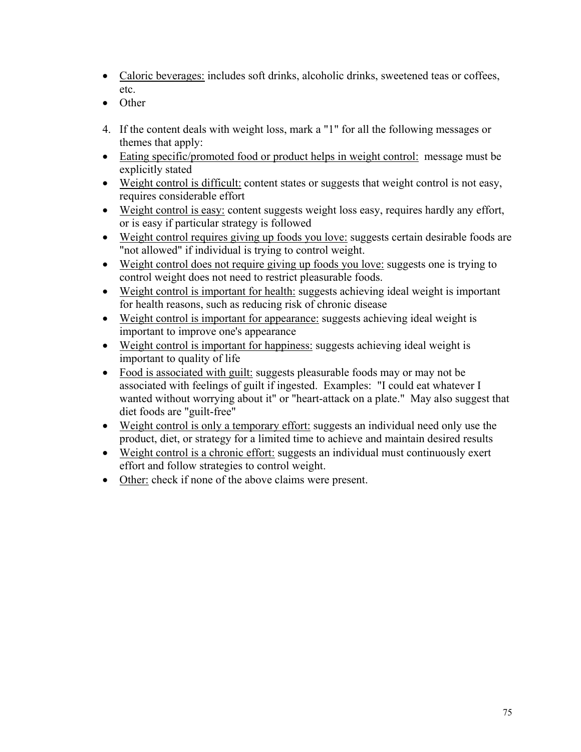- <u>Caloric beverages:</u> includes soft drinks, alcoholic drinks, sweetened teas or coffees, etc.
- Other

4. If the content deals with weight loss, mark a "1" for all the following messages or themes that apply:

- <u>Eating specific/promoted food or product helps in weight control:</u> message must be explicitly stated
- <u>Weight control is difficult:</u> content states or suggests that weight control is not easy, requires considerable effort
- <u>Weight control is easy:</u> content suggests weight loss easy, requires hardly any effort, or is easy if particular strategy is followed
- <u>Weight control requires giving up foods you love:</u> suggests certain desirable foods are "not allowed" if individual is trying to control weight.
- <u>Weight control does not require giving up foods you love:</u> suggests one is trying to control weight does not need to restrict pleasurable foods.
- <u>Weight control is important for health:</u> suggests achieving ideal weight is important for health reasons, such as reducing risk of chronic disease
- <u>Weight control is important for appearance:</u> suggests achieving ideal weight is important to improve one's appearance
- <u>Weight control is important for happiness:</u> suggests achieving ideal weight is important to quality of life
- <u>Food is associated with guilt:</u> suggests pleasurable foods may or may not be associated with feelings of guilt if ingested. Examples: "I could eat whatever I wanted without worrying about it" or "heart-attack on a plate." May also suggest that diet foods are "guilt-free"
- <u>Weight control is only a temporary effort:</u> suggests an individual need only use the product, diet, or strategy for a limited time to achieve and maintain desired results
- <u>Weight control is a chronic effort:</u> suggests an individual must continuously exert effort and follow strategies to control weight.
- <u>Other:</u> check if none of the above claims were present.